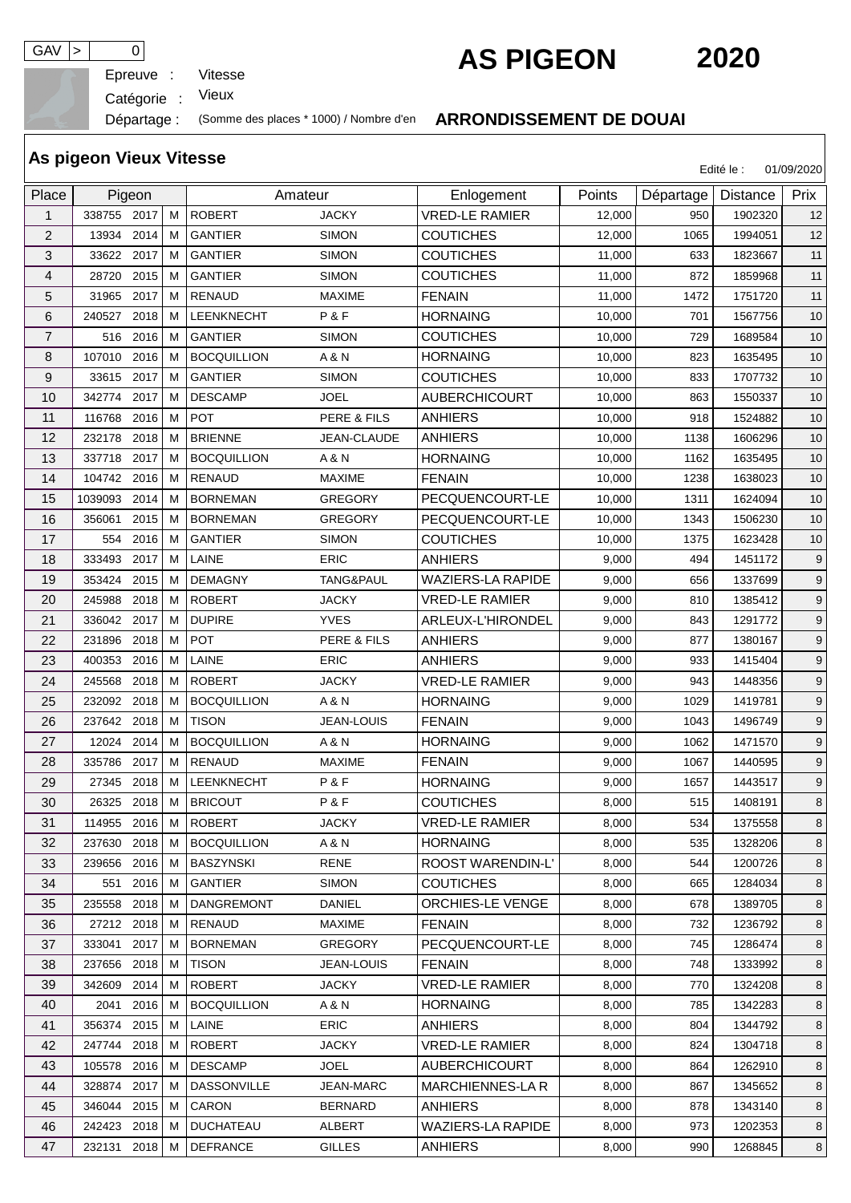GAV > 0

# AS PIGEON 2020

Epreuve : Vitesse

Catégorie : Vieux

Départage : (Somme des places * 1000) / Nombre d'en

**ARRONDISSEMENT DE DOUAI**

## As pigeon Vieux Vitesse

Edité le : 01/09/2020

| Place | Pigeon | | | Amateur | | Enlogement | Points | Départage | Distance | Prix |
|---|---|---|---|---|---|---|---|---|---|---|
| 1 | 338755 | 2017 | M | ROBERT | JACKY | VRED-LE RAMIER | 12,000 | 950 | 1902320 | 12 |
| 2 | 13934 | 2014 | M | GANTIER | SIMON | COUTICHES | 12,000 | 1065 | 1994051 | 12 |
| 3 | 33622 | 2017 | M | GANTIER | SIMON | COUTICHES | 11,000 | 633 | 1823667 | 11 |
| 4 | 28720 | 2015 | M | GANTIER | SIMON | COUTICHES | 11,000 | 872 | 1859968 | 11 |
| 5 | 31965 | 2017 | M | RENAUD | MAXIME | FENAIN | 11,000 | 1472 | 1751720 | 11 |
| 6 | 240527 | 2018 | M | LEENKNECHT | P & F | HORNAING | 10,000 | 701 | 1567756 | 10 |
| 7 | 516 | 2016 | M | GANTIER | SIMON | COUTICHES | 10,000 | 729 | 1689584 | 10 |
| 8 | 107010 | 2016 | M | BOCQUILLION | A & N | HORNAING | 10,000 | 823 | 1635495 | 10 |
| 9 | 33615 | 2017 | M | GANTIER | SIMON | COUTICHES | 10,000 | 833 | 1707732 | 10 |
| 10 | 342774 | 2017 | M | DESCAMP | JOEL | AUBERCHICOURT | 10,000 | 863 | 1550337 | 10 |
| 11 | 116768 | 2016 | M | POT | PERE & FILS | ANHIERS | 10,000 | 918 | 1524882 | 10 |
| 12 | 232178 | 2018 | M | BRIENNE | JEAN-CLAUDE | ANHIERS | 10,000 | 1138 | 1606296 | 10 |
| 13 | 337718 | 2017 | M | BOCQUILLION | A & N | HORNAING | 10,000 | 1162 | 1635495 | 10 |
| 14 | 104742 | 2016 | M | RENAUD | MAXIME | FENAIN | 10,000 | 1238 | 1638023 | 10 |
| 15 | 1039093 | 2014 | M | BORNEMAN | GREGORY | PECQUENCOURT-LE | 10,000 | 1311 | 1624094 | 10 |
| 16 | 356061 | 2015 | M | BORNEMAN | GREGORY | PECQUENCOURT-LE | 10,000 | 1343 | 1506230 | 10 |
| 17 | 554 | 2016 | M | GANTIER | SIMON | COUTICHES | 10,000 | 1375 | 1623428 | 10 |
| 18 | 333493 | 2017 | M | LAINE | ERIC | ANHIERS | 9,000 | 494 | 1451172 | 9 |
| 19 | 353424 | 2015 | M | DEMAGNY | TANG&PAUL | WAZIERS-LA RAPIDE | 9,000 | 656 | 1337699 | 9 |
| 20 | 245988 | 2018 | M | ROBERT | JACKY | VRED-LE RAMIER | 9,000 | 810 | 1385412 | 9 |
| 21 | 336042 | 2017 | M | DUPIRE | YVES | ARLEUX-L'HIRONDEL | 9,000 | 843 | 1291772 | 9 |
| 22 | 231896 | 2018 | M | POT | PERE & FILS | ANHIERS | 9,000 | 877 | 1380167 | 9 |
| 23 | 400353 | 2016 | M | LAINE | ERIC | ANHIERS | 9,000 | 933 | 1415404 | 9 |
| 24 | 245568 | 2018 | M | ROBERT | JACKY | VRED-LE RAMIER | 9,000 | 943 | 1448356 | 9 |
| 25 | 232092 | 2018 | M | BOCQUILLION | A & N | HORNAING | 9,000 | 1029 | 1419781 | 9 |
| 26 | 237642 | 2018 | M | TISON | JEAN-LOUIS | FENAIN | 9,000 | 1043 | 1496749 | 9 |
| 27 | 12024 | 2014 | M | BOCQUILLION | A & N | HORNAING | 9,000 | 1062 | 1471570 | 9 |
| 28 | 335786 | 2017 | M | RENAUD | MAXIME | FENAIN | 9,000 | 1067 | 1440595 | 9 |
| 29 | 27345 | 2018 | M | LEENKNECHT | P & F | HORNAING | 9,000 | 1657 | 1443517 | 9 |
| 30 | 26325 | 2018 | M | BRICOUT | P & F | COUTICHES | 8,000 | 515 | 1408191 | 8 |
| 31 | 114955 | 2016 | M | ROBERT | JACKY | VRED-LE RAMIER | 8,000 | 534 | 1375558 | 8 |
| 32 | 237630 | 2018 | M | BOCQUILLION | A & N | HORNAING | 8,000 | 535 | 1328206 | 8 |
| 33 | 239656 | 2016 | M | BASZYNSKI | RENE | ROOST WARENDIN-L' | 8,000 | 544 | 1200726 | 8 |
| 34 | 551 | 2016 | M | GANTIER | SIMON | COUTICHES | 8,000 | 665 | 1284034 | 8 |
| 35 | 235558 | 2018 | M | DANGREMONT | DANIEL | ORCHIES-LE VENGE | 8,000 | 678 | 1389705 | 8 |
| 36 | 27212 | 2018 | M | RENAUD | MAXIME | FENAIN | 8,000 | 732 | 1236792 | 8 |
| 37 | 333041 | 2017 | M | BORNEMAN | GREGORY | PECQUENCOURT-LE | 8,000 | 745 | 1286474 | 8 |
| 38 | 237656 | 2018 | M | TISON | JEAN-LOUIS | FENAIN | 8,000 | 748 | 1333992 | 8 |
| 39 | 342609 | 2014 | M | ROBERT | JACKY | VRED-LE RAMIER | 8,000 | 770 | 1324208 | 8 |
| 40 | 2041 | 2016 | M | BOCQUILLION | A & N | HORNAING | 8,000 | 785 | 1342283 | 8 |
| 41 | 356374 | 2015 | M | LAINE | ERIC | ANHIERS | 8,000 | 804 | 1344792 | 8 |
| 42 | 247744 | 2018 | M | ROBERT | JACKY | VRED-LE RAMIER | 8,000 | 824 | 1304718 | 8 |
| 43 | 105578 | 2016 | M | DESCAMP | JOEL | AUBERCHICOURT | 8,000 | 864 | 1262910 | 8 |
| 44 | 328874 | 2017 | M | DASSONVILLE | JEAN-MARC | MARCHIENNES-LA R | 8,000 | 867 | 1345652 | 8 |
| 45 | 346044 | 2015 | M | CARON | BERNARD | ANHIERS | 8,000 | 878 | 1343140 | 8 |
| 46 | 242423 | 2018 | M | DUCHATEAU | ALBERT | WAZIERS-LA RAPIDE | 8,000 | 973 | 1202353 | 8 |
| 47 | 232131 | 2018 | M | DEFRANCE | GILLES | ANHIERS | 8,000 | 990 | 1268845 | 8 |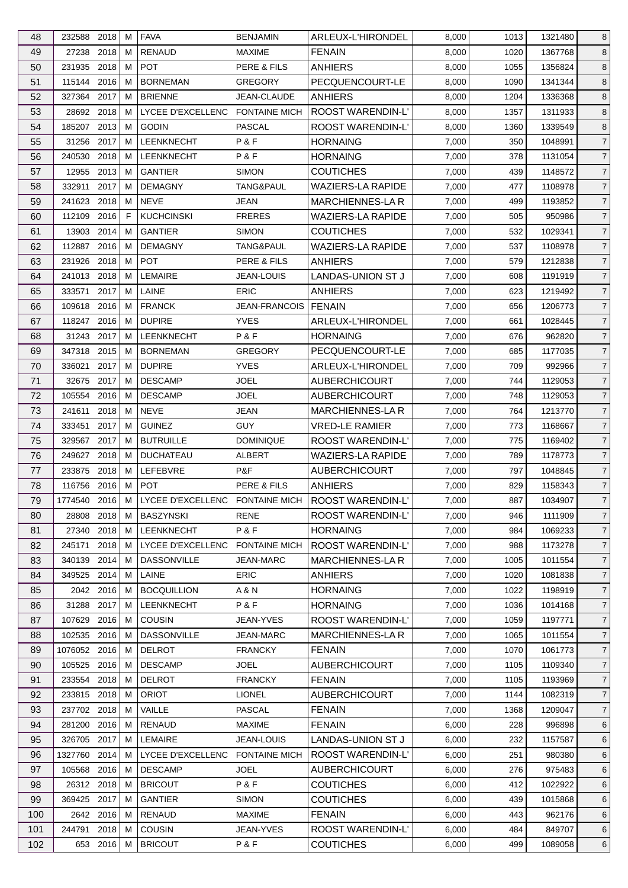| 48 | 232588 | 2018 | M | FAVA | BENJAMIN | ARLEUX-L'HIRONDEL | 8,000 | 1013 | 1321480 | 8 |
|---|---|---|---|---|---|---|---|---|---|---|
| 49 | 27238 | 2018 | M | RENAUD | MAXIME | FENAIN | 8,000 | 1020 | 1367768 | 8 |
| 50 | 231935 | 2018 | M | POT | PERE & FILS | ANHIERS | 8,000 | 1055 | 1356824 | 8 |
| 51 | 115144 | 2016 | M | BORNEMAN | GREGORY | PECQUENCOURT-LE | 8,000 | 1090 | 1341344 | 8 |
| 52 | 327364 | 2017 | M | BRIENNE | JEAN-CLAUDE | ANHIERS | 8,000 | 1204 | 1336368 | 8 |
| 53 | 28692 | 2018 | M | LYCEE D'EXCELLENC | FONTAINE MICH | ROOST WARENDIN-L' | 8,000 | 1357 | 1311933 | 8 |
| 54 | 185207 | 2013 | M | GODIN | PASCAL | ROOST WARENDIN-L' | 8,000 | 1360 | 1339549 | 8 |
| 55 | 31256 | 2017 | M | LEENKNECHT | P & F | HORNAING | 7,000 | 350 | 1048991 | 7 |
| 56 | 240530 | 2018 | M | LEENKNECHT | P & F | HORNAING | 7,000 | 378 | 1131054 | 7 |
| 57 | 12955 | 2013 | M | GANTIER | SIMON | COUTICHES | 7,000 | 439 | 1148572 | 7 |
| 58 | 332911 | 2017 | M | DEMAGNY | TANG&PAUL | WAZIERS-LA RAPIDE | 7,000 | 477 | 1108978 | 7 |
| 59 | 241623 | 2018 | M | NEVE | JEAN | MARCHIENNES-LA R | 7,000 | 499 | 1193852 | 7 |
| 60 | 112109 | 2016 | F | KUCHCINSKI | FRERES | WAZIERS-LA RAPIDE | 7,000 | 505 | 950986 | 7 |
| 61 | 13903 | 2014 | M | GANTIER | SIMON | COUTICHES | 7,000 | 532 | 1029341 | 7 |
| 62 | 112887 | 2016 | M | DEMAGNY | TANG&PAUL | WAZIERS-LA RAPIDE | 7,000 | 537 | 1108978 | 7 |
| 63 | 231926 | 2018 | M | POT | PERE & FILS | ANHIERS | 7,000 | 579 | 1212838 | 7 |
| 64 | 241013 | 2018 | M | LEMAIRE | JEAN-LOUIS | LANDAS-UNION ST J | 7,000 | 608 | 1191919 | 7 |
| 65 | 333571 | 2017 | M | LAINE | ERIC | ANHIERS | 7,000 | 623 | 1219492 | 7 |
| 66 | 109618 | 2016 | M | FRANCK | JEAN-FRANCOIS | FENAIN | 7,000 | 656 | 1206773 | 7 |
| 67 | 118247 | 2016 | M | DUPIRE | YVES | ARLEUX-L'HIRONDEL | 7,000 | 661 | 1028445 | 7 |
| 68 | 31243 | 2017 | M | LEENKNECHT | P & F | HORNAING | 7,000 | 676 | 962820 | 7 |
| 69 | 347318 | 2015 | M | BORNEMAN | GREGORY | PECQUENCOURT-LE | 7,000 | 685 | 1177035 | 7 |
| 70 | 336021 | 2017 | M | DUPIRE | YVES | ARLEUX-L'HIRONDEL | 7,000 | 709 | 992966 | 7 |
| 71 | 32675 | 2017 | M | DESCAMP | JOEL | AUBERCHICOURT | 7,000 | 744 | 1129053 | 7 |
| 72 | 105554 | 2016 | M | DESCAMP | JOEL | AUBERCHICOURT | 7,000 | 748 | 1129053 | 7 |
| 73 | 241611 | 2018 | M | NEVE | JEAN | MARCHIENNES-LA R | 7,000 | 764 | 1213770 | 7 |
| 74 | 333451 | 2017 | M | GUINEZ | GUY | VRED-LE RAMIER | 7,000 | 773 | 1168667 | 7 |
| 75 | 329567 | 2017 | M | BUTRUILLE | DOMINIQUE | ROOST WARENDIN-L' | 7,000 | 775 | 1169402 | 7 |
| 76 | 249627 | 2018 | M | DUCHATEAU | ALBERT | WAZIERS-LA RAPIDE | 7,000 | 789 | 1178773 | 7 |
| 77 | 233875 | 2018 | M | LEFEBVRE | P&F | AUBERCHICOURT | 7,000 | 797 | 1048845 | 7 |
| 78 | 116756 | 2016 | M | POT | PERE & FILS | ANHIERS | 7,000 | 829 | 1158343 | 7 |
| 79 | 1774540 | 2016 | M | LYCEE D'EXCELLENC | FONTAINE MICH | ROOST WARENDIN-L' | 7,000 | 887 | 1034907 | 7 |
| 80 | 28808 | 2018 | M | BASZYNSKI | RENE | ROOST WARENDIN-L' | 7,000 | 946 | 1111909 | 7 |
| 81 | 27340 | 2018 | M | LEENKNECHT | P & F | HORNAING | 7,000 | 984 | 1069233 | 7 |
| 82 | 245171 | 2018 | M | LYCEE D'EXCELLENC | FONTAINE MICH | ROOST WARENDIN-L' | 7,000 | 988 | 1173278 | 7 |
| 83 | 340139 | 2014 | M | DASSONVILLE | JEAN-MARC | MARCHIENNES-LA R | 7,000 | 1005 | 1011554 | 7 |
| 84 | 349525 | 2014 | M | LAINE | ERIC | ANHIERS | 7,000 | 1020 | 1081838 | 7 |
| 85 | 2042 | 2016 | M | BOCQUILLION | A & N | HORNAING | 7,000 | 1022 | 1198919 | 7 |
| 86 | 31288 | 2017 | M | LEENKNECHT | P & F | HORNAING | 7,000 | 1036 | 1014168 | 7 |
| 87 | 107629 | 2016 | M | COUSIN | JEAN-YVES | ROOST WARENDIN-L' | 7,000 | 1059 | 1197771 | 7 |
| 88 | 102535 | 2016 | M | DASSONVILLE | JEAN-MARC | MARCHIENNES-LA R | 7,000 | 1065 | 1011554 | 7 |
| 89 | 1076052 | 2016 | M | DELROT | FRANCKY | FENAIN | 7,000 | 1070 | 1061773 | 7 |
| 90 | 105525 | 2016 | M | DESCAMP | JOEL | AUBERCHICOURT | 7,000 | 1105 | 1109340 | 7 |
| 91 | 233554 | 2018 | M | DELROT | FRANCKY | FENAIN | 7,000 | 1105 | 1193969 | 7 |
| 92 | 233815 | 2018 | M | ORIOT | LIONEL | AUBERCHICOURT | 7,000 | 1144 | 1082319 | 7 |
| 93 | 237702 | 2018 | M | VAILLE | PASCAL | FENAIN | 7,000 | 1368 | 1209047 | 7 |
| 94 | 281200 | 2016 | M | RENAUD | MAXIME | FENAIN | 6,000 | 228 | 996898 | 6 |
| 95 | 326705 | 2017 | M | LEMAIRE | JEAN-LOUIS | LANDAS-UNION ST J | 6,000 | 232 | 1157587 | 6 |
| 96 | 1327760 | 2014 | M | LYCEE D'EXCELLENC | FONTAINE MICH | ROOST WARENDIN-L' | 6,000 | 251 | 980380 | 6 |
| 97 | 105568 | 2016 | M | DESCAMP | JOEL | AUBERCHICOURT | 6,000 | 276 | 975483 | 6 |
| 98 | 26312 | 2018 | M | BRICOUT | P & F | COUTICHES | 6,000 | 412 | 1022922 | 6 |
| 99 | 369425 | 2017 | M | GANTIER | SIMON | COUTICHES | 6,000 | 439 | 1015868 | 6 |
| 100 | 2642 | 2016 | M | RENAUD | MAXIME | FENAIN | 6,000 | 443 | 962176 | 6 |
| 101 | 244791 | 2018 | M | COUSIN | JEAN-YVES | ROOST WARENDIN-L' | 6,000 | 484 | 849707 | 6 |
| 102 | 653 | 2016 | M | BRICOUT | P & F | COUTICHES | 6,000 | 499 | 1089058 | 6 |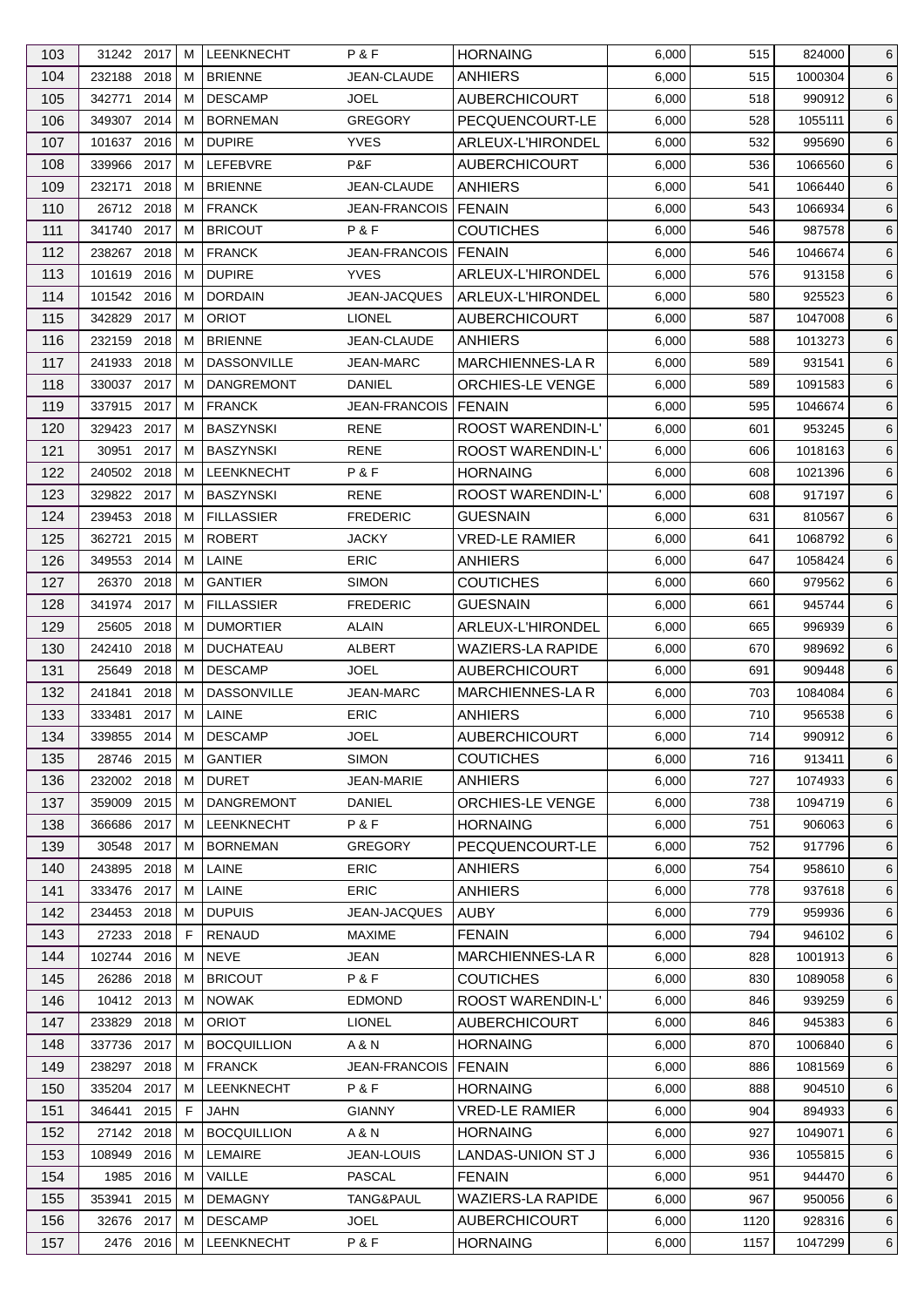| 103 | 31242 | 2017 | M | LEENKNECHT | P & F | HORNAING | 6,000 | 515 | 824000 | 6 |
|---|---|---|---|---|---|---|---|---|---|---|
| 104 | 232188 | 2018 | M | BRIENNE | JEAN-CLAUDE | ANHIERS | 6,000 | 515 | 1000304 | 6 |
| 105 | 342771 | 2014 | M | DESCAMP | JOEL | AUBERCHICOURT | 6,000 | 518 | 990912 | 6 |
| 106 | 349307 | 2014 | M | BORNEMAN | GREGORY | PECQUENCOURT-LE | 6,000 | 528 | 1055111 | 6 |
| 107 | 101637 | 2016 | M | DUPIRE | YVES | ARLEUX-L'HIRONDEL | 6,000 | 532 | 995690 | 6 |
| 108 | 339966 | 2017 | M | LEFEBVRE | P&F | AUBERCHICOURT | 6,000 | 536 | 1066560 | 6 |
| 109 | 232171 | 2018 | M | BRIENNE | JEAN-CLAUDE | ANHIERS | 6,000 | 541 | 1066440 | 6 |
| 110 | 26712 | 2018 | M | FRANCK | JEAN-FRANCOIS | FENAIN | 6,000 | 543 | 1066934 | 6 |
| 111 | 341740 | 2017 | M | BRICOUT | P & F | COUTICHES | 6,000 | 546 | 987578 | 6 |
| 112 | 238267 | 2018 | M | FRANCK | JEAN-FRANCOIS | FENAIN | 6,000 | 546 | 1046674 | 6 |
| 113 | 101619 | 2016 | M | DUPIRE | YVES | ARLEUX-L'HIRONDEL | 6,000 | 576 | 913158 | 6 |
| 114 | 101542 | 2016 | M | DORDAIN | JEAN-JACQUES | ARLEUX-L'HIRONDEL | 6,000 | 580 | 925523 | 6 |
| 115 | 342829 | 2017 | M | ORIOT | LIONEL | AUBERCHICOURT | 6,000 | 587 | 1047008 | 6 |
| 116 | 232159 | 2018 | M | BRIENNE | JEAN-CLAUDE | ANHIERS | 6,000 | 588 | 1013273 | 6 |
| 117 | 241933 | 2018 | M | DASSONVILLE | JEAN-MARC | MARCHIENNES-LA R | 6,000 | 589 | 931541 | 6 |
| 118 | 330037 | 2017 | M | DANGREMONT | DANIEL | ORCHIES-LE VENGE | 6,000 | 589 | 1091583 | 6 |
| 119 | 337915 | 2017 | M | FRANCK | JEAN-FRANCOIS | FENAIN | 6,000 | 595 | 1046674 | 6 |
| 120 | 329423 | 2017 | M | BASZYNSKI | RENE | ROOST WARENDIN-L' | 6,000 | 601 | 953245 | 6 |
| 121 | 30951 | 2017 | M | BASZYNSKI | RENE | ROOST WARENDIN-L' | 6,000 | 606 | 1018163 | 6 |
| 122 | 240502 | 2018 | M | LEENKNECHT | P & F | HORNAING | 6,000 | 608 | 1021396 | 6 |
| 123 | 329822 | 2017 | M | BASZYNSKI | RENE | ROOST WARENDIN-L' | 6,000 | 608 | 917197 | 6 |
| 124 | 239453 | 2018 | M | FILLASSIER | FREDERIC | GUESNAIN | 6,000 | 631 | 810567 | 6 |
| 125 | 362721 | 2015 | M | ROBERT | JACKY | VRED-LE RAMIER | 6,000 | 641 | 1068792 | 6 |
| 126 | 349553 | 2014 | M | LAINE | ERIC | ANHIERS | 6,000 | 647 | 1058424 | 6 |
| 127 | 26370 | 2018 | M | GANTIER | SIMON | COUTICHES | 6,000 | 660 | 979562 | 6 |
| 128 | 341974 | 2017 | M | FILLASSIER | FREDERIC | GUESNAIN | 6,000 | 661 | 945744 | 6 |
| 129 | 25605 | 2018 | M | DUMORTIER | ALAIN | ARLEUX-L'HIRONDEL | 6,000 | 665 | 996939 | 6 |
| 130 | 242410 | 2018 | M | DUCHATEAU | ALBERT | WAZIERS-LA RAPIDE | 6,000 | 670 | 989692 | 6 |
| 131 | 25649 | 2018 | M | DESCAMP | JOEL | AUBERCHICOURT | 6,000 | 691 | 909448 | 6 |
| 132 | 241841 | 2018 | M | DASSONVILLE | JEAN-MARC | MARCHIENNES-LA R | 6,000 | 703 | 1084084 | 6 |
| 133 | 333481 | 2017 | M | LAINE | ERIC | ANHIERS | 6,000 | 710 | 956538 | 6 |
| 134 | 339855 | 2014 | M | DESCAMP | JOEL | AUBERCHICOURT | 6,000 | 714 | 990912 | 6 |
| 135 | 28746 | 2015 | M | GANTIER | SIMON | COUTICHES | 6,000 | 716 | 913411 | 6 |
| 136 | 232002 | 2018 | M | DURET | JEAN-MARIE | ANHIERS | 6,000 | 727 | 1074933 | 6 |
| 137 | 359009 | 2015 | M | DANGREMONT | DANIEL | ORCHIES-LE VENGE | 6,000 | 738 | 1094719 | 6 |
| 138 | 366686 | 2017 | M | LEENKNECHT | P & F | HORNAING | 6,000 | 751 | 906063 | 6 |
| 139 | 30548 | 2017 | M | BORNEMAN | GREGORY | PECQUENCOURT-LE | 6,000 | 752 | 917796 | 6 |
| 140 | 243895 | 2018 | M | LAINE | ERIC | ANHIERS | 6,000 | 754 | 958610 | 6 |
| 141 | 333476 | 2017 | M | LAINE | ERIC | ANHIERS | 6,000 | 778 | 937618 | 6 |
| 142 | 234453 | 2018 | M | DUPUIS | JEAN-JACQUES | AUBY | 6,000 | 779 | 959936 | 6 |
| 143 | 27233 | 2018 | F | RENAUD | MAXIME | FENAIN | 6,000 | 794 | 946102 | 6 |
| 144 | 102744 | 2016 | M | NEVE | JEAN | MARCHIENNES-LA R | 6,000 | 828 | 1001913 | 6 |
| 145 | 26286 | 2018 | M | BRICOUT | P & F | COUTICHES | 6,000 | 830 | 1089058 | 6 |
| 146 | 10412 | 2013 | M | NOWAK | EDMOND | ROOST WARENDIN-L' | 6,000 | 846 | 939259 | 6 |
| 147 | 233829 | 2018 | M | ORIOT | LIONEL | AUBERCHICOURT | 6,000 | 846 | 945383 | 6 |
| 148 | 337736 | 2017 | M | BOCQUILLION | A & N | HORNAING | 6,000 | 870 | 1006840 | 6 |
| 149 | 238297 | 2018 | M | FRANCK | JEAN-FRANCOIS | FENAIN | 6,000 | 886 | 1081569 | 6 |
| 150 | 335204 | 2017 | M | LEENKNECHT | P & F | HORNAING | 6,000 | 888 | 904510 | 6 |
| 151 | 346441 | 2015 | F | JAHN | GIANNY | VRED-LE RAMIER | 6,000 | 904 | 894933 | 6 |
| 152 | 27142 | 2018 | M | BOCQUILLION | A & N | HORNAING | 6,000 | 927 | 1049071 | 6 |
| 153 | 108949 | 2016 | M | LEMAIRE | JEAN-LOUIS | LANDAS-UNION ST J | 6,000 | 936 | 1055815 | 6 |
| 154 | 1985 | 2016 | M | VAILLE | PASCAL | FENAIN | 6,000 | 951 | 944470 | 6 |
| 155 | 353941 | 2015 | M | DEMAGNY | TANG&PAUL | WAZIERS-LA RAPIDE | 6,000 | 967 | 950056 | 6 |
| 156 | 32676 | 2017 | M | DESCAMP | JOEL | AUBERCHICOURT | 6,000 | 1120 | 928316 | 6 |
| 157 | 2476 | 2016 | M | LEENKNECHT | P & F | HORNAING | 6,000 | 1157 | 1047299 | 6 |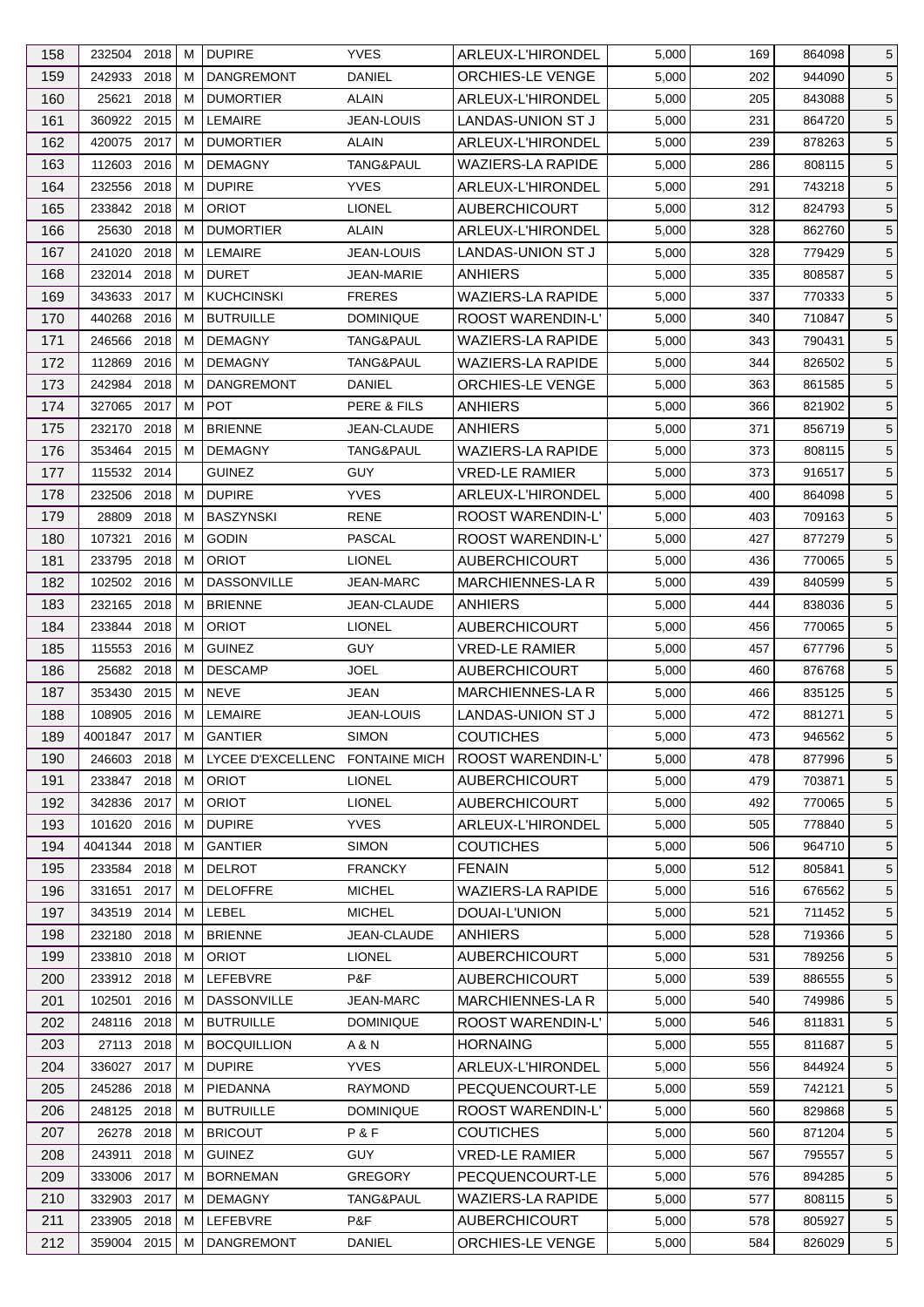| 158 | 232504 | 2018 | M | DUPIRE | YVES | ARLEUX-L'HIRONDEL | 5,000 | 169 | 864098 | 5 |
|---|---|---|---|---|---|---|---|---|---|---|
| 159 | 242933 | 2018 | M | DANGREMONT | DANIEL | ORCHIES-LE VENGE | 5,000 | 202 | 944090 | 5 |
| 160 | 25621 | 2018 | M | DUMORTIER | ALAIN | ARLEUX-L'HIRONDEL | 5,000 | 205 | 843088 | 5 |
| 161 | 360922 | 2015 | M | LEMAIRE | JEAN-LOUIS | LANDAS-UNION ST J | 5,000 | 231 | 864720 | 5 |
| 162 | 420075 | 2017 | M | DUMORTIER | ALAIN | ARLEUX-L'HIRONDEL | 5,000 | 239 | 878263 | 5 |
| 163 | 112603 | 2016 | M | DEMAGNY | TANG&PAUL | WAZIERS-LA RAPIDE | 5,000 | 286 | 808115 | 5 |
| 164 | 232556 | 2018 | M | DUPIRE | YVES | ARLEUX-L'HIRONDEL | 5,000 | 291 | 743218 | 5 |
| 165 | 233842 | 2018 | M | ORIOT | LIONEL | AUBERCHICOURT | 5,000 | 312 | 824793 | 5 |
| 166 | 25630 | 2018 | M | DUMORTIER | ALAIN | ARLEUX-L'HIRONDEL | 5,000 | 328 | 862760 | 5 |
| 167 | 241020 | 2018 | M | LEMAIRE | JEAN-LOUIS | LANDAS-UNION ST J | 5,000 | 328 | 779429 | 5 |
| 168 | 232014 | 2018 | M | DURET | JEAN-MARIE | ANHIERS | 5,000 | 335 | 808587 | 5 |
| 169 | 343633 | 2017 | M | KUCHCINSKI | FRERES | WAZIERS-LA RAPIDE | 5,000 | 337 | 770333 | 5 |
| 170 | 440268 | 2016 | M | BUTRUILLE | DOMINIQUE | ROOST WARENDIN-L' | 5,000 | 340 | 710847 | 5 |
| 171 | 246566 | 2018 | M | DEMAGNY | TANG&PAUL | WAZIERS-LA RAPIDE | 5,000 | 343 | 790431 | 5 |
| 172 | 112869 | 2016 | M | DEMAGNY | TANG&PAUL | WAZIERS-LA RAPIDE | 5,000 | 344 | 826502 | 5 |
| 173 | 242984 | 2018 | M | DANGREMONT | DANIEL | ORCHIES-LE VENGE | 5,000 | 363 | 861585 | 5 |
| 174 | 327065 | 2017 | M | POT | PERE & FILS | ANHIERS | 5,000 | 366 | 821902 | 5 |
| 175 | 232170 | 2018 | M | BRIENNE | JEAN-CLAUDE | ANHIERS | 5,000 | 371 | 856719 | 5 |
| 176 | 353464 | 2015 | M | DEMAGNY | TANG&PAUL | WAZIERS-LA RAPIDE | 5,000 | 373 | 808115 | 5 |
| 177 | 115532 | 2014 | | GUINEZ | GUY | VRED-LE RAMIER | 5,000 | 373 | 916517 | 5 |
| 178 | 232506 | 2018 | M | DUPIRE | YVES | ARLEUX-L'HIRONDEL | 5,000 | 400 | 864098 | 5 |
| 179 | 28809 | 2018 | M | BASZYNSKI | RENE | ROOST WARENDIN-L' | 5,000 | 403 | 709163 | 5 |
| 180 | 107321 | 2016 | M | GODIN | PASCAL | ROOST WARENDIN-L' | 5,000 | 427 | 877279 | 5 |
| 181 | 233795 | 2018 | M | ORIOT | LIONEL | AUBERCHICOURT | 5,000 | 436 | 770065 | 5 |
| 182 | 102502 | 2016 | M | DASSONVILLE | JEAN-MARC | MARCHIENNES-LA R | 5,000 | 439 | 840599 | 5 |
| 183 | 232165 | 2018 | M | BRIENNE | JEAN-CLAUDE | ANHIERS | 5,000 | 444 | 838036 | 5 |
| 184 | 233844 | 2018 | M | ORIOT | LIONEL | AUBERCHICOURT | 5,000 | 456 | 770065 | 5 |
| 185 | 115553 | 2016 | M | GUINEZ | GUY | VRED-LE RAMIER | 5,000 | 457 | 677796 | 5 |
| 186 | 25682 | 2018 | M | DESCAMP | JOEL | AUBERCHICOURT | 5,000 | 460 | 876768 | 5 |
| 187 | 353430 | 2015 | M | NEVE | JEAN | MARCHIENNES-LA R | 5,000 | 466 | 835125 | 5 |
| 188 | 108905 | 2016 | M | LEMAIRE | JEAN-LOUIS | LANDAS-UNION ST J | 5,000 | 472 | 881271 | 5 |
| 189 | 4001847 | 2017 | M | GANTIER | SIMON | COUTICHES | 5,000 | 473 | 946562 | 5 |
| 190 | 246603 | 2018 | M | LYCEE D'EXCELLENC | FONTAINE MICH | ROOST WARENDIN-L' | 5,000 | 478 | 877996 | 5 |
| 191 | 233847 | 2018 | M | ORIOT | LIONEL | AUBERCHICOURT | 5,000 | 479 | 703871 | 5 |
| 192 | 342836 | 2017 | M | ORIOT | LIONEL | AUBERCHICOURT | 5,000 | 492 | 770065 | 5 |
| 193 | 101620 | 2016 | M | DUPIRE | YVES | ARLEUX-L'HIRONDEL | 5,000 | 505 | 778840 | 5 |
| 194 | 4041344 | 2018 | M | GANTIER | SIMON | COUTICHES | 5,000 | 506 | 964710 | 5 |
| 195 | 233584 | 2018 | M | DELROT | FRANCKY | FENAIN | 5,000 | 512 | 805841 | 5 |
| 196 | 331651 | 2017 | M | DELOFFRE | MICHEL | WAZIERS-LA RAPIDE | 5,000 | 516 | 676562 | 5 |
| 197 | 343519 | 2014 | M | LEBEL | MICHEL | DOUAI-L'UNION | 5,000 | 521 | 711452 | 5 |
| 198 | 232180 | 2018 | M | BRIENNE | JEAN-CLAUDE | ANHIERS | 5,000 | 528 | 719366 | 5 |
| 199 | 233810 | 2018 | M | ORIOT | LIONEL | AUBERCHICOURT | 5,000 | 531 | 789256 | 5 |
| 200 | 233912 | 2018 | M | LEFEBVRE | P&F | AUBERCHICOURT | 5,000 | 539 | 886555 | 5 |
| 201 | 102501 | 2016 | M | DASSONVILLE | JEAN-MARC | MARCHIENNES-LA R | 5,000 | 540 | 749986 | 5 |
| 202 | 248116 | 2018 | M | BUTRUILLE | DOMINIQUE | ROOST WARENDIN-L' | 5,000 | 546 | 811831 | 5 |
| 203 | 27113 | 2018 | M | BOCQUILLION | A & N | HORNAING | 5,000 | 555 | 811687 | 5 |
| 204 | 336027 | 2017 | M | DUPIRE | YVES | ARLEUX-L'HIRONDEL | 5,000 | 556 | 844924 | 5 |
| 205 | 245286 | 2018 | M | PIEDANNA | RAYMOND | PECQUENCOURT-LE | 5,000 | 559 | 742121 | 5 |
| 206 | 248125 | 2018 | M | BUTRUILLE | DOMINIQUE | ROOST WARENDIN-L' | 5,000 | 560 | 829868 | 5 |
| 207 | 26278 | 2018 | M | BRICOUT | P & F | COUTICHES | 5,000 | 560 | 871204 | 5 |
| 208 | 243911 | 2018 | M | GUINEZ | GUY | VRED-LE RAMIER | 5,000 | 567 | 795557 | 5 |
| 209 | 333006 | 2017 | M | BORNEMAN | GREGORY | PECQUENCOURT-LE | 5,000 | 576 | 894285 | 5 |
| 210 | 332903 | 2017 | M | DEMAGNY | TANG&PAUL | WAZIERS-LA RAPIDE | 5,000 | 577 | 808115 | 5 |
| 211 | 233905 | 2018 | M | LEFEBVRE | P&F | AUBERCHICOURT | 5,000 | 578 | 805927 | 5 |
| 212 | 359004 | 2015 | M | DANGREMONT | DANIEL | ORCHIES-LE VENGE | 5,000 | 584 | 826029 | 5 |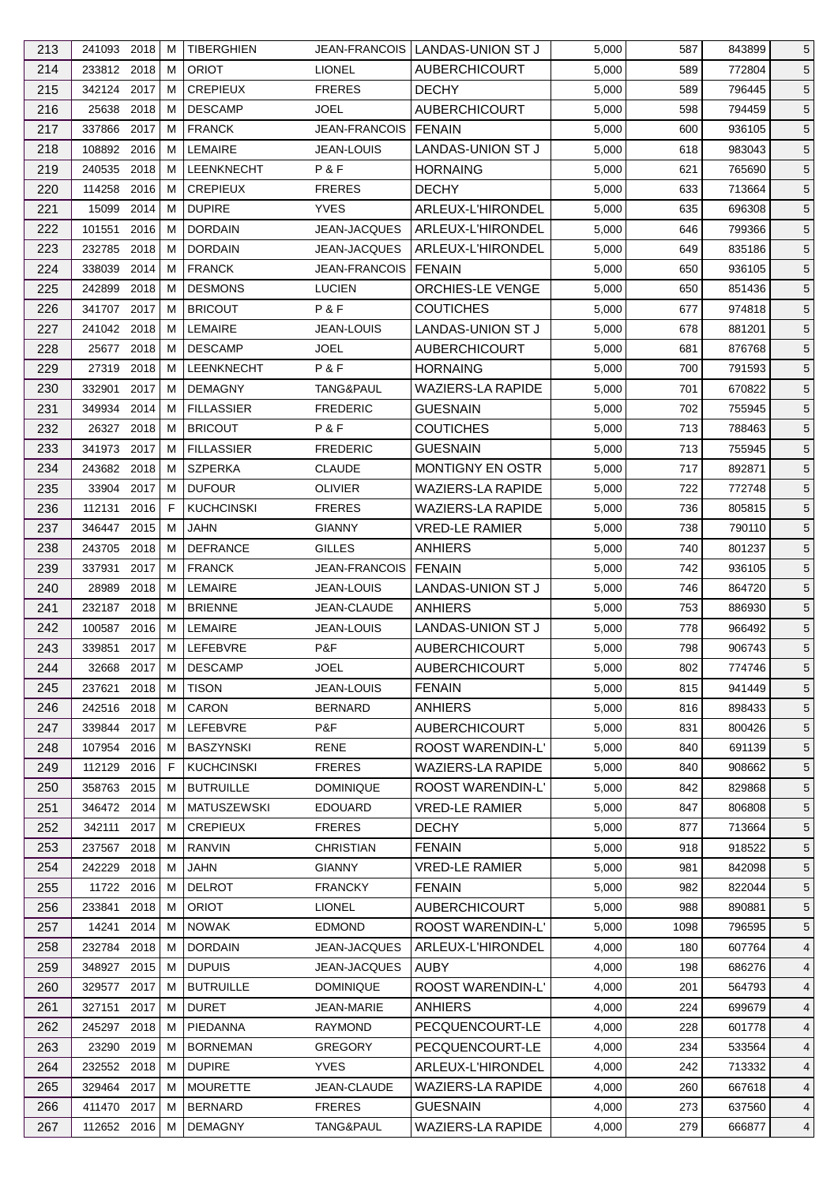| 213 | 241093 | 2018 | M | TIBERGHIEN | JEAN-FRANCOIS | LANDAS-UNION ST J | 5,000 | 587 | 843899 | 5 |
|---|---|---|---|---|---|---|---|---|---|---|
| 214 | 233812 | 2018 | M | ORIOT | LIONEL | AUBERCHICOURT | 5,000 | 589 | 772804 | 5 |
| 215 | 342124 | 2017 | M | CREPIEUX | FRERES | DECHY | 5,000 | 589 | 796445 | 5 |
| 216 | 25638 | 2018 | M | DESCAMP | JOEL | AUBERCHICOURT | 5,000 | 598 | 794459 | 5 |
| 217 | 337866 | 2017 | M | FRANCK | JEAN-FRANCOIS | FENAIN | 5,000 | 600 | 936105 | 5 |
| 218 | 108892 | 2016 | M | LEMAIRE | JEAN-LOUIS | LANDAS-UNION ST J | 5,000 | 618 | 983043 | 5 |
| 219 | 240535 | 2018 | M | LEENKNECHT | P & F | HORNAING | 5,000 | 621 | 765690 | 5 |
| 220 | 114258 | 2016 | M | CREPIEUX | FRERES | DECHY | 5,000 | 633 | 713664 | 5 |
| 221 | 15099 | 2014 | M | DUPIRE | YVES | ARLEUX-L'HIRONDEL | 5,000 | 635 | 696308 | 5 |
| 222 | 101551 | 2016 | M | DORDAIN | JEAN-JACQUES | ARLEUX-L'HIRONDEL | 5,000 | 646 | 799366 | 5 |
| 223 | 232785 | 2018 | M | DORDAIN | JEAN-JACQUES | ARLEUX-L'HIRONDEL | 5,000 | 649 | 835186 | 5 |
| 224 | 338039 | 2014 | M | FRANCK | JEAN-FRANCOIS | FENAIN | 5,000 | 650 | 936105 | 5 |
| 225 | 242899 | 2018 | M | DESMONS | LUCIEN | ORCHIES-LE VENGE | 5,000 | 650 | 851436 | 5 |
| 226 | 341707 | 2017 | M | BRICOUT | P & F | COUTICHES | 5,000 | 677 | 974818 | 5 |
| 227 | 241042 | 2018 | M | LEMAIRE | JEAN-LOUIS | LANDAS-UNION ST J | 5,000 | 678 | 881201 | 5 |
| 228 | 25677 | 2018 | M | DESCAMP | JOEL | AUBERCHICOURT | 5,000 | 681 | 876768 | 5 |
| 229 | 27319 | 2018 | M | LEENKNECHT | P & F | HORNAING | 5,000 | 700 | 791593 | 5 |
| 230 | 332901 | 2017 | M | DEMAGNY | TANG&PAUL | WAZIERS-LA RAPIDE | 5,000 | 701 | 670822 | 5 |
| 231 | 349934 | 2014 | M | FILLASSIER | FREDERIC | GUESNAIN | 5,000 | 702 | 755945 | 5 |
| 232 | 26327 | 2018 | M | BRICOUT | P & F | COUTICHES | 5,000 | 713 | 788463 | 5 |
| 233 | 341973 | 2017 | M | FILLASSIER | FREDERIC | GUESNAIN | 5,000 | 713 | 755945 | 5 |
| 234 | 243682 | 2018 | M | SZPERKA | CLAUDE | MONTIGNY EN OSTR | 5,000 | 717 | 892871 | 5 |
| 235 | 33904 | 2017 | M | DUFOUR | OLIVIER | WAZIERS-LA RAPIDE | 5,000 | 722 | 772748 | 5 |
| 236 | 112131 | 2016 | F | KUCHCINSKI | FRERES | WAZIERS-LA RAPIDE | 5,000 | 736 | 805815 | 5 |
| 237 | 346447 | 2015 | M | JAHN | GIANNY | VRED-LE RAMIER | 5,000 | 738 | 790110 | 5 |
| 238 | 243705 | 2018 | M | DEFRANCE | GILLES | ANHIERS | 5,000 | 740 | 801237 | 5 |
| 239 | 337931 | 2017 | M | FRANCK | JEAN-FRANCOIS | FENAIN | 5,000 | 742 | 936105 | 5 |
| 240 | 28989 | 2018 | M | LEMAIRE | JEAN-LOUIS | LANDAS-UNION ST J | 5,000 | 746 | 864720 | 5 |
| 241 | 232187 | 2018 | M | BRIENNE | JEAN-CLAUDE | ANHIERS | 5,000 | 753 | 886930 | 5 |
| 242 | 100587 | 2016 | M | LEMAIRE | JEAN-LOUIS | LANDAS-UNION ST J | 5,000 | 778 | 966492 | 5 |
| 243 | 339851 | 2017 | M | LEFEBVRE | P&F | AUBERCHICOURT | 5,000 | 798 | 906743 | 5 |
| 244 | 32668 | 2017 | M | DESCAMP | JOEL | AUBERCHICOURT | 5,000 | 802 | 774746 | 5 |
| 245 | 237621 | 2018 | M | TISON | JEAN-LOUIS | FENAIN | 5,000 | 815 | 941449 | 5 |
| 246 | 242516 | 2018 | M | CARON | BERNARD | ANHIERS | 5,000 | 816 | 898433 | 5 |
| 247 | 339844 | 2017 | M | LEFEBVRE | P&F | AUBERCHICOURT | 5,000 | 831 | 800426 | 5 |
| 248 | 107954 | 2016 | M | BASZYNSKI | RENE | ROOST WARENDIN-L' | 5,000 | 840 | 691139 | 5 |
| 249 | 112129 | 2016 | F | KUCHCINSKI | FRERES | WAZIERS-LA RAPIDE | 5,000 | 840 | 908662 | 5 |
| 250 | 358763 | 2015 | M | BUTRUILLE | DOMINIQUE | ROOST WARENDIN-L' | 5,000 | 842 | 829868 | 5 |
| 251 | 346472 | 2014 | M | MATUSZEWSKI | EDOUARD | VRED-LE RAMIER | 5,000 | 847 | 806808 | 5 |
| 252 | 342111 | 2017 | M | CREPIEUX | FRERES | DECHY | 5,000 | 877 | 713664 | 5 |
| 253 | 237567 | 2018 | M | RANVIN | CHRISTIAN | FENAIN | 5,000 | 918 | 918522 | 5 |
| 254 | 242229 | 2018 | M | JAHN | GIANNY | VRED-LE RAMIER | 5,000 | 981 | 842098 | 5 |
| 255 | 11722 | 2016 | M | DELROT | FRANCKY | FENAIN | 5,000 | 982 | 822044 | 5 |
| 256 | 233841 | 2018 | M | ORIOT | LIONEL | AUBERCHICOURT | 5,000 | 988 | 890881 | 5 |
| 257 | 14241 | 2014 | M | NOWAK | EDMOND | ROOST WARENDIN-L' | 5,000 | 1098 | 796595 | 5 |
| 258 | 232784 | 2018 | M | DORDAIN | JEAN-JACQUES | ARLEUX-L'HIRONDEL | 4,000 | 180 | 607764 | 4 |
| 259 | 348927 | 2015 | M | DUPUIS | JEAN-JACQUES | AUBY | 4,000 | 198 | 686276 | 4 |
| 260 | 329577 | 2017 | M | BUTRUILLE | DOMINIQUE | ROOST WARENDIN-L' | 4,000 | 201 | 564793 | 4 |
| 261 | 327151 | 2017 | M | DURET | JEAN-MARIE | ANHIERS | 4,000 | 224 | 699679 | 4 |
| 262 | 245297 | 2018 | M | PIEDANNA | RAYMOND | PECQUENCOURT-LE | 4,000 | 228 | 601778 | 4 |
| 263 | 23290 | 2019 | M | BORNEMAN | GREGORY | PECQUENCOURT-LE | 4,000 | 234 | 533564 | 4 |
| 264 | 232552 | 2018 | M | DUPIRE | YVES | ARLEUX-L'HIRONDEL | 4,000 | 242 | 713332 | 4 |
| 265 | 329464 | 2017 | M | MOURETTE | JEAN-CLAUDE | WAZIERS-LA RAPIDE | 4,000 | 260 | 667618 | 4 |
| 266 | 411470 | 2017 | M | BERNARD | FRERES | GUESNAIN | 4,000 | 273 | 637560 | 4 |
| 267 | 112652 | 2016 | M | DEMAGNY | TANG&PAUL | WAZIERS-LA RAPIDE | 4,000 | 279 | 666877 | 4 |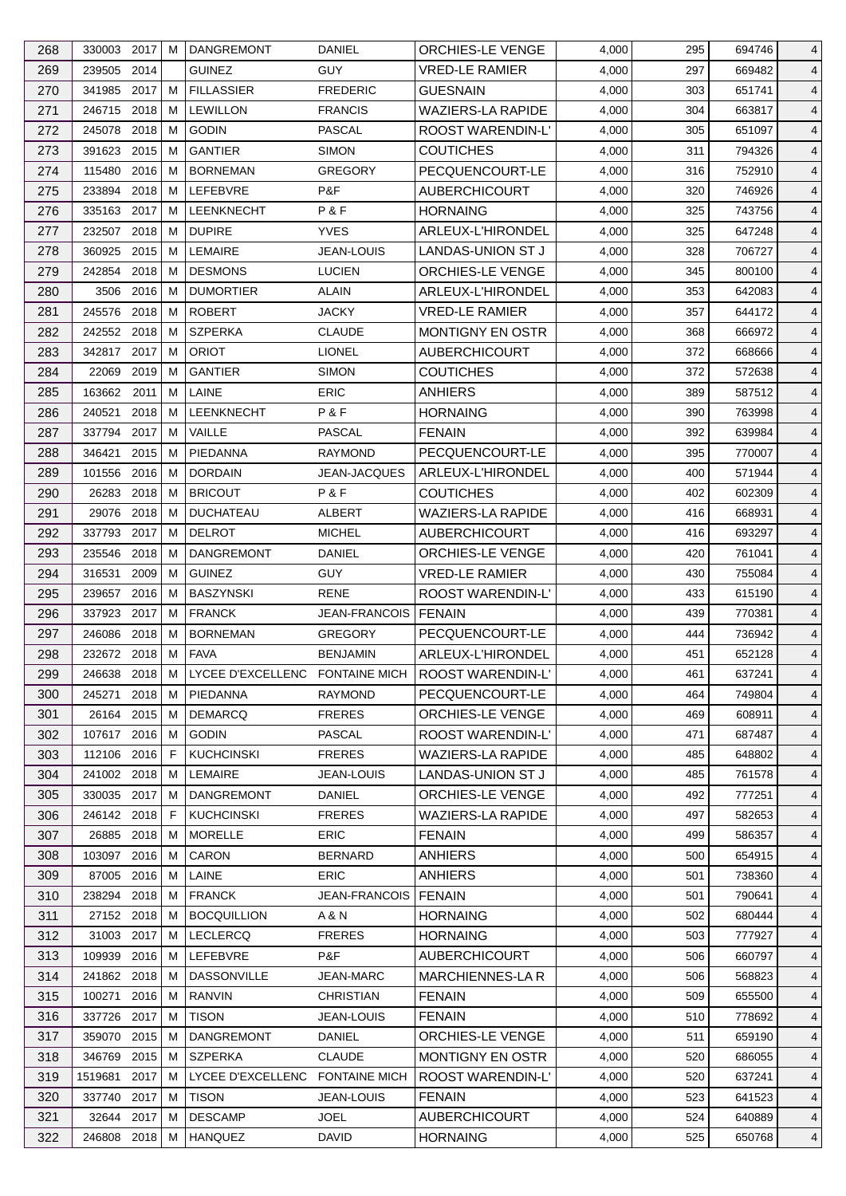| 268 | 330003 | 2017 | M | DANGREMONT | DANIEL | ORCHIES-LE VENGE | 4,000 | 295 | 694746 | 4 |
|---|---|---|---|---|---|---|---|---|---|---|
| 269 | 239505 | 2014 | | GUINEZ | GUY | VRED-LE RAMIER | 4,000 | 297 | 669482 | 4 |
| 270 | 341985 | 2017 | M | FILLASSIER | FREDERIC | GUESNAIN | 4,000 | 303 | 651741 | 4 |
| 271 | 246715 | 2018 | M | LEWILLON | FRANCIS | WAZIERS-LA RAPIDE | 4,000 | 304 | 663817 | 4 |
| 272 | 245078 | 2018 | M | GODIN | PASCAL | ROOST WARENDIN-L' | 4,000 | 305 | 651097 | 4 |
| 273 | 391623 | 2015 | M | GANTIER | SIMON | COUTICHES | 4,000 | 311 | 794326 | 4 |
| 274 | 115480 | 2016 | M | BORNEMAN | GREGORY | PECQUENCOURT-LE | 4,000 | 316 | 752910 | 4 |
| 275 | 233894 | 2018 | M | LEFEBVRE | P&F | AUBERCHICOURT | 4,000 | 320 | 746926 | 4 |
| 276 | 335163 | 2017 | M | LEENKNECHT | P & F | HORNAING | 4,000 | 325 | 743756 | 4 |
| 277 | 232507 | 2018 | M | DUPIRE | YVES | ARLEUX-L'HIRONDEL | 4,000 | 325 | 647248 | 4 |
| 278 | 360925 | 2015 | M | LEMAIRE | JEAN-LOUIS | LANDAS-UNION ST J | 4,000 | 328 | 706727 | 4 |
| 279 | 242854 | 2018 | M | DESMONS | LUCIEN | ORCHIES-LE VENGE | 4,000 | 345 | 800100 | 4 |
| 280 | 3506 | 2016 | M | DUMORTIER | ALAIN | ARLEUX-L'HIRONDEL | 4,000 | 353 | 642083 | 4 |
| 281 | 245576 | 2018 | M | ROBERT | JACKY | VRED-LE RAMIER | 4,000 | 357 | 644172 | 4 |
| 282 | 242552 | 2018 | M | SZPERKA | CLAUDE | MONTIGNY EN OSTR | 4,000 | 368 | 666972 | 4 |
| 283 | 342817 | 2017 | M | ORIOT | LIONEL | AUBERCHICOURT | 4,000 | 372 | 668666 | 4 |
| 284 | 22069 | 2019 | M | GANTIER | SIMON | COUTICHES | 4,000 | 372 | 572638 | 4 |
| 285 | 163662 | 2011 | M | LAINE | ERIC | ANHIERS | 4,000 | 389 | 587512 | 4 |
| 286 | 240521 | 2018 | M | LEENKNECHT | P & F | HORNAING | 4,000 | 390 | 763998 | 4 |
| 287 | 337794 | 2017 | M | VAILLE | PASCAL | FENAIN | 4,000 | 392 | 639984 | 4 |
| 288 | 346421 | 2015 | M | PIEDANNA | RAYMOND | PECQUENCOURT-LE | 4,000 | 395 | 770007 | 4 |
| 289 | 101556 | 2016 | M | DORDAIN | JEAN-JACQUES | ARLEUX-L'HIRONDEL | 4,000 | 400 | 571944 | 4 |
| 290 | 26283 | 2018 | M | BRICOUT | P & F | COUTICHES | 4,000 | 402 | 602309 | 4 |
| 291 | 29076 | 2018 | M | DUCHATEAU | ALBERT | WAZIERS-LA RAPIDE | 4,000 | 416 | 668931 | 4 |
| 292 | 337793 | 2017 | M | DELROT | MICHEL | AUBERCHICOURT | 4,000 | 416 | 693297 | 4 |
| 293 | 235546 | 2018 | M | DANGREMONT | DANIEL | ORCHIES-LE VENGE | 4,000 | 420 | 761041 | 4 |
| 294 | 316531 | 2009 | M | GUINEZ | GUY | VRED-LE RAMIER | 4,000 | 430 | 755084 | 4 |
| 295 | 239657 | 2016 | M | BASZYNSKI | RENE | ROOST WARENDIN-L' | 4,000 | 433 | 615190 | 4 |
| 296 | 337923 | 2017 | M | FRANCK | JEAN-FRANCOIS | FENAIN | 4,000 | 439 | 770381 | 4 |
| 297 | 246086 | 2018 | M | BORNEMAN | GREGORY | PECQUENCOURT-LE | 4,000 | 444 | 736942 | 4 |
| 298 | 232672 | 2018 | M | FAVA | BENJAMIN | ARLEUX-L'HIRONDEL | 4,000 | 451 | 652128 | 4 |
| 299 | 246638 | 2018 | M | LYCEE D'EXCELLENC | FONTAINE MICH | ROOST WARENDIN-L' | 4,000 | 461 | 637241 | 4 |
| 300 | 245271 | 2018 | M | PIEDANNA | RAYMOND | PECQUENCOURT-LE | 4,000 | 464 | 749804 | 4 |
| 301 | 26164 | 2015 | M | DEMARCQ | FRERES | ORCHIES-LE VENGE | 4,000 | 469 | 608911 | 4 |
| 302 | 107617 | 2016 | M | GODIN | PASCAL | ROOST WARENDIN-L' | 4,000 | 471 | 687487 | 4 |
| 303 | 112106 | 2016 | F | KUCHCINSKI | FRERES | WAZIERS-LA RAPIDE | 4,000 | 485 | 648802 | 4 |
| 304 | 241002 | 2018 | M | LEMAIRE | JEAN-LOUIS | LANDAS-UNION ST J | 4,000 | 485 | 761578 | 4 |
| 305 | 330035 | 2017 | M | DANGREMONT | DANIEL | ORCHIES-LE VENGE | 4,000 | 492 | 777251 | 4 |
| 306 | 246142 | 2018 | F | KUCHCINSKI | FRERES | WAZIERS-LA RAPIDE | 4,000 | 497 | 582653 | 4 |
| 307 | 26885 | 2018 | M | MORELLE | ERIC | FENAIN | 4,000 | 499 | 586357 | 4 |
| 308 | 103097 | 2016 | M | CARON | BERNARD | ANHIERS | 4,000 | 500 | 654915 | 4 |
| 309 | 87005 | 2016 | M | LAINE | ERIC | ANHIERS | 4,000 | 501 | 738360 | 4 |
| 310 | 238294 | 2018 | M | FRANCK | JEAN-FRANCOIS | FENAIN | 4,000 | 501 | 790641 | 4 |
| 311 | 27152 | 2018 | M | BOCQUILLION | A & N | HORNAING | 4,000 | 502 | 680444 | 4 |
| 312 | 31003 | 2017 | M | LECLERCQ | FRERES | HORNAING | 4,000 | 503 | 777927 | 4 |
| 313 | 109939 | 2016 | M | LEFEBVRE | P&F | AUBERCHICOURT | 4,000 | 506 | 660797 | 4 |
| 314 | 241862 | 2018 | M | DASSONVILLE | JEAN-MARC | MARCHIENNES-LA R | 4,000 | 506 | 568823 | 4 |
| 315 | 100271 | 2016 | M | RANVIN | CHRISTIAN | FENAIN | 4,000 | 509 | 655500 | 4 |
| 316 | 337726 | 2017 | M | TISON | JEAN-LOUIS | FENAIN | 4,000 | 510 | 778692 | 4 |
| 317 | 359070 | 2015 | M | DANGREMONT | DANIEL | ORCHIES-LE VENGE | 4,000 | 511 | 659190 | 4 |
| 318 | 346769 | 2015 | M | SZPERKA | CLAUDE | MONTIGNY EN OSTR | 4,000 | 520 | 686055 | 4 |
| 319 | 1519681 | 2017 | M | LYCEE D'EXCELLENC | FONTAINE MICH | ROOST WARENDIN-L' | 4,000 | 520 | 637241 | 4 |
| 320 | 337740 | 2017 | M | TISON | JEAN-LOUIS | FENAIN | 4,000 | 523 | 641523 | 4 |
| 321 | 32644 | 2017 | M | DESCAMP | JOEL | AUBERCHICOURT | 4,000 | 524 | 640889 | 4 |
| 322 | 246808 | 2018 | M | HANQUEZ | DAVID | HORNAING | 4,000 | 525 | 650768 | 4 |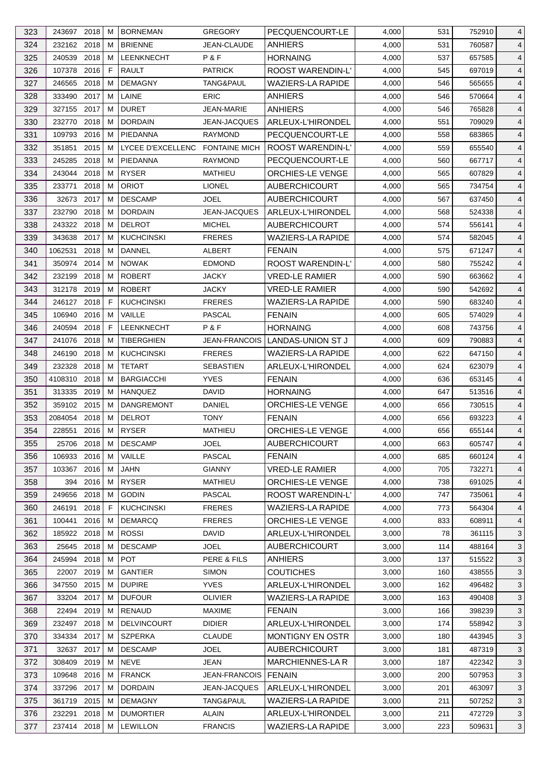| 323 | 243697 | 2018 | M | BORNEMAN | GREGORY | PECQUENCOURT-LE | 4,000 | 531 | 752910 | 4 |
|---|---|---|---|---|---|---|---|---|---|---|
| 324 | 232162 | 2018 | M | BRIENNE | JEAN-CLAUDE | ANHIERS | 4,000 | 531 | 760587 | 4 |
| 325 | 240539 | 2018 | M | LEENKNECHT | P & F | HORNAING | 4,000 | 537 | 657585 | 4 |
| 326 | 107378 | 2016 | F | RAULT | PATRICK | ROOST WARENDIN-L' | 4,000 | 545 | 697019 | 4 |
| 327 | 246565 | 2018 | M | DEMAGNY | TANG&PAUL | WAZIERS-LA RAPIDE | 4,000 | 546 | 565655 | 4 |
| 328 | 333490 | 2017 | M | LAINE | ERIC | ANHIERS | 4,000 | 546 | 570664 | 4 |
| 329 | 327155 | 2017 | M | DURET | JEAN-MARIE | ANHIERS | 4,000 | 546 | 765828 | 4 |
| 330 | 232770 | 2018 | M | DORDAIN | JEAN-JACQUES | ARLEUX-L'HIRONDEL | 4,000 | 551 | 709029 | 4 |
| 331 | 109793 | 2016 | M | PIEDANNA | RAYMOND | PECQUENCOURT-LE | 4,000 | 558 | 683865 | 4 |
| 332 | 351851 | 2015 | M | LYCEE D'EXCELLENC | FONTAINE MICH | ROOST WARENDIN-L' | 4,000 | 559 | 655540 | 4 |
| 333 | 245285 | 2018 | M | PIEDANNA | RAYMOND | PECQUENCOURT-LE | 4,000 | 560 | 667717 | 4 |
| 334 | 243044 | 2018 | M | RYSER | MATHIEU | ORCHIES-LE VENGE | 4,000 | 565 | 607829 | 4 |
| 335 | 233771 | 2018 | M | ORIOT | LIONEL | AUBERCHICOURT | 4,000 | 565 | 734754 | 4 |
| 336 | 32673 | 2017 | M | DESCAMP | JOEL | AUBERCHICOURT | 4,000 | 567 | 637450 | 4 |
| 337 | 232790 | 2018 | M | DORDAIN | JEAN-JACQUES | ARLEUX-L'HIRONDEL | 4,000 | 568 | 524338 | 4 |
| 338 | 243322 | 2018 | M | DELROT | MICHEL | AUBERCHICOURT | 4,000 | 574 | 556141 | 4 |
| 339 | 343638 | 2017 | M | KUCHCINSKI | FRERES | WAZIERS-LA RAPIDE | 4,000 | 574 | 582045 | 4 |
| 340 | 1062531 | 2018 | M | DANNEL | ALBERT | FENAIN | 4,000 | 575 | 671247 | 4 |
| 341 | 350974 | 2014 | M | NOWAK | EDMOND | ROOST WARENDIN-L' | 4,000 | 580 | 755242 | 4 |
| 342 | 232199 | 2018 | M | ROBERT | JACKY | VRED-LE RAMIER | 4,000 | 590 | 663662 | 4 |
| 343 | 312178 | 2019 | M | ROBERT | JACKY | VRED-LE RAMIER | 4,000 | 590 | 542692 | 4 |
| 344 | 246127 | 2018 | F | KUCHCINSKI | FRERES | WAZIERS-LA RAPIDE | 4,000 | 590 | 683240 | 4 |
| 345 | 106940 | 2016 | M | VAILLE | PASCAL | FENAIN | 4,000 | 605 | 574029 | 4 |
| 346 | 240594 | 2018 | F | LEENKNECHT | P & F | HORNAING | 4,000 | 608 | 743756 | 4 |
| 347 | 241076 | 2018 | M | TIBERGHIEN | JEAN-FRANCOIS | LANDAS-UNION ST J | 4,000 | 609 | 790883 | 4 |
| 348 | 246190 | 2018 | M | KUCHCINSKI | FRERES | WAZIERS-LA RAPIDE | 4,000 | 622 | 647150 | 4 |
| 349 | 232328 | 2018 | M | TETART | SEBASTIEN | ARLEUX-L'HIRONDEL | 4,000 | 624 | 623079 | 4 |
| 350 | 4108310 | 2018 | M | BARGIACCHI | YVES | FENAIN | 4,000 | 636 | 653145 | 4 |
| 351 | 313335 | 2019 | M | HANQUEZ | DAVID | HORNAING | 4,000 | 647 | 513516 | 4 |
| 352 | 359102 | 2015 | M | DANGREMONT | DANIEL | ORCHIES-LE VENGE | 4,000 | 656 | 730515 | 4 |
| 353 | 2084054 | 2018 | M | DELROT | TONY | FENAIN | 4,000 | 656 | 693223 | 4 |
| 354 | 228551 | 2016 | M | RYSER | MATHIEU | ORCHIES-LE VENGE | 4,000 | 656 | 655144 | 4 |
| 355 | 25706 | 2018 | M | DESCAMP | JOEL | AUBERCHICOURT | 4,000 | 663 | 605747 | 4 |
| 356 | 106933 | 2016 | M | VAILLE | PASCAL | FENAIN | 4,000 | 685 | 660124 | 4 |
| 357 | 103367 | 2016 | M | JAHN | GIANNY | VRED-LE RAMIER | 4,000 | 705 | 732271 | 4 |
| 358 | 394 | 2016 | M | RYSER | MATHIEU | ORCHIES-LE VENGE | 4,000 | 738 | 691025 | 4 |
| 359 | 249656 | 2018 | M | GODIN | PASCAL | ROOST WARENDIN-L' | 4,000 | 747 | 735061 | 4 |
| 360 | 246191 | 2018 | F | KUCHCINSKI | FRERES | WAZIERS-LA RAPIDE | 4,000 | 773 | 564304 | 4 |
| 361 | 100441 | 2016 | M | DEMARCQ | FRERES | ORCHIES-LE VENGE | 4,000 | 833 | 608911 | 4 |
| 362 | 185922 | 2018 | M | ROSSI | DAVID | ARLEUX-L'HIRONDEL | 3,000 | 78 | 361115 | 3 |
| 363 | 25645 | 2018 | M | DESCAMP | JOEL | AUBERCHICOURT | 3,000 | 114 | 488164 | 3 |
| 364 | 245994 | 2018 | M | POT | PERE & FILS | ANHIERS | 3,000 | 137 | 515522 | 3 |
| 365 | 22007 | 2019 | M | GANTIER | SIMON | COUTICHES | 3,000 | 160 | 438555 | 3 |
| 366 | 347550 | 2015 | M | DUPIRE | YVES | ARLEUX-L'HIRONDEL | 3,000 | 162 | 496482 | 3 |
| 367 | 33204 | 2017 | M | DUFOUR | OLIVIER | WAZIERS-LA RAPIDE | 3,000 | 163 | 490408 | 3 |
| 368 | 22494 | 2019 | M | RENAUD | MAXIME | FENAIN | 3,000 | 166 | 398239 | 3 |
| 369 | 232497 | 2018 | M | DELVINCOURT | DIDIER | ARLEUX-L'HIRONDEL | 3,000 | 174 | 558942 | 3 |
| 370 | 334334 | 2017 | M | SZPERKA | CLAUDE | MONTIGNY EN OSTR | 3,000 | 180 | 443945 | 3 |
| 371 | 32637 | 2017 | M | DESCAMP | JOEL | AUBERCHICOURT | 3,000 | 181 | 487319 | 3 |
| 372 | 308409 | 2019 | M | NEVE | JEAN | MARCHIENNES-LA R | 3,000 | 187 | 422342 | 3 |
| 373 | 109648 | 2016 | M | FRANCK | JEAN-FRANCOIS | FENAIN | 3,000 | 200 | 507953 | 3 |
| 374 | 337296 | 2017 | M | DORDAIN | JEAN-JACQUES | ARLEUX-L'HIRONDEL | 3,000 | 201 | 463097 | 3 |
| 375 | 361719 | 2015 | M | DEMAGNY | TANG&PAUL | WAZIERS-LA RAPIDE | 3,000 | 211 | 507252 | 3 |
| 376 | 232291 | 2018 | M | DUMORTIER | ALAIN | ARLEUX-L'HIRONDEL | 3,000 | 211 | 472729 | 3 |
| 377 | 237414 | 2018 | M | LEWILLON | FRANCIS | WAZIERS-LA RAPIDE | 3,000 | 223 | 509631 | 3 |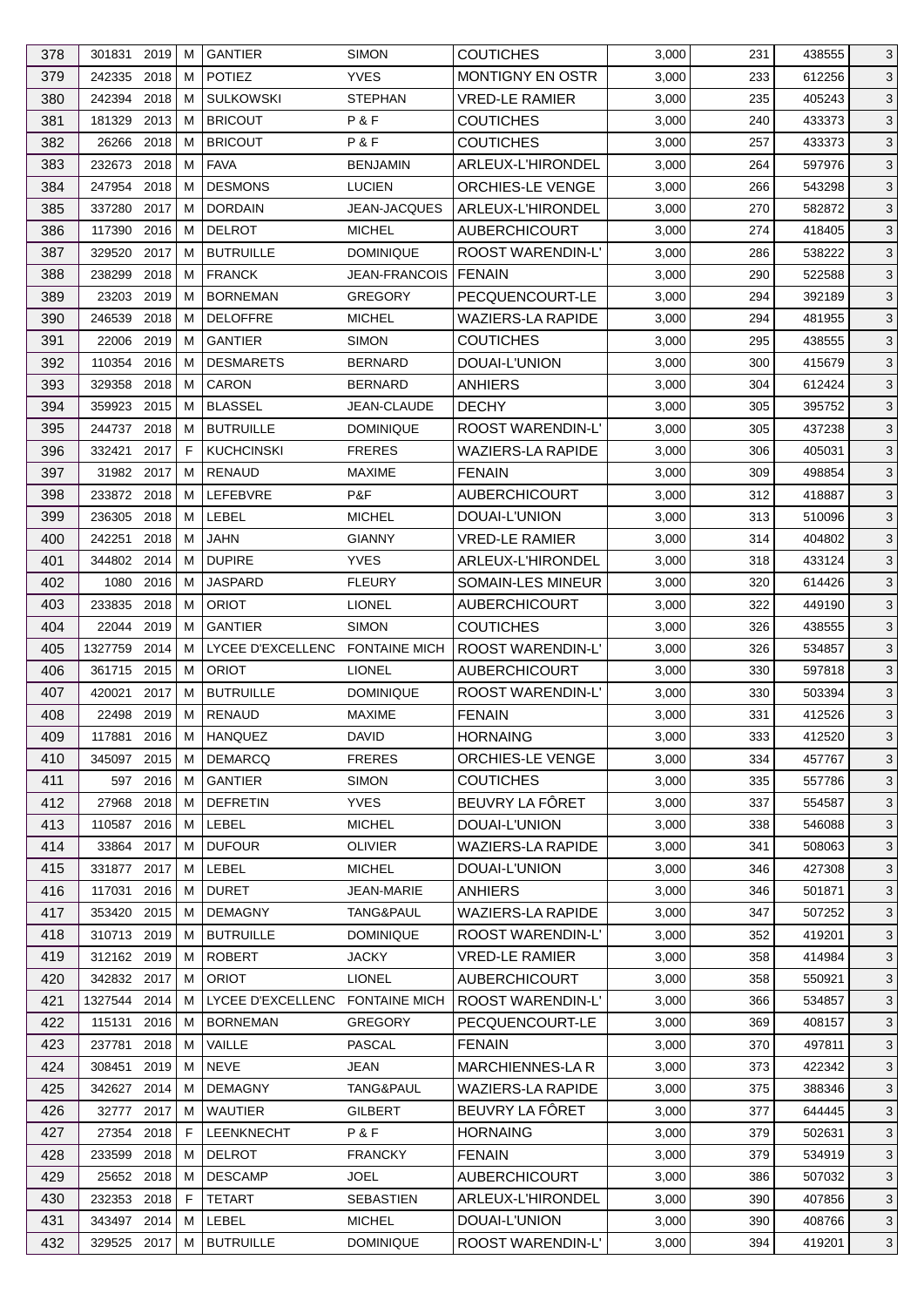| | | | | | | | | | | |
|---|---|---|---|---|---|---|---|---|---|---|
| 378 | 301831 | 2019 | M | GANTIER | SIMON | COUTICHES | 3,000 | 231 | 438555 | 3 |
| 379 | 242335 | 2018 | M | POTIEZ | YVES | MONTIGNY EN OSTR | 3,000 | 233 | 612256 | 3 |
| 380 | 242394 | 2018 | M | SULKOWSKI | STEPHAN | VRED-LE RAMIER | 3,000 | 235 | 405243 | 3 |
| 381 | 181329 | 2013 | M | BRICOUT | P & F | COUTICHES | 3,000 | 240 | 433373 | 3 |
| 382 | 26266 | 2018 | M | BRICOUT | P & F | COUTICHES | 3,000 | 257 | 433373 | 3 |
| 383 | 232673 | 2018 | M | FAVA | BENJAMIN | ARLEUX-L'HIRONDEL | 3,000 | 264 | 597976 | 3 |
| 384 | 247954 | 2018 | M | DESMONS | LUCIEN | ORCHIES-LE VENGE | 3,000 | 266 | 543298 | 3 |
| 385 | 337280 | 2017 | M | DORDAIN | JEAN-JACQUES | ARLEUX-L'HIRONDEL | 3,000 | 270 | 582872 | 3 |
| 386 | 117390 | 2016 | M | DELROT | MICHEL | AUBERCHICOURT | 3,000 | 274 | 418405 | 3 |
| 387 | 329520 | 2017 | M | BUTRUILLE | DOMINIQUE | ROOST WARENDIN-L' | 3,000 | 286 | 538222 | 3 |
| 388 | 238299 | 2018 | M | FRANCK | JEAN-FRANCOIS | FENAIN | 3,000 | 290 | 522588 | 3 |
| 389 | 23203 | 2019 | M | BORNEMAN | GREGORY | PECQUENCOURT-LE | 3,000 | 294 | 392189 | 3 |
| 390 | 246539 | 2018 | M | DELOFFRE | MICHEL | WAZIERS-LA RAPIDE | 3,000 | 294 | 481955 | 3 |
| 391 | 22006 | 2019 | M | GANTIER | SIMON | COUTICHES | 3,000 | 295 | 438555 | 3 |
| 392 | 110354 | 2016 | M | DESMARETS | BERNARD | DOUAI-L'UNION | 3,000 | 300 | 415679 | 3 |
| 393 | 329358 | 2018 | M | CARON | BERNARD | ANHIERS | 3,000 | 304 | 612424 | 3 |
| 394 | 359923 | 2015 | M | BLASSEL | JEAN-CLAUDE | DECHY | 3,000 | 305 | 395752 | 3 |
| 395 | 244737 | 2018 | M | BUTRUILLE | DOMINIQUE | ROOST WARENDIN-L' | 3,000 | 305 | 437238 | 3 |
| 396 | 332421 | 2017 | F | KUCHCINSKI | FRERES | WAZIERS-LA RAPIDE | 3,000 | 306 | 405031 | 3 |
| 397 | 31982 | 2017 | M | RENAUD | MAXIME | FENAIN | 3,000 | 309 | 498854 | 3 |
| 398 | 233872 | 2018 | M | LEFEBVRE | P&F | AUBERCHICOURT | 3,000 | 312 | 418887 | 3 |
| 399 | 236305 | 2018 | M | LEBEL | MICHEL | DOUAI-L'UNION | 3,000 | 313 | 510096 | 3 |
| 400 | 242251 | 2018 | M | JAHN | GIANNY | VRED-LE RAMIER | 3,000 | 314 | 404802 | 3 |
| 401 | 344802 | 2014 | M | DUPIRE | YVES | ARLEUX-L'HIRONDEL | 3,000 | 318 | 433124 | 3 |
| 402 | 1080 | 2016 | M | JASPARD | FLEURY | SOMAIN-LES MINEUR | 3,000 | 320 | 614426 | 3 |
| 403 | 233835 | 2018 | M | ORIOT | LIONEL | AUBERCHICOURT | 3,000 | 322 | 449190 | 3 |
| 404 | 22044 | 2019 | M | GANTIER | SIMON | COUTICHES | 3,000 | 326 | 438555 | 3 |
| 405 | 1327759 | 2014 | M | LYCEE D'EXCELLENC | FONTAINE MICH | ROOST WARENDIN-L' | 3,000 | 326 | 534857 | 3 |
| 406 | 361715 | 2015 | M | ORIOT | LIONEL | AUBERCHICOURT | 3,000 | 330 | 597818 | 3 |
| 407 | 420021 | 2017 | M | BUTRUILLE | DOMINIQUE | ROOST WARENDIN-L' | 3,000 | 330 | 503394 | 3 |
| 408 | 22498 | 2019 | M | RENAUD | MAXIME | FENAIN | 3,000 | 331 | 412526 | 3 |
| 409 | 117881 | 2016 | M | HANQUEZ | DAVID | HORNAING | 3,000 | 333 | 412520 | 3 |
| 410 | 345097 | 2015 | M | DEMARCQ | FRERES | ORCHIES-LE VENGE | 3,000 | 334 | 457767 | 3 |
| 411 | 597 | 2016 | M | GANTIER | SIMON | COUTICHES | 3,000 | 335 | 557786 | 3 |
| 412 | 27968 | 2018 | M | DEFRETIN | YVES | BEUVRY LA FÔRET | 3,000 | 337 | 554587 | 3 |
| 413 | 110587 | 2016 | M | LEBEL | MICHEL | DOUAI-L'UNION | 3,000 | 338 | 546088 | 3 |
| 414 | 33864 | 2017 | M | DUFOUR | OLIVIER | WAZIERS-LA RAPIDE | 3,000 | 341 | 508063 | 3 |
| 415 | 331877 | 2017 | M | LEBEL | MICHEL | DOUAI-L'UNION | 3,000 | 346 | 427308 | 3 |
| 416 | 117031 | 2016 | M | DURET | JEAN-MARIE | ANHIERS | 3,000 | 346 | 501871 | 3 |
| 417 | 353420 | 2015 | M | DEMAGNY | TANG&PAUL | WAZIERS-LA RAPIDE | 3,000 | 347 | 507252 | 3 |
| 418 | 310713 | 2019 | M | BUTRUILLE | DOMINIQUE | ROOST WARENDIN-L' | 3,000 | 352 | 419201 | 3 |
| 419 | 312162 | 2019 | M | ROBERT | JACKY | VRED-LE RAMIER | 3,000 | 358 | 414984 | 3 |
| 420 | 342832 | 2017 | M | ORIOT | LIONEL | AUBERCHICOURT | 3,000 | 358 | 550921 | 3 |
| 421 | 1327544 | 2014 | M | LYCEE D'EXCELLENC | FONTAINE MICH | ROOST WARENDIN-L' | 3,000 | 366 | 534857 | 3 |
| 422 | 115131 | 2016 | M | BORNEMAN | GREGORY | PECQUENCOURT-LE | 3,000 | 369 | 408157 | 3 |
| 423 | 237781 | 2018 | M | VAILLE | PASCAL | FENAIN | 3,000 | 370 | 497811 | 3 |
| 424 | 308451 | 2019 | M | NEVE | JEAN | MARCHIENNES-LA R | 3,000 | 373 | 422342 | 3 |
| 425 | 342627 | 2014 | M | DEMAGNY | TANG&PAUL | WAZIERS-LA RAPIDE | 3,000 | 375 | 388346 | 3 |
| 426 | 32777 | 2017 | M | WAUTIER | GILBERT | BEUVRY LA FÔRET | 3,000 | 377 | 644445 | 3 |
| 427 | 27354 | 2018 | F | LEENKNECHT | P & F | HORNAING | 3,000 | 379 | 502631 | 3 |
| 428 | 233599 | 2018 | M | DELROT | FRANCKY | FENAIN | 3,000 | 379 | 534919 | 3 |
| 429 | 25652 | 2018 | M | DESCAMP | JOEL | AUBERCHICOURT | 3,000 | 386 | 507032 | 3 |
| 430 | 232353 | 2018 | F | TETART | SEBASTIEN | ARLEUX-L'HIRONDEL | 3,000 | 390 | 407856 | 3 |
| 431 | 343497 | 2014 | M | LEBEL | MICHEL | DOUAI-L'UNION | 3,000 | 390 | 408766 | 3 |
| 432 | 329525 | 2017 | M | BUTRUILLE | DOMINIQUE | ROOST WARENDIN-L' | 3,000 | 394 | 419201 | 3 |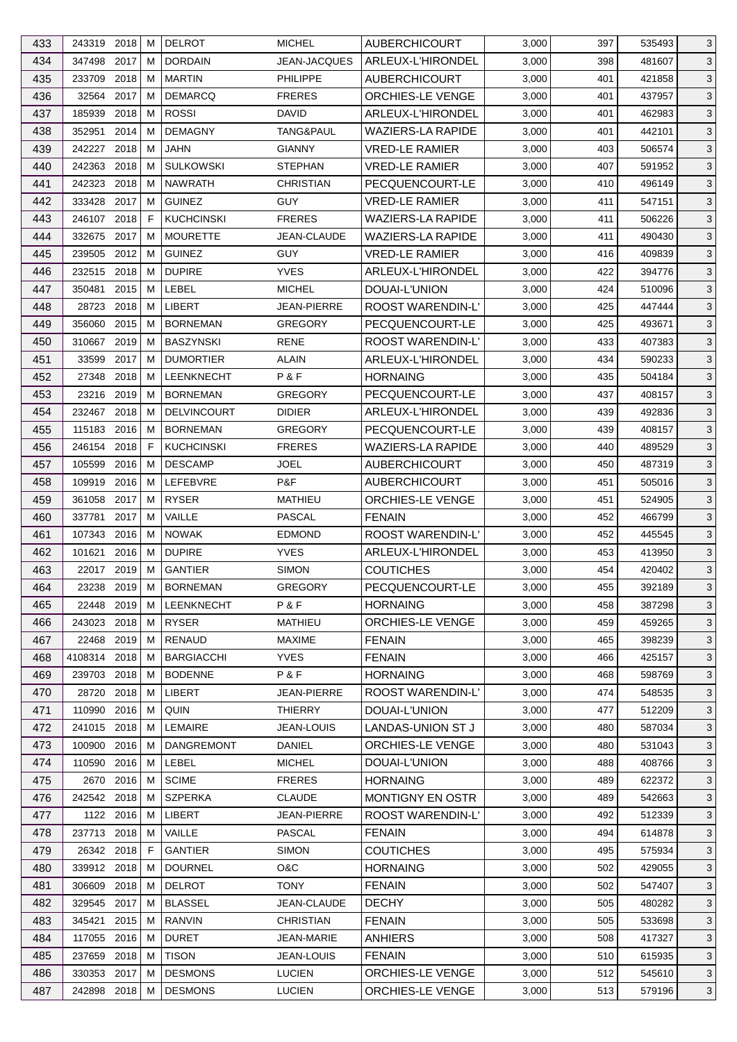| | | | | | | | | | | |
|---|---|---|---|---|---|---|---|---|---|---|
| 433 | 243319 | 2018 | M | DELROT | MICHEL | AUBERCHICOURT | 3,000 | 397 | 535493 | 3 |
| 434 | 347498 | 2017 | M | DORDAIN | JEAN-JACQUES | ARLEUX-L'HIRONDEL | 3,000 | 398 | 481607 | 3 |
| 435 | 233709 | 2018 | M | MARTIN | PHILIPPE | AUBERCHICOURT | 3,000 | 401 | 421858 | 3 |
| 436 | 32564 | 2017 | M | DEMARCQ | FRERES | ORCHIES-LE VENGE | 3,000 | 401 | 437957 | 3 |
| 437 | 185939 | 2018 | M | ROSSI | DAVID | ARLEUX-L'HIRONDEL | 3,000 | 401 | 462983 | 3 |
| 438 | 352951 | 2014 | M | DEMAGNY | TANG&PAUL | WAZIERS-LA RAPIDE | 3,000 | 401 | 442101 | 3 |
| 439 | 242227 | 2018 | M | JAHN | GIANNY | VRED-LE RAMIER | 3,000 | 403 | 506574 | 3 |
| 440 | 242363 | 2018 | M | SULKOWSKI | STEPHAN | VRED-LE RAMIER | 3,000 | 407 | 591952 | 3 |
| 441 | 242323 | 2018 | M | NAWRATH | CHRISTIAN | PECQUENCOURT-LE | 3,000 | 410 | 496149 | 3 |
| 442 | 333428 | 2017 | M | GUINEZ | GUY | VRED-LE RAMIER | 3,000 | 411 | 547151 | 3 |
| 443 | 246107 | 2018 | F | KUCHCINSKI | FRERES | WAZIERS-LA RAPIDE | 3,000 | 411 | 506226 | 3 |
| 444 | 332675 | 2017 | M | MOURETTE | JEAN-CLAUDE | WAZIERS-LA RAPIDE | 3,000 | 411 | 490430 | 3 |
| 445 | 239505 | 2012 | M | GUINEZ | GUY | VRED-LE RAMIER | 3,000 | 416 | 409839 | 3 |
| 446 | 232515 | 2018 | M | DUPIRE | YVES | ARLEUX-L'HIRONDEL | 3,000 | 422 | 394776 | 3 |
| 447 | 350481 | 2015 | M | LEBEL | MICHEL | DOUAI-L'UNION | 3,000 | 424 | 510096 | 3 |
| 448 | 28723 | 2018 | M | LIBERT | JEAN-PIERRE | ROOST WARENDIN-L' | 3,000 | 425 | 447444 | 3 |
| 449 | 356060 | 2015 | M | BORNEMAN | GREGORY | PECQUENCOURT-LE | 3,000 | 425 | 493671 | 3 |
| 450 | 310667 | 2019 | M | BASZYNSKI | RENE | ROOST WARENDIN-L' | 3,000 | 433 | 407383 | 3 |
| 451 | 33599 | 2017 | M | DUMORTIER | ALAIN | ARLEUX-L'HIRONDEL | 3,000 | 434 | 590233 | 3 |
| 452 | 27348 | 2018 | M | LEENKNECHT | P & F | HORNAING | 3,000 | 435 | 504184 | 3 |
| 453 | 23216 | 2019 | M | BORNEMAN | GREGORY | PECQUENCOURT-LE | 3,000 | 437 | 408157 | 3 |
| 454 | 232467 | 2018 | M | DELVINCOURT | DIDIER | ARLEUX-L'HIRONDEL | 3,000 | 439 | 492836 | 3 |
| 455 | 115183 | 2016 | M | BORNEMAN | GREGORY | PECQUENCOURT-LE | 3,000 | 439 | 408157 | 3 |
| 456 | 246154 | 2018 | F | KUCHCINSKI | FRERES | WAZIERS-LA RAPIDE | 3,000 | 440 | 489529 | 3 |
| 457 | 105599 | 2016 | M | DESCAMP | JOEL | AUBERCHICOURT | 3,000 | 450 | 487319 | 3 |
| 458 | 109919 | 2016 | M | LEFEBVRE | P&F | AUBERCHICOURT | 3,000 | 451 | 505016 | 3 |
| 459 | 361058 | 2017 | M | RYSER | MATHIEU | ORCHIES-LE VENGE | 3,000 | 451 | 524905 | 3 |
| 460 | 337781 | 2017 | M | VAILLE | PASCAL | FENAIN | 3,000 | 452 | 466799 | 3 |
| 461 | 107343 | 2016 | M | NOWAK | EDMOND | ROOST WARENDIN-L' | 3,000 | 452 | 445545 | 3 |
| 462 | 101621 | 2016 | M | DUPIRE | YVES | ARLEUX-L'HIRONDEL | 3,000 | 453 | 413950 | 3 |
| 463 | 22017 | 2019 | M | GANTIER | SIMON | COUTICHES | 3,000 | 454 | 420402 | 3 |
| 464 | 23238 | 2019 | M | BORNEMAN | GREGORY | PECQUENCOURT-LE | 3,000 | 455 | 392189 | 3 |
| 465 | 22448 | 2019 | M | LEENKNECHT | P & F | HORNAING | 3,000 | 458 | 387298 | 3 |
| 466 | 243023 | 2018 | M | RYSER | MATHIEU | ORCHIES-LE VENGE | 3,000 | 459 | 459265 | 3 |
| 467 | 22468 | 2019 | M | RENAUD | MAXIME | FENAIN | 3,000 | 465 | 398239 | 3 |
| 468 | 4108314 | 2018 | M | BARGIACCHI | YVES | FENAIN | 3,000 | 466 | 425157 | 3 |
| 469 | 239703 | 2018 | M | BODENNE | P & F | HORNAING | 3,000 | 468 | 598769 | 3 |
| 470 | 28720 | 2018 | M | LIBERT | JEAN-PIERRE | ROOST WARENDIN-L' | 3,000 | 474 | 548535 | 3 |
| 471 | 110990 | 2016 | M | QUIN | THIERRY | DOUAI-L'UNION | 3,000 | 477 | 512209 | 3 |
| 472 | 241015 | 2018 | M | LEMAIRE | JEAN-LOUIS | LANDAS-UNION ST J | 3,000 | 480 | 587034 | 3 |
| 473 | 100900 | 2016 | M | DANGREMONT | DANIEL | ORCHIES-LE VENGE | 3,000 | 480 | 531043 | 3 |
| 474 | 110590 | 2016 | M | LEBEL | MICHEL | DOUAI-L'UNION | 3,000 | 488 | 408766 | 3 |
| 475 | 2670 | 2016 | M | SCIME | FRERES | HORNAING | 3,000 | 489 | 622372 | 3 |
| 476 | 242542 | 2018 | M | SZPERKA | CLAUDE | MONTIGNY EN OSTR | 3,000 | 489 | 542663 | 3 |
| 477 | 1122 | 2016 | M | LIBERT | JEAN-PIERRE | ROOST WARENDIN-L' | 3,000 | 492 | 512339 | 3 |
| 478 | 237713 | 2018 | M | VAILLE | PASCAL | FENAIN | 3,000 | 494 | 614878 | 3 |
| 479 | 26342 | 2018 | F | GANTIER | SIMON | COUTICHES | 3,000 | 495 | 575934 | 3 |
| 480 | 339912 | 2018 | M | DOURNEL | O&C | HORNAING | 3,000 | 502 | 429055 | 3 |
| 481 | 306609 | 2018 | M | DELROT | TONY | FENAIN | 3,000 | 502 | 547407 | 3 |
| 482 | 329545 | 2017 | M | BLASSEL | JEAN-CLAUDE | DECHY | 3,000 | 505 | 480282 | 3 |
| 483 | 345421 | 2015 | M | RANVIN | CHRISTIAN | FENAIN | 3,000 | 505 | 533698 | 3 |
| 484 | 117055 | 2016 | M | DURET | JEAN-MARIE | ANHIERS | 3,000 | 508 | 417327 | 3 |
| 485 | 237659 | 2018 | M | TISON | JEAN-LOUIS | FENAIN | 3,000 | 510 | 615935 | 3 |
| 486 | 330353 | 2017 | M | DESMONS | LUCIEN | ORCHIES-LE VENGE | 3,000 | 512 | 545610 | 3 |
| 487 | 242898 | 2018 | M | DESMONS | LUCIEN | ORCHIES-LE VENGE | 3,000 | 513 | 579196 | 3 |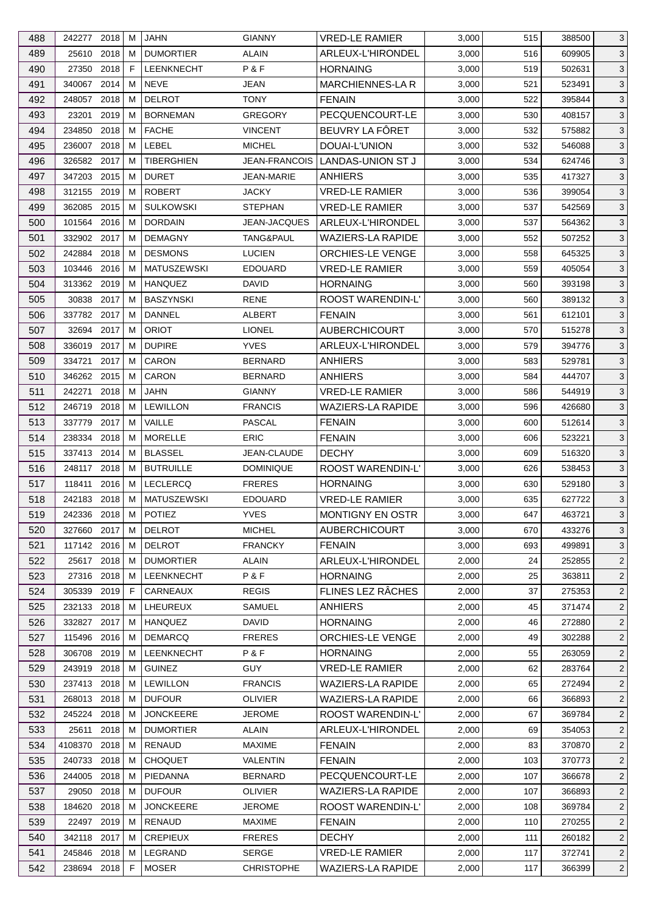| 488 | 242277 | 2018 | M | JAHN | GIANNY | VRED-LE RAMIER | 3,000 | 515 | 388500 | 3 |
|---|---|---|---|---|---|---|---|---|---|---|
| 489 | 25610 | 2018 | M | DUMORTIER | ALAIN | ARLEUX-L'HIRONDEL | 3,000 | 516 | 609905 | 3 |
| 490 | 27350 | 2018 | F | LEENKNECHT | P & F | HORNAING | 3,000 | 519 | 502631 | 3 |
| 491 | 340067 | 2014 | M | NEVE | JEAN | MARCHIENNES-LA R | 3,000 | 521 | 523491 | 3 |
| 492 | 248057 | 2018 | M | DELROT | TONY | FENAIN | 3,000 | 522 | 395844 | 3 |
| 493 | 23201 | 2019 | M | BORNEMAN | GREGORY | PECQUENCOURT-LE | 3,000 | 530 | 408157 | 3 |
| 494 | 234850 | 2018 | M | FACHE | VINCENT | BEUVRY LA FÔRET | 3,000 | 532 | 575882 | 3 |
| 495 | 236007 | 2018 | M | LEBEL | MICHEL | DOUAI-L'UNION | 3,000 | 532 | 546088 | 3 |
| 496 | 326582 | 2017 | M | TIBERGHIEN | JEAN-FRANCOIS | LANDAS-UNION ST J | 3,000 | 534 | 624746 | 3 |
| 497 | 347203 | 2015 | M | DURET | JEAN-MARIE | ANHIERS | 3,000 | 535 | 417327 | 3 |
| 498 | 312155 | 2019 | M | ROBERT | JACKY | VRED-LE RAMIER | 3,000 | 536 | 399054 | 3 |
| 499 | 362085 | 2015 | M | SULKOWSKI | STEPHAN | VRED-LE RAMIER | 3,000 | 537 | 542569 | 3 |
| 500 | 101564 | 2016 | M | DORDAIN | JEAN-JACQUES | ARLEUX-L'HIRONDEL | 3,000 | 537 | 564362 | 3 |
| 501 | 332902 | 2017 | M | DEMAGNY | TANG&PAUL | WAZIERS-LA RAPIDE | 3,000 | 552 | 507252 | 3 |
| 502 | 242884 | 2018 | M | DESMONS | LUCIEN | ORCHIES-LE VENGE | 3,000 | 558 | 645325 | 3 |
| 503 | 103446 | 2016 | M | MATUSZEWSKI | EDOUARD | VRED-LE RAMIER | 3,000 | 559 | 405054 | 3 |
| 504 | 313362 | 2019 | M | HANQUEZ | DAVID | HORNAING | 3,000 | 560 | 393198 | 3 |
| 505 | 30838 | 2017 | M | BASZYNSKI | RENE | ROOST WARENDIN-L' | 3,000 | 560 | 389132 | 3 |
| 506 | 337782 | 2017 | M | DANNEL | ALBERT | FENAIN | 3,000 | 561 | 612101 | 3 |
| 507 | 32694 | 2017 | M | ORIOT | LIONEL | AUBERCHICOURT | 3,000 | 570 | 515278 | 3 |
| 508 | 336019 | 2017 | M | DUPIRE | YVES | ARLEUX-L'HIRONDEL | 3,000 | 579 | 394776 | 3 |
| 509 | 334721 | 2017 | M | CARON | BERNARD | ANHIERS | 3,000 | 583 | 529781 | 3 |
| 510 | 346262 | 2015 | M | CARON | BERNARD | ANHIERS | 3,000 | 584 | 444707 | 3 |
| 511 | 242271 | 2018 | M | JAHN | GIANNY | VRED-LE RAMIER | 3,000 | 586 | 544919 | 3 |
| 512 | 246719 | 2018 | M | LEWILLON | FRANCIS | WAZIERS-LA RAPIDE | 3,000 | 596 | 426680 | 3 |
| 513 | 337779 | 2017 | M | VAILLE | PASCAL | FENAIN | 3,000 | 600 | 512614 | 3 |
| 514 | 238334 | 2018 | M | MORELLE | ERIC | FENAIN | 3,000 | 606 | 523221 | 3 |
| 515 | 337413 | 2014 | M | BLASSEL | JEAN-CLAUDE | DECHY | 3,000 | 609 | 516320 | 3 |
| 516 | 248117 | 2018 | M | BUTRUILLE | DOMINIQUE | ROOST WARENDIN-L' | 3,000 | 626 | 538453 | 3 |
| 517 | 118411 | 2016 | M | LECLERCQ | FRERES | HORNAING | 3,000 | 630 | 529180 | 3 |
| 518 | 242183 | 2018 | M | MATUSZEWSKI | EDOUARD | VRED-LE RAMIER | 3,000 | 635 | 627722 | 3 |
| 519 | 242336 | 2018 | M | POTIEZ | YVES | MONTIGNY EN OSTR | 3,000 | 647 | 463721 | 3 |
| 520 | 327660 | 2017 | M | DELROT | MICHEL | AUBERCHICOURT | 3,000 | 670 | 433276 | 3 |
| 521 | 117142 | 2016 | M | DELROT | FRANCKY | FENAIN | 3,000 | 693 | 499891 | 3 |
| 522 | 25617 | 2018 | M | DUMORTIER | ALAIN | ARLEUX-L'HIRONDEL | 2,000 | 24 | 252855 | 2 |
| 523 | 27316 | 2018 | M | LEENKNECHT | P & F | HORNAING | 2,000 | 25 | 363811 | 2 |
| 524 | 305339 | 2019 | F | CARNEAUX | REGIS | FLINES LEZ RÂCHES | 2,000 | 37 | 275353 | 2 |
| 525 | 232133 | 2018 | M | LHEUREUX | SAMUEL | ANHIERS | 2,000 | 45 | 371474 | 2 |
| 526 | 332827 | 2017 | M | HANQUEZ | DAVID | HORNAING | 2,000 | 46 | 272880 | 2 |
| 527 | 115496 | 2016 | M | DEMARCQ | FRERES | ORCHIES-LE VENGE | 2,000 | 49 | 302288 | 2 |
| 528 | 306708 | 2019 | M | LEENKNECHT | P & F | HORNAING | 2,000 | 55 | 263059 | 2 |
| 529 | 243919 | 2018 | M | GUINEZ | GUY | VRED-LE RAMIER | 2,000 | 62 | 283764 | 2 |
| 530 | 237413 | 2018 | M | LEWILLON | FRANCIS | WAZIERS-LA RAPIDE | 2,000 | 65 | 272494 | 2 |
| 531 | 268013 | 2018 | M | DUFOUR | OLIVIER | WAZIERS-LA RAPIDE | 2,000 | 66 | 366893 | 2 |
| 532 | 245224 | 2018 | M | JONCKEERE | JEROME | ROOST WARENDIN-L' | 2,000 | 67 | 369784 | 2 |
| 533 | 25611 | 2018 | M | DUMORTIER | ALAIN | ARLEUX-L'HIRONDEL | 2,000 | 69 | 354053 | 2 |
| 534 | 4108370 | 2018 | M | RENAUD | MAXIME | FENAIN | 2,000 | 83 | 370870 | 2 |
| 535 | 240733 | 2018 | M | CHOQUET | VALENTIN | FENAIN | 2,000 | 103 | 370773 | 2 |
| 536 | 244005 | 2018 | M | PIEDANNA | BERNARD | PECQUENCOURT-LE | 2,000 | 107 | 366678 | 2 |
| 537 | 29050 | 2018 | M | DUFOUR | OLIVIER | WAZIERS-LA RAPIDE | 2,000 | 107 | 366893 | 2 |
| 538 | 184620 | 2018 | M | JONCKEERE | JEROME | ROOST WARENDIN-L' | 2,000 | 108 | 369784 | 2 |
| 539 | 22497 | 2019 | M | RENAUD | MAXIME | FENAIN | 2,000 | 110 | 270255 | 2 |
| 540 | 342118 | 2017 | M | CREPIEUX | FRERES | DECHY | 2,000 | 111 | 260182 | 2 |
| 541 | 245846 | 2018 | M | LEGRAND | SERGE | VRED-LE RAMIER | 2,000 | 117 | 372741 | 2 |
| 542 | 238694 | 2018 | F | MOSER | CHRISTOPHE | WAZIERS-LA RAPIDE | 2,000 | 117 | 366399 | 2 |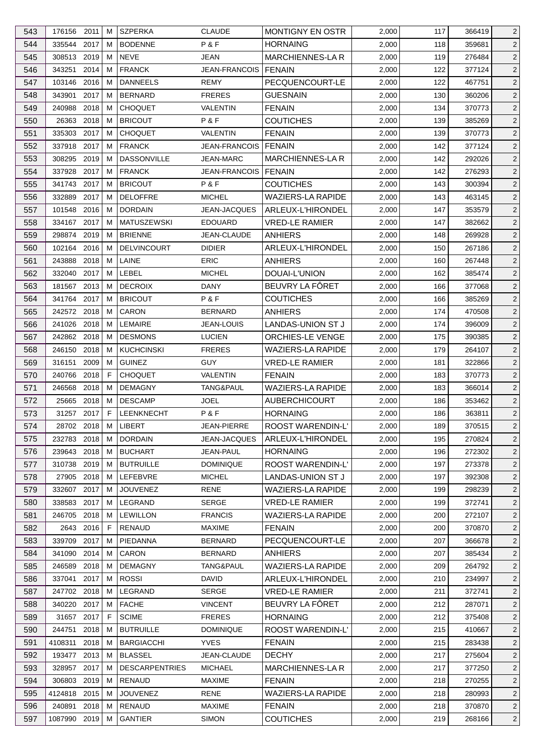| 543 | 176156 | 2011 | M | SZPERKA | CLAUDE | MONTIGNY EN OSTR | 2,000 | 117 | 366419 | 2 |
|---|---|---|---|---|---|---|---|---|---|---|
| 544 | 335544 | 2017 | M | BODENNE | P & F | HORNAING | 2,000 | 118 | 359681 | 2 |
| 545 | 308513 | 2019 | M | NEVE | JEAN | MARCHIENNES-LA R | 2,000 | 119 | 276484 | 2 |
| 546 | 343251 | 2014 | M | FRANCK | JEAN-FRANCOIS | FENAIN | 2,000 | 122 | 377124 | 2 |
| 547 | 103146 | 2016 | M | DANNEELS | REMY | PECQUENCOURT-LE | 2,000 | 122 | 467751 | 2 |
| 548 | 343901 | 2017 | M | BERNARD | FRERES | GUESNAIN | 2,000 | 130 | 360206 | 2 |
| 549 | 240988 | 2018 | M | CHOQUET | VALENTIN | FENAIN | 2,000 | 134 | 370773 | 2 |
| 550 | 26363 | 2018 | M | BRICOUT | P & F | COUTICHES | 2,000 | 139 | 385269 | 2 |
| 551 | 335303 | 2017 | M | CHOQUET | VALENTIN | FENAIN | 2,000 | 139 | 370773 | 2 |
| 552 | 337918 | 2017 | M | FRANCK | JEAN-FRANCOIS | FENAIN | 2,000 | 142 | 377124 | 2 |
| 553 | 308295 | 2019 | M | DASSONVILLE | JEAN-MARC | MARCHIENNES-LA R | 2,000 | 142 | 292026 | 2 |
| 554 | 337928 | 2017 | M | FRANCK | JEAN-FRANCOIS | FENAIN | 2,000 | 142 | 276293 | 2 |
| 555 | 341743 | 2017 | M | BRICOUT | P & F | COUTICHES | 2,000 | 143 | 300394 | 2 |
| 556 | 332889 | 2017 | M | DELOFFRE | MICHEL | WAZIERS-LA RAPIDE | 2,000 | 143 | 463145 | 2 |
| 557 | 101548 | 2016 | M | DORDAIN | JEAN-JACQUES | ARLEUX-L'HIRONDEL | 2,000 | 147 | 353579 | 2 |
| 558 | 334167 | 2017 | M | MATUSZEWSKI | EDOUARD | VRED-LE RAMIER | 2,000 | 147 | 382662 | 2 |
| 559 | 298874 | 2019 | M | BRIENNE | JEAN-CLAUDE | ANHIERS | 2,000 | 148 | 269928 | 2 |
| 560 | 102164 | 2016 | M | DELVINCOURT | DIDIER | ARLEUX-L'HIRONDEL | 2,000 | 150 | 267186 | 2 |
| 561 | 243888 | 2018 | M | LAINE | ERIC | ANHIERS | 2,000 | 160 | 267448 | 2 |
| 562 | 332040 | 2017 | M | LEBEL | MICHEL | DOUAI-L'UNION | 2,000 | 162 | 385474 | 2 |
| 563 | 181567 | 2013 | M | DECROIX | DANY | BEUVRY LA FÔRET | 2,000 | 166 | 377068 | 2 |
| 564 | 341764 | 2017 | M | BRICOUT | P & F | COUTICHES | 2,000 | 166 | 385269 | 2 |
| 565 | 242572 | 2018 | M | CARON | BERNARD | ANHIERS | 2,000 | 174 | 470508 | 2 |
| 566 | 241026 | 2018 | M | LEMAIRE | JEAN-LOUIS | LANDAS-UNION ST J | 2,000 | 174 | 396009 | 2 |
| 567 | 242862 | 2018 | M | DESMONS | LUCIEN | ORCHIES-LE VENGE | 2,000 | 175 | 390385 | 2 |
| 568 | 246150 | 2018 | M | KUCHCINSKI | FRERES | WAZIERS-LA RAPIDE | 2,000 | 179 | 264107 | 2 |
| 569 | 316151 | 2009 | M | GUINEZ | GUY | VRED-LE RAMIER | 2,000 | 181 | 322866 | 2 |
| 570 | 240766 | 2018 | F | CHOQUET | VALENTIN | FENAIN | 2,000 | 183 | 370773 | 2 |
| 571 | 246568 | 2018 | M | DEMAGNY | TANG&PAUL | WAZIERS-LA RAPIDE | 2,000 | 183 | 366014 | 2 |
| 572 | 25665 | 2018 | M | DESCAMP | JOEL | AUBERCHICOURT | 2,000 | 186 | 353462 | 2 |
| 573 | 31257 | 2017 | F | LEENKNECHT | P & F | HORNAING | 2,000 | 186 | 363811 | 2 |
| 574 | 28702 | 2018 | M | LIBERT | JEAN-PIERRE | ROOST WARENDIN-L' | 2,000 | 189 | 370515 | 2 |
| 575 | 232783 | 2018 | M | DORDAIN | JEAN-JACQUES | ARLEUX-L'HIRONDEL | 2,000 | 195 | 270824 | 2 |
| 576 | 239643 | 2018 | M | BUCHART | JEAN-PAUL | HORNAING | 2,000 | 196 | 272302 | 2 |
| 577 | 310738 | 2019 | M | BUTRUILLE | DOMINIQUE | ROOST WARENDIN-L' | 2,000 | 197 | 273378 | 2 |
| 578 | 27905 | 2018 | M | LEFEBVRE | MICHEL | LANDAS-UNION ST J | 2,000 | 197 | 392308 | 2 |
| 579 | 332607 | 2017 | M | JOUVENEZ | RENE | WAZIERS-LA RAPIDE | 2,000 | 199 | 298239 | 2 |
| 580 | 338583 | 2017 | M | LEGRAND | SERGE | VRED-LE RAMIER | 2,000 | 199 | 372741 | 2 |
| 581 | 246705 | 2018 | M | LEWILLON | FRANCIS | WAZIERS-LA RAPIDE | 2,000 | 200 | 272107 | 2 |
| 582 | 2643 | 2016 | F | RENAUD | MAXIME | FENAIN | 2,000 | 200 | 370870 | 2 |
| 583 | 339709 | 2017 | M | PIEDANNA | BERNARD | PECQUENCOURT-LE | 2,000 | 207 | 366678 | 2 |
| 584 | 341090 | 2014 | M | CARON | BERNARD | ANHIERS | 2,000 | 207 | 385434 | 2 |
| 585 | 246589 | 2018 | M | DEMAGNY | TANG&PAUL | WAZIERS-LA RAPIDE | 2,000 | 209 | 264792 | 2 |
| 586 | 337041 | 2017 | M | ROSSI | DAVID | ARLEUX-L'HIRONDEL | 2,000 | 210 | 234997 | 2 |
| 587 | 247702 | 2018 | M | LEGRAND | SERGE | VRED-LE RAMIER | 2,000 | 211 | 372741 | 2 |
| 588 | 340220 | 2017 | M | FACHE | VINCENT | BEUVRY LA FÔRET | 2,000 | 212 | 287071 | 2 |
| 589 | 31657 | 2017 | F | SCIME | FRERES | HORNAING | 2,000 | 212 | 375408 | 2 |
| 590 | 244751 | 2018 | M | BUTRUILLE | DOMINIQUE | ROOST WARENDIN-L' | 2,000 | 215 | 410667 | 2 |
| 591 | 4108311 | 2018 | M | BARGIACCHI | YVES | FENAIN | 2,000 | 215 | 283438 | 2 |
| 592 | 193477 | 2013 | M | BLASSEL | JEAN-CLAUDE | DECHY | 2,000 | 217 | 275604 | 2 |
| 593 | 328957 | 2017 | M | DESCARPENTRIES | MICHAEL | MARCHIENNES-LA R | 2,000 | 217 | 377250 | 2 |
| 594 | 306803 | 2019 | M | RENAUD | MAXIME | FENAIN | 2,000 | 218 | 270255 | 2 |
| 595 | 4124818 | 2015 | M | JOUVENEZ | RENE | WAZIERS-LA RAPIDE | 2,000 | 218 | 280993 | 2 |
| 596 | 240891 | 2018 | M | RENAUD | MAXIME | FENAIN | 2,000 | 218 | 370870 | 2 |
| 597 | 1087990 | 2019 | M | GANTIER | SIMON | COUTICHES | 2,000 | 219 | 268166 | 2 |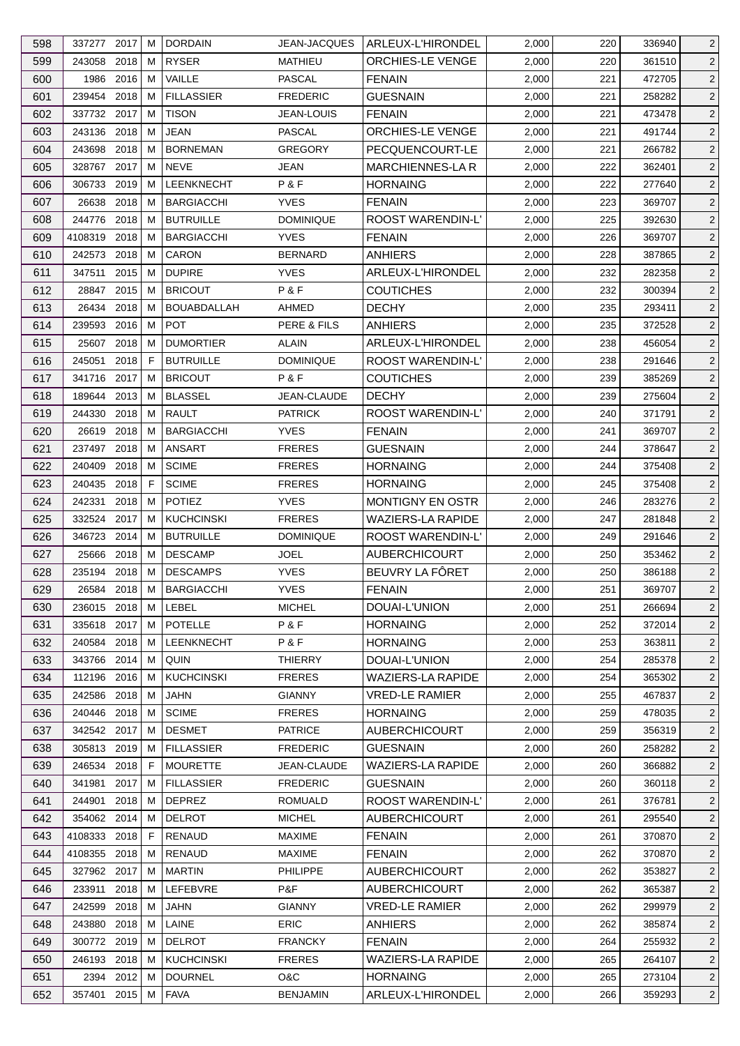| 598 | 337277 | 2017 | M | DORDAIN | JEAN-JACQUES | ARLEUX-L'HIRONDEL | 2,000 | 220 | 336940 | 2 |
|---|---|---|---|---|---|---|---|---|---|---|
| 599 | 243058 | 2018 | M | RYSER | MATHIEU | ORCHIES-LE VENGE | 2,000 | 220 | 361510 | 2 |
| 600 | 1986 | 2016 | M | VAILLE | PASCAL | FENAIN | 2,000 | 221 | 472705 | 2 |
| 601 | 239454 | 2018 | M | FILLASSIER | FREDERIC | GUESNAIN | 2,000 | 221 | 258282 | 2 |
| 602 | 337732 | 2017 | M | TISON | JEAN-LOUIS | FENAIN | 2,000 | 221 | 473478 | 2 |
| 603 | 243136 | 2018 | M | JEAN | PASCAL | ORCHIES-LE VENGE | 2,000 | 221 | 491744 | 2 |
| 604 | 243698 | 2018 | M | BORNEMAN | GREGORY | PECQUENCOURT-LE | 2,000 | 221 | 266782 | 2 |
| 605 | 328767 | 2017 | M | NEVE | JEAN | MARCHIENNES-LA R | 2,000 | 222 | 362401 | 2 |
| 606 | 306733 | 2019 | M | LEENKNECHT | P & F | HORNAING | 2,000 | 222 | 277640 | 2 |
| 607 | 26638 | 2018 | M | BARGIACCHI | YVES | FENAIN | 2,000 | 223 | 369707 | 2 |
| 608 | 244776 | 2018 | M | BUTRUILLE | DOMINIQUE | ROOST WARENDIN-L' | 2,000 | 225 | 392630 | 2 |
| 609 | 4108319 | 2018 | M | BARGIACCHI | YVES | FENAIN | 2,000 | 226 | 369707 | 2 |
| 610 | 242573 | 2018 | M | CARON | BERNARD | ANHIERS | 2,000 | 228 | 387865 | 2 |
| 611 | 347511 | 2015 | M | DUPIRE | YVES | ARLEUX-L'HIRONDEL | 2,000 | 232 | 282358 | 2 |
| 612 | 28847 | 2015 | M | BRICOUT | P & F | COUTICHES | 2,000 | 232 | 300394 | 2 |
| 613 | 26434 | 2018 | M | BOUABDALLAH | AHMED | DECHY | 2,000 | 235 | 293411 | 2 |
| 614 | 239593 | 2016 | M | POT | PERE & FILS | ANHIERS | 2,000 | 235 | 372528 | 2 |
| 615 | 25607 | 2018 | M | DUMORTIER | ALAIN | ARLEUX-L'HIRONDEL | 2,000 | 238 | 456054 | 2 |
| 616 | 245051 | 2018 | F | BUTRUILLE | DOMINIQUE | ROOST WARENDIN-L' | 2,000 | 238 | 291646 | 2 |
| 617 | 341716 | 2017 | M | BRICOUT | P & F | COUTICHES | 2,000 | 239 | 385269 | 2 |
| 618 | 189644 | 2013 | M | BLASSEL | JEAN-CLAUDE | DECHY | 2,000 | 239 | 275604 | 2 |
| 619 | 244330 | 2018 | M | RAULT | PATRICK | ROOST WARENDIN-L' | 2,000 | 240 | 371791 | 2 |
| 620 | 26619 | 2018 | M | BARGIACCHI | YVES | FENAIN | 2,000 | 241 | 369707 | 2 |
| 621 | 237497 | 2018 | M | ANSART | FRERES | GUESNAIN | 2,000 | 244 | 378647 | 2 |
| 622 | 240409 | 2018 | M | SCIME | FRERES | HORNAING | 2,000 | 244 | 375408 | 2 |
| 623 | 240435 | 2018 | F | SCIME | FRERES | HORNAING | 2,000 | 245 | 375408 | 2 |
| 624 | 242331 | 2018 | M | POTIEZ | YVES | MONTIGNY EN OSTR | 2,000 | 246 | 283276 | 2 |
| 625 | 332524 | 2017 | M | KUCHCINSKI | FRERES | WAZIERS-LA RAPIDE | 2,000 | 247 | 281848 | 2 |
| 626 | 346723 | 2014 | M | BUTRUILLE | DOMINIQUE | ROOST WARENDIN-L' | 2,000 | 249 | 291646 | 2 |
| 627 | 25666 | 2018 | M | DESCAMP | JOEL | AUBERCHICOURT | 2,000 | 250 | 353462 | 2 |
| 628 | 235194 | 2018 | M | DESCAMPS | YVES | BEUVRY LA FÔRET | 2,000 | 250 | 386188 | 2 |
| 629 | 26584 | 2018 | M | BARGIACCHI | YVES | FENAIN | 2,000 | 251 | 369707 | 2 |
| 630 | 236015 | 2018 | M | LEBEL | MICHEL | DOUAI-L'UNION | 2,000 | 251 | 266694 | 2 |
| 631 | 335618 | 2017 | M | POTELLE | P & F | HORNAING | 2,000 | 252 | 372014 | 2 |
| 632 | 240584 | 2018 | M | LEENKNECHT | P & F | HORNAING | 2,000 | 253 | 363811 | 2 |
| 633 | 343766 | 2014 | M | QUIN | THIERRY | DOUAI-L'UNION | 2,000 | 254 | 285378 | 2 |
| 634 | 112196 | 2016 | M | KUCHCINSKI | FRERES | WAZIERS-LA RAPIDE | 2,000 | 254 | 365302 | 2 |
| 635 | 242586 | 2018 | M | JAHN | GIANNY | VRED-LE RAMIER | 2,000 | 255 | 467837 | 2 |
| 636 | 240446 | 2018 | M | SCIME | FRERES | HORNAING | 2,000 | 259 | 478035 | 2 |
| 637 | 342542 | 2017 | M | DESMET | PATRICE | AUBERCHICOURT | 2,000 | 259 | 356319 | 2 |
| 638 | 305813 | 2019 | M | FILLASSIER | FREDERIC | GUESNAIN | 2,000 | 260 | 258282 | 2 |
| 639 | 246534 | 2018 | F | MOURETTE | JEAN-CLAUDE | WAZIERS-LA RAPIDE | 2,000 | 260 | 366882 | 2 |
| 640 | 341981 | 2017 | M | FILLASSIER | FREDERIC | GUESNAIN | 2,000 | 260 | 360118 | 2 |
| 641 | 244901 | 2018 | M | DEPREZ | ROMUALD | ROOST WARENDIN-L' | 2,000 | 261 | 376781 | 2 |
| 642 | 354062 | 2014 | M | DELROT | MICHEL | AUBERCHICOURT | 2,000 | 261 | 295540 | 2 |
| 643 | 4108333 | 2018 | F | RENAUD | MAXIME | FENAIN | 2,000 | 261 | 370870 | 2 |
| 644 | 4108355 | 2018 | M | RENAUD | MAXIME | FENAIN | 2,000 | 262 | 370870 | 2 |
| 645 | 327962 | 2017 | M | MARTIN | PHILIPPE | AUBERCHICOURT | 2,000 | 262 | 353827 | 2 |
| 646 | 233911 | 2018 | M | LEFEBVRE | P&F | AUBERCHICOURT | 2,000 | 262 | 365387 | 2 |
| 647 | 242599 | 2018 | M | JAHN | GIANNY | VRED-LE RAMIER | 2,000 | 262 | 299979 | 2 |
| 648 | 243880 | 2018 | M | LAINE | ERIC | ANHIERS | 2,000 | 262 | 385874 | 2 |
| 649 | 300772 | 2019 | M | DELROT | FRANCKY | FENAIN | 2,000 | 264 | 255932 | 2 |
| 650 | 246193 | 2018 | M | KUCHCINSKI | FRERES | WAZIERS-LA RAPIDE | 2,000 | 265 | 264107 | 2 |
| 651 | 2394 | 2012 | M | DOURNEL | O&C | HORNAING | 2,000 | 265 | 273104 | 2 |
| 652 | 357401 | 2015 | M | FAVA | BENJAMIN | ARLEUX-L'HIRONDEL | 2,000 | 266 | 359293 | 2 |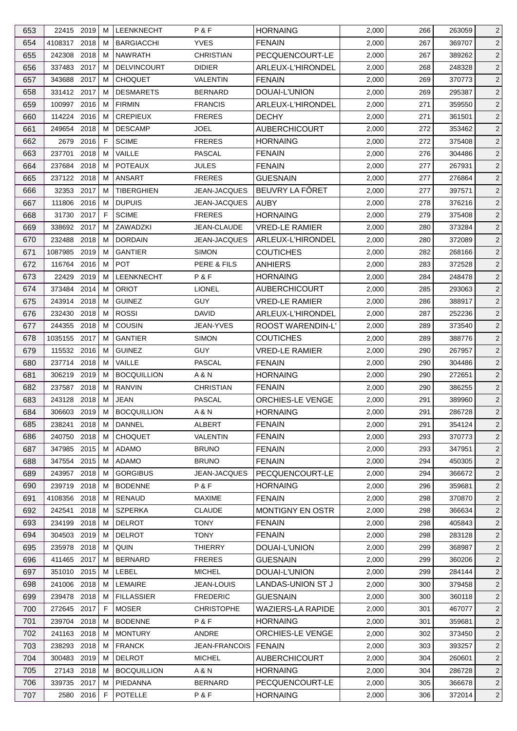| 653 | 22415 | 2019 | M | LEENKNECHT | P & F | HORNAING | 2,000 | 266 | 263059 | 2 |
|---|---|---|---|---|---|---|---|---|---|---|
| 654 | 4108317 | 2018 | M | BARGIACCHI | YVES | FENAIN | 2,000 | 267 | 369707 | 2 |
| 655 | 242308 | 2018 | M | NAWRATH | CHRISTIAN | PECQUENCOURT-LE | 2,000 | 267 | 389262 | 2 |
| 656 | 337483 | 2017 | M | DELVINCOURT | DIDIER | ARLEUX-L'HIRONDEL | 2,000 | 268 | 248328 | 2 |
| 657 | 343688 | 2017 | M | CHOQUET | VALENTIN | FENAIN | 2,000 | 269 | 370773 | 2 |
| 658 | 331412 | 2017 | M | DESMARETS | BERNARD | DOUAI-L'UNION | 2,000 | 269 | 295387 | 2 |
| 659 | 100997 | 2016 | M | FIRMIN | FRANCIS | ARLEUX-L'HIRONDEL | 2,000 | 271 | 359550 | 2 |
| 660 | 114224 | 2016 | M | CREPIEUX | FRERES | DECHY | 2,000 | 271 | 361501 | 2 |
| 661 | 249654 | 2018 | M | DESCAMP | JOEL | AUBERCHICOURT | 2,000 | 272 | 353462 | 2 |
| 662 | 2679 | 2016 | F | SCIME | FRERES | HORNAING | 2,000 | 272 | 375408 | 2 |
| 663 | 237701 | 2018 | M | VAILLE | PASCAL | FENAIN | 2,000 | 276 | 304486 | 2 |
| 664 | 237684 | 2018 | M | POTEAUX | JULES | FENAIN | 2,000 | 277 | 267931 | 2 |
| 665 | 237122 | 2018 | M | ANSART | FRERES | GUESNAIN | 2,000 | 277 | 276864 | 2 |
| 666 | 32353 | 2017 | M | TIBERGHIEN | JEAN-JACQUES | BEUVRY LA FÔRET | 2,000 | 277 | 397571 | 2 |
| 667 | 111806 | 2016 | M | DUPUIS | JEAN-JACQUES | AUBY | 2,000 | 278 | 376216 | 2 |
| 668 | 31730 | 2017 | F | SCIME | FRERES | HORNAING | 2,000 | 279 | 375408 | 2 |
| 669 | 338692 | 2017 | M | ZAWADZKI | JEAN-CLAUDE | VRED-LE RAMIER | 2,000 | 280 | 373284 | 2 |
| 670 | 232488 | 2018 | M | DORDAIN | JEAN-JACQUES | ARLEUX-L'HIRONDEL | 2,000 | 280 | 372089 | 2 |
| 671 | 1087985 | 2019 | M | GANTIER | SIMON | COUTICHES | 2,000 | 282 | 268166 | 2 |
| 672 | 116764 | 2016 | M | POT | PERE & FILS | ANHIERS | 2,000 | 283 | 372528 | 2 |
| 673 | 22429 | 2019 | M | LEENKNECHT | P & F | HORNAING | 2,000 | 284 | 248478 | 2 |
| 674 | 373484 | 2014 | M | ORIOT | LIONEL | AUBERCHICOURT | 2,000 | 285 | 293063 | 2 |
| 675 | 243914 | 2018 | M | GUINEZ | GUY | VRED-LE RAMIER | 2,000 | 286 | 388917 | 2 |
| 676 | 232430 | 2018 | M | ROSSI | DAVID | ARLEUX-L'HIRONDEL | 2,000 | 287 | 252236 | 2 |
| 677 | 244355 | 2018 | M | COUSIN | JEAN-YVES | ROOST WARENDIN-L' | 2,000 | 289 | 373540 | 2 |
| 678 | 1035155 | 2017 | M | GANTIER | SIMON | COUTICHES | 2,000 | 289 | 388776 | 2 |
| 679 | 115532 | 2016 | M | GUINEZ | GUY | VRED-LE RAMIER | 2,000 | 290 | 267957 | 2 |
| 680 | 237714 | 2018 | M | VAILLE | PASCAL | FENAIN | 2,000 | 290 | 304486 | 2 |
| 681 | 306219 | 2019 | M | BOCQUILLION | A & N | HORNAING | 2,000 | 290 | 272651 | 2 |
| 682 | 237587 | 2018 | M | RANVIN | CHRISTIAN | FENAIN | 2,000 | 290 | 386255 | 2 |
| 683 | 243128 | 2018 | M | JEAN | PASCAL | ORCHIES-LE VENGE | 2,000 | 291 | 389960 | 2 |
| 684 | 306603 | 2019 | M | BOCQUILLION | A & N | HORNAING | 2,000 | 291 | 286728 | 2 |
| 685 | 238241 | 2018 | M | DANNEL | ALBERT | FENAIN | 2,000 | 291 | 354124 | 2 |
| 686 | 240750 | 2018 | M | CHOQUET | VALENTIN | FENAIN | 2,000 | 293 | 370773 | 2 |
| 687 | 347985 | 2015 | M | ADAMO | BRUNO | FENAIN | 2,000 | 293 | 347951 | 2 |
| 688 | 347554 | 2015 | M | ADAMO | BRUNO | FENAIN | 2,000 | 294 | 450305 | 2 |
| 689 | 243957 | 2018 | M | GORGIBUS | JEAN-JACQUES | PECQUENCOURT-LE | 2,000 | 294 | 366672 | 2 |
| 690 | 239719 | 2018 | M | BODENNE | P & F | HORNAING | 2,000 | 296 | 359681 | 2 |
| 691 | 4108356 | 2018 | M | RENAUD | MAXIME | FENAIN | 2,000 | 298 | 370870 | 2 |
| 692 | 242541 | 2018 | M | SZPERKA | CLAUDE | MONTIGNY EN OSTR | 2,000 | 298 | 366634 | 2 |
| 693 | 234199 | 2018 | M | DELROT | TONY | FENAIN | 2,000 | 298 | 405843 | 2 |
| 694 | 304503 | 2019 | M | DELROT | TONY | FENAIN | 2,000 | 298 | 283128 | 2 |
| 695 | 235978 | 2018 | M | QUIN | THIERRY | DOUAI-L'UNION | 2,000 | 299 | 368987 | 2 |
| 696 | 411465 | 2017 | M | BERNARD | FRERES | GUESNAIN | 2,000 | 299 | 360206 | 2 |
| 697 | 351010 | 2015 | M | LEBEL | MICHEL | DOUAI-L'UNION | 2,000 | 299 | 284144 | 2 |
| 698 | 241006 | 2018 | M | LEMAIRE | JEAN-LOUIS | LANDAS-UNION ST J | 2,000 | 300 | 379458 | 2 |
| 699 | 239478 | 2018 | M | FILLASSIER | FREDERIC | GUESNAIN | 2,000 | 300 | 360118 | 2 |
| 700 | 272645 | 2017 | F | MOSER | CHRISTOPHE | WAZIERS-LA RAPIDE | 2,000 | 301 | 467077 | 2 |
| 701 | 239704 | 2018 | M | BODENNE | P & F | HORNAING | 2,000 | 301 | 359681 | 2 |
| 702 | 241163 | 2018 | M | MONTURY | ANDRE | ORCHIES-LE VENGE | 2,000 | 302 | 373450 | 2 |
| 703 | 238293 | 2018 | M | FRANCK | JEAN-FRANCOIS | FENAIN | 2,000 | 303 | 393257 | 2 |
| 704 | 300483 | 2019 | M | DELROT | MICHEL | AUBERCHICOURT | 2,000 | 304 | 260601 | 2 |
| 705 | 27143 | 2018 | M | BOCQUILLION | A & N | HORNAING | 2,000 | 304 | 286728 | 2 |
| 706 | 339735 | 2017 | M | PIEDANNA | BERNARD | PECQUENCOURT-LE | 2,000 | 305 | 366678 | 2 |
| 707 | 2580 | 2016 | F | POTELLE | P & F | HORNAING | 2,000 | 306 | 372014 | 2 |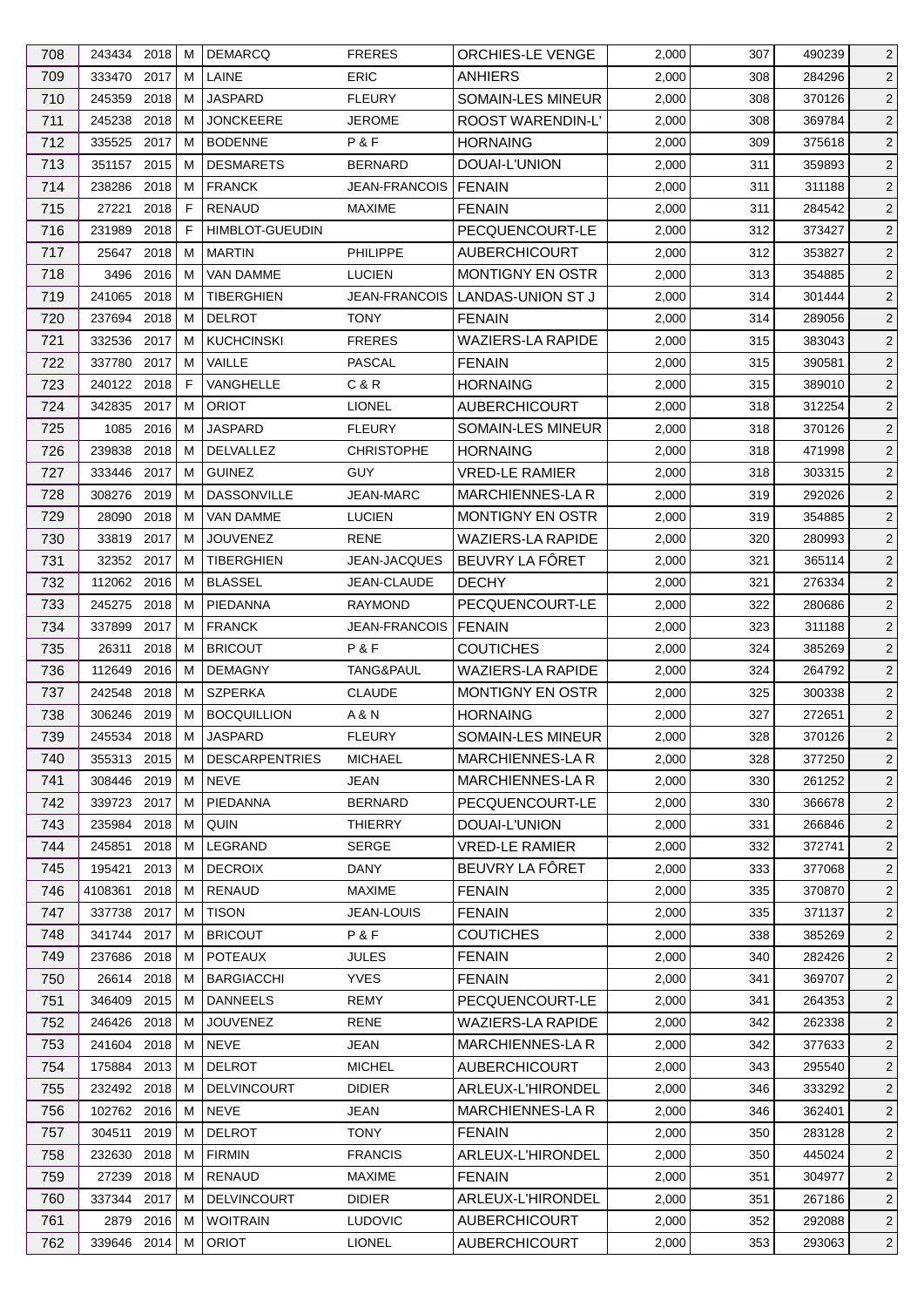| 708 | 243434 | 2018 | M | DEMARCQ | FRERES | ORCHIES-LE VENGE | 2,000 | 307 | 490239 | 2 |
|---|---|---|---|---|---|---|---|---|---|---|
| 709 | 333470 | 2017 | M | LAINE | ERIC | ANHIERS | 2,000 | 308 | 284296 | 2 |
| 710 | 245359 | 2018 | M | JASPARD | FLEURY | SOMAIN-LES MINEUR | 2,000 | 308 | 370126 | 2 |
| 711 | 245238 | 2018 | M | JONCKEERE | JEROME | ROOST WARENDIN-L' | 2,000 | 308 | 369784 | 2 |
| 712 | 335525 | 2017 | M | BODENNE | P & F | HORNAING | 2,000 | 309 | 375618 | 2 |
| 713 | 351157 | 2015 | M | DESMARETS | BERNARD | DOUAI-L'UNION | 2,000 | 311 | 359893 | 2 |
| 714 | 238286 | 2018 | M | FRANCK | JEAN-FRANCOIS | FENAIN | 2,000 | 311 | 311188 | 2 |
| 715 | 27221 | 2018 | F | RENAUD | MAXIME | FENAIN | 2,000 | 311 | 284542 | 2 |
| 716 | 231989 | 2018 | F | HIMBLOT-GUEUDIN | | PECQUENCOURT-LE | 2,000 | 312 | 373427 | 2 |
| 717 | 25647 | 2018 | M | MARTIN | PHILIPPE | AUBERCHICOURT | 2,000 | 312 | 353827 | 2 |
| 718 | 3496 | 2016 | M | VAN DAMME | LUCIEN | MONTIGNY EN OSTR | 2,000 | 313 | 354885 | 2 |
| 719 | 241065 | 2018 | M | TIBERGHIEN | JEAN-FRANCOIS | LANDAS-UNION ST J | 2,000 | 314 | 301444 | 2 |
| 720 | 237694 | 2018 | M | DELROT | TONY | FENAIN | 2,000 | 314 | 289056 | 2 |
| 721 | 332536 | 2017 | M | KUCHCINSKI | FRERES | WAZIERS-LA RAPIDE | 2,000 | 315 | 383043 | 2 |
| 722 | 337780 | 2017 | M | VAILLE | PASCAL | FENAIN | 2,000 | 315 | 390581 | 2 |
| 723 | 240122 | 2018 | F | VANGHELLE | C & R | HORNAING | 2,000 | 315 | 389010 | 2 |
| 724 | 342835 | 2017 | M | ORIOT | LIONEL | AUBERCHICOURT | 2,000 | 318 | 312254 | 2 |
| 725 | 1085 | 2016 | M | JASPARD | FLEURY | SOMAIN-LES MINEUR | 2,000 | 318 | 370126 | 2 |
| 726 | 239838 | 2018 | M | DELVALLEZ | CHRISTOPHE | HORNAING | 2,000 | 318 | 471998 | 2 |
| 727 | 333446 | 2017 | M | GUINEZ | GUY | VRED-LE RAMIER | 2,000 | 318 | 303315 | 2 |
| 728 | 308276 | 2019 | M | DASSONVILLE | JEAN-MARC | MARCHIENNES-LA R | 2,000 | 319 | 292026 | 2 |
| 729 | 28090 | 2018 | M | VAN DAMME | LUCIEN | MONTIGNY EN OSTR | 2,000 | 319 | 354885 | 2 |
| 730 | 33819 | 2017 | M | JOUVENEZ | RENE | WAZIERS-LA RAPIDE | 2,000 | 320 | 280993 | 2 |
| 731 | 32352 | 2017 | M | TIBERGHIEN | JEAN-JACQUES | BEUVRY LA FÔRET | 2,000 | 321 | 365114 | 2 |
| 732 | 112062 | 2016 | M | BLASSEL | JEAN-CLAUDE | DECHY | 2,000 | 321 | 276334 | 2 |
| 733 | 245275 | 2018 | M | PIEDANNA | RAYMOND | PECQUENCOURT-LE | 2,000 | 322 | 280686 | 2 |
| 734 | 337899 | 2017 | M | FRANCK | JEAN-FRANCOIS | FENAIN | 2,000 | 323 | 311188 | 2 |
| 735 | 26311 | 2018 | M | BRICOUT | P & F | COUTICHES | 2,000 | 324 | 385269 | 2 |
| 736 | 112649 | 2016 | M | DEMAGNY | TANG&PAUL | WAZIERS-LA RAPIDE | 2,000 | 324 | 264792 | 2 |
| 737 | 242548 | 2018 | M | SZPERKA | CLAUDE | MONTIGNY EN OSTR | 2,000 | 325 | 300338 | 2 |
| 738 | 306246 | 2019 | M | BOCQUILLION | A & N | HORNAING | 2,000 | 327 | 272651 | 2 |
| 739 | 245534 | 2018 | M | JASPARD | FLEURY | SOMAIN-LES MINEUR | 2,000 | 328 | 370126 | 2 |
| 740 | 355313 | 2015 | M | DESCARPENTRIES | MICHAEL | MARCHIENNES-LA R | 2,000 | 328 | 377250 | 2 |
| 741 | 308446 | 2019 | M | NEVE | JEAN | MARCHIENNES-LA R | 2,000 | 330 | 261252 | 2 |
| 742 | 339723 | 2017 | M | PIEDANNA | BERNARD | PECQUENCOURT-LE | 2,000 | 330 | 366678 | 2 |
| 743 | 235984 | 2018 | M | QUIN | THIERRY | DOUAI-L'UNION | 2,000 | 331 | 266846 | 2 |
| 744 | 245851 | 2018 | M | LEGRAND | SERGE | VRED-LE RAMIER | 2,000 | 332 | 372741 | 2 |
| 745 | 195421 | 2013 | M | DECROIX | DANY | BEUVRY LA FÔRET | 2,000 | 333 | 377068 | 2 |
| 746 | 4108361 | 2018 | M | RENAUD | MAXIME | FENAIN | 2,000 | 335 | 370870 | 2 |
| 747 | 337738 | 2017 | M | TISON | JEAN-LOUIS | FENAIN | 2,000 | 335 | 371137 | 2 |
| 748 | 341744 | 2017 | M | BRICOUT | P & F | COUTICHES | 2,000 | 338 | 385269 | 2 |
| 749 | 237686 | 2018 | M | POTEAUX | JULES | FENAIN | 2,000 | 340 | 282426 | 2 |
| 750 | 26614 | 2018 | M | BARGIACCHI | YVES | FENAIN | 2,000 | 341 | 369707 | 2 |
| 751 | 346409 | 2015 | M | DANNEELS | REMY | PECQUENCOURT-LE | 2,000 | 341 | 264353 | 2 |
| 752 | 246426 | 2018 | M | JOUVENEZ | RENE | WAZIERS-LA RAPIDE | 2,000 | 342 | 262338 | 2 |
| 753 | 241604 | 2018 | M | NEVE | JEAN | MARCHIENNES-LA R | 2,000 | 342 | 377633 | 2 |
| 754 | 175884 | 2013 | M | DELROT | MICHEL | AUBERCHICOURT | 2,000 | 343 | 295540 | 2 |
| 755 | 232492 | 2018 | M | DELVINCOURT | DIDIER | ARLEUX-L'HIRONDEL | 2,000 | 346 | 333292 | 2 |
| 756 | 102762 | 2016 | M | NEVE | JEAN | MARCHIENNES-LA R | 2,000 | 346 | 362401 | 2 |
| 757 | 304511 | 2019 | M | DELROT | TONY | FENAIN | 2,000 | 350 | 283128 | 2 |
| 758 | 232630 | 2018 | M | FIRMIN | FRANCIS | ARLEUX-L'HIRONDEL | 2,000 | 350 | 445024 | 2 |
| 759 | 27239 | 2018 | M | RENAUD | MAXIME | FENAIN | 2,000 | 351 | 304977 | 2 |
| 760 | 337344 | 2017 | M | DELVINCOURT | DIDIER | ARLEUX-L'HIRONDEL | 2,000 | 351 | 267186 | 2 |
| 761 | 2879 | 2016 | M | WOITRAIN | LUDOVIC | AUBERCHICOURT | 2,000 | 352 | 292088 | 2 |
| 762 | 339646 | 2014 | M | ORIOT | LIONEL | AUBERCHICOURT | 2,000 | 353 | 293063 | 2 |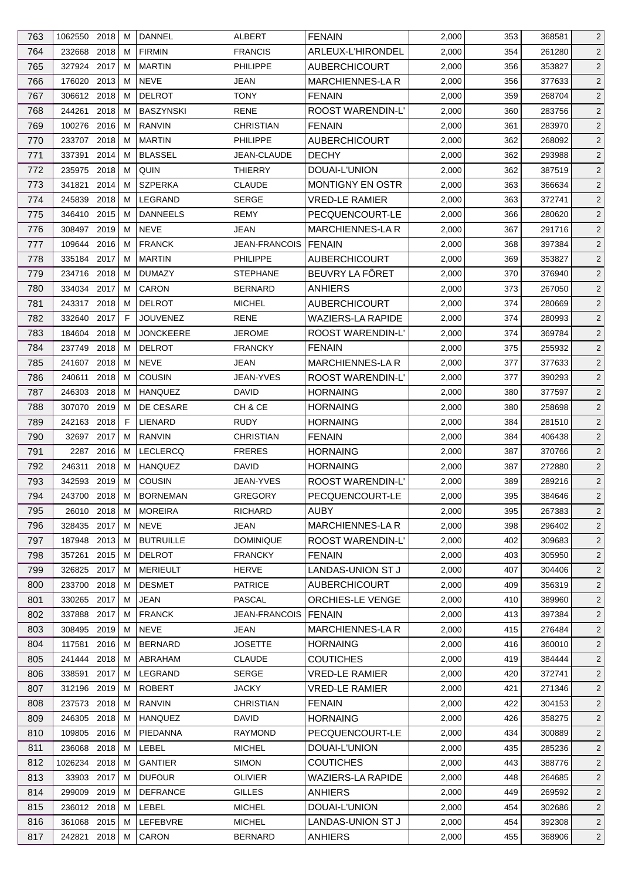| 763 | 1062550 | 2018 | M | DANNEL | ALBERT | FENAIN | 2,000 | 353 | 368581 | 2 |
|---|---|---|---|---|---|---|---|---|---|---|
| 764 | 232668 | 2018 | M | FIRMIN | FRANCIS | ARLEUX-L'HIRONDEL | 2,000 | 354 | 261280 | 2 |
| 765 | 327924 | 2017 | M | MARTIN | PHILIPPE | AUBERCHICOURT | 2,000 | 356 | 353827 | 2 |
| 766 | 176020 | 2013 | M | NEVE | JEAN | MARCHIENNES-LA R | 2,000 | 356 | 377633 | 2 |
| 767 | 306612 | 2018 | M | DELROT | TONY | FENAIN | 2,000 | 359 | 268704 | 2 |
| 768 | 244261 | 2018 | M | BASZYNSKI | RENE | ROOST WARENDIN-L' | 2,000 | 360 | 283756 | 2 |
| 769 | 100276 | 2016 | M | RANVIN | CHRISTIAN | FENAIN | 2,000 | 361 | 283970 | 2 |
| 770 | 233707 | 2018 | M | MARTIN | PHILIPPE | AUBERCHICOURT | 2,000 | 362 | 268092 | 2 |
| 771 | 337391 | 2014 | M | BLASSEL | JEAN-CLAUDE | DECHY | 2,000 | 362 | 293988 | 2 |
| 772 | 235975 | 2018 | M | QUIN | THIERRY | DOUAI-L'UNION | 2,000 | 362 | 387519 | 2 |
| 773 | 341821 | 2014 | M | SZPERKA | CLAUDE | MONTIGNY EN OSTR | 2,000 | 363 | 366634 | 2 |
| 774 | 245839 | 2018 | M | LEGRAND | SERGE | VRED-LE RAMIER | 2,000 | 363 | 372741 | 2 |
| 775 | 346410 | 2015 | M | DANNEELS | REMY | PECQUENCOURT-LE | 2,000 | 366 | 280620 | 2 |
| 776 | 308497 | 2019 | M | NEVE | JEAN | MARCHIENNES-LA R | 2,000 | 367 | 291716 | 2 |
| 777 | 109644 | 2016 | M | FRANCK | JEAN-FRANCOIS | FENAIN | 2,000 | 368 | 397384 | 2 |
| 778 | 335184 | 2017 | M | MARTIN | PHILIPPE | AUBERCHICOURT | 2,000 | 369 | 353827 | 2 |
| 779 | 234716 | 2018 | M | DUMAZY | STEPHANE | BEUVRY LA FÔRET | 2,000 | 370 | 376940 | 2 |
| 780 | 334034 | 2017 | M | CARON | BERNARD | ANHIERS | 2,000 | 373 | 267050 | 2 |
| 781 | 243317 | 2018 | M | DELROT | MICHEL | AUBERCHICOURT | 2,000 | 374 | 280669 | 2 |
| 782 | 332640 | 2017 | F | JOUVENEZ | RENE | WAZIERS-LA RAPIDE | 2,000 | 374 | 280993 | 2 |
| 783 | 184604 | 2018 | M | JONCKEERE | JEROME | ROOST WARENDIN-L' | 2,000 | 374 | 369784 | 2 |
| 784 | 237749 | 2018 | M | DELROT | FRANCKY | FENAIN | 2,000 | 375 | 255932 | 2 |
| 785 | 241607 | 2018 | M | NEVE | JEAN | MARCHIENNES-LA R | 2,000 | 377 | 377633 | 2 |
| 786 | 240611 | 2018 | M | COUSIN | JEAN-YVES | ROOST WARENDIN-L' | 2,000 | 377 | 390293 | 2 |
| 787 | 246303 | 2018 | M | HANQUEZ | DAVID | HORNAING | 2,000 | 380 | 377597 | 2 |
| 788 | 307070 | 2019 | M | DE CESARE | CH & CE | HORNAING | 2,000 | 380 | 258698 | 2 |
| 789 | 242163 | 2018 | F | LIENARD | RUDY | HORNAING | 2,000 | 384 | 281510 | 2 |
| 790 | 32697 | 2017 | M | RANVIN | CHRISTIAN | FENAIN | 2,000 | 384 | 406438 | 2 |
| 791 | 2287 | 2016 | M | LECLERCQ | FRERES | HORNAING | 2,000 | 387 | 370766 | 2 |
| 792 | 246311 | 2018 | M | HANQUEZ | DAVID | HORNAING | 2,000 | 387 | 272880 | 2 |
| 793 | 342593 | 2019 | M | COUSIN | JEAN-YVES | ROOST WARENDIN-L' | 2,000 | 389 | 289216 | 2 |
| 794 | 243700 | 2018 | M | BORNEMAN | GREGORY | PECQUENCOURT-LE | 2,000 | 395 | 384646 | 2 |
| 795 | 26010 | 2018 | M | MOREIRA | RICHARD | AUBY | 2,000 | 395 | 267383 | 2 |
| 796 | 328435 | 2017 | M | NEVE | JEAN | MARCHIENNES-LA R | 2,000 | 398 | 296402 | 2 |
| 797 | 187948 | 2013 | M | BUTRUILLE | DOMINIQUE | ROOST WARENDIN-L' | 2,000 | 402 | 309683 | 2 |
| 798 | 357261 | 2015 | M | DELROT | FRANCKY | FENAIN | 2,000 | 403 | 305950 | 2 |
| 799 | 326825 | 2017 | M | MERIEULT | HERVE | LANDAS-UNION ST J | 2,000 | 407 | 304406 | 2 |
| 800 | 233700 | 2018 | M | DESMET | PATRICE | AUBERCHICOURT | 2,000 | 409 | 356319 | 2 |
| 801 | 330265 | 2017 | M | JEAN | PASCAL | ORCHIES-LE VENGE | 2,000 | 410 | 389960 | 2 |
| 802 | 337888 | 2017 | M | FRANCK | JEAN-FRANCOIS | FENAIN | 2,000 | 413 | 397384 | 2 |
| 803 | 308495 | 2019 | M | NEVE | JEAN | MARCHIENNES-LA R | 2,000 | 415 | 276484 | 2 |
| 804 | 117581 | 2016 | M | BERNARD | JOSETTE | HORNAING | 2,000 | 416 | 360010 | 2 |
| 805 | 241444 | 2018 | M | ABRAHAM | CLAUDE | COUTICHES | 2,000 | 419 | 384444 | 2 |
| 806 | 338591 | 2017 | M | LEGRAND | SERGE | VRED-LE RAMIER | 2,000 | 420 | 372741 | 2 |
| 807 | 312196 | 2019 | M | ROBERT | JACKY | VRED-LE RAMIER | 2,000 | 421 | 271346 | 2 |
| 808 | 237573 | 2018 | M | RANVIN | CHRISTIAN | FENAIN | 2,000 | 422 | 304153 | 2 |
| 809 | 246305 | 2018 | M | HANQUEZ | DAVID | HORNAING | 2,000 | 426 | 358275 | 2 |
| 810 | 109805 | 2016 | M | PIEDANNA | RAYMOND | PECQUENCOURT-LE | 2,000 | 434 | 300889 | 2 |
| 811 | 236068 | 2018 | M | LEBEL | MICHEL | DOUAI-L'UNION | 2,000 | 435 | 285236 | 2 |
| 812 | 1026234 | 2018 | M | GANTIER | SIMON | COUTICHES | 2,000 | 443 | 388776 | 2 |
| 813 | 33903 | 2017 | M | DUFOUR | OLIVIER | WAZIERS-LA RAPIDE | 2,000 | 448 | 264685 | 2 |
| 814 | 299009 | 2019 | M | DEFRANCE | GILLES | ANHIERS | 2,000 | 449 | 269592 | 2 |
| 815 | 236012 | 2018 | M | LEBEL | MICHEL | DOUAI-L'UNION | 2,000 | 454 | 302686 | 2 |
| 816 | 361068 | 2015 | M | LEFEBVRE | MICHEL | LANDAS-UNION ST J | 2,000 | 454 | 392308 | 2 |
| 817 | 242821 | 2018 | M | CARON | BERNARD | ANHIERS | 2,000 | 455 | 368906 | 2 |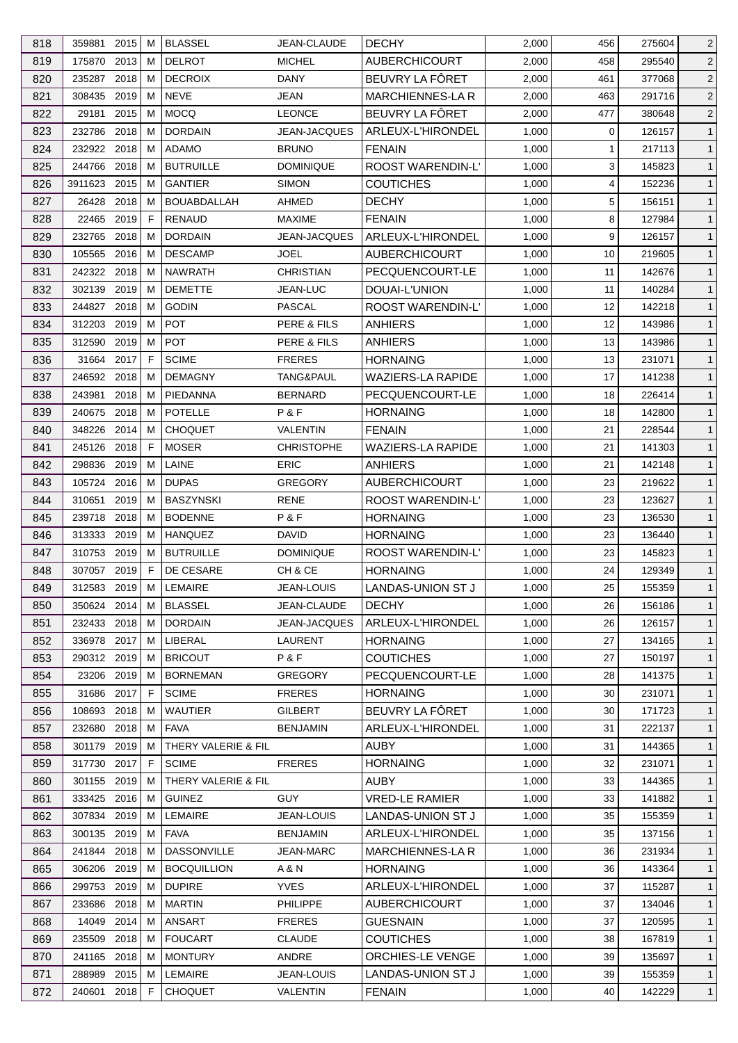| | | | | | | | | | | |
|---|---|---|---|---|---|---|---|---|---|---|
| 818 | 359881 | 2015 | M | BLASSEL | JEAN-CLAUDE | DECHY | 2,000 | 456 | 275604 | 2 |
| 819 | 175870 | 2013 | M | DELROT | MICHEL | AUBERCHICOURT | 2,000 | 458 | 295540 | 2 |
| 820 | 235287 | 2018 | M | DECROIX | DANY | BEUVRY LA FÔRET | 2,000 | 461 | 377068 | 2 |
| 821 | 308435 | 2019 | M | NEVE | JEAN | MARCHIENNES-LA R | 2,000 | 463 | 291716 | 2 |
| 822 | 29181 | 2015 | M | MOCQ | LEONCE | BEUVRY LA FÔRET | 2,000 | 477 | 380648 | 2 |
| 823 | 232786 | 2018 | M | DORDAIN | JEAN-JACQUES | ARLEUX-L'HIRONDEL | 1,000 | 0 | 126157 | 1 |
| 824 | 232922 | 2018 | M | ADAMO | BRUNO | FENAIN | 1,000 | 1 | 217113 | 1 |
| 825 | 244766 | 2018 | M | BUTRUILLE | DOMINIQUE | ROOST WARENDIN-L' | 1,000 | 3 | 145823 | 1 |
| 826 | 3911623 | 2015 | M | GANTIER | SIMON | COUTICHES | 1,000 | 4 | 152236 | 1 |
| 827 | 26428 | 2018 | M | BOUABDALLAH | AHMED | DECHY | 1,000 | 5 | 156151 | 1 |
| 828 | 22465 | 2019 | F | RENAUD | MAXIME | FENAIN | 1,000 | 8 | 127984 | 1 |
| 829 | 232765 | 2018 | M | DORDAIN | JEAN-JACQUES | ARLEUX-L'HIRONDEL | 1,000 | 9 | 126157 | 1 |
| 830 | 105565 | 2016 | M | DESCAMP | JOEL | AUBERCHICOURT | 1,000 | 10 | 219605 | 1 |
| 831 | 242322 | 2018 | M | NAWRATH | CHRISTIAN | PECQUENCOURT-LE | 1,000 | 11 | 142676 | 1 |
| 832 | 302139 | 2019 | M | DEMETTE | JEAN-LUC | DOUAI-L'UNION | 1,000 | 11 | 140284 | 1 |
| 833 | 244827 | 2018 | M | GODIN | PASCAL | ROOST WARENDIN-L' | 1,000 | 12 | 142218 | 1 |
| 834 | 312203 | 2019 | M | POT | PERE & FILS | ANHIERS | 1,000 | 12 | 143986 | 1 |
| 835 | 312590 | 2019 | M | POT | PERE & FILS | ANHIERS | 1,000 | 13 | 143986 | 1 |
| 836 | 31664 | 2017 | F | SCIME | FRERES | HORNAING | 1,000 | 13 | 231071 | 1 |
| 837 | 246592 | 2018 | M | DEMAGNY | TANG&PAUL | WAZIERS-LA RAPIDE | 1,000 | 17 | 141238 | 1 |
| 838 | 243981 | 2018 | M | PIEDANNA | BERNARD | PECQUENCOURT-LE | 1,000 | 18 | 226414 | 1 |
| 839 | 240675 | 2018 | M | POTELLE | P & F | HORNAING | 1,000 | 18 | 142800 | 1 |
| 840 | 348226 | 2014 | M | CHOQUET | VALENTIN | FENAIN | 1,000 | 21 | 228544 | 1 |
| 841 | 245126 | 2018 | F | MOSER | CHRISTOPHE | WAZIERS-LA RAPIDE | 1,000 | 21 | 141303 | 1 |
| 842 | 298836 | 2019 | M | LAINE | ERIC | ANHIERS | 1,000 | 21 | 142148 | 1 |
| 843 | 105724 | 2016 | M | DUPAS | GREGORY | AUBERCHICOURT | 1,000 | 23 | 219622 | 1 |
| 844 | 310651 | 2019 | M | BASZYNSKI | RENE | ROOST WARENDIN-L' | 1,000 | 23 | 123627 | 1 |
| 845 | 239718 | 2018 | M | BODENNE | P & F | HORNAING | 1,000 | 23 | 136530 | 1 |
| 846 | 313333 | 2019 | M | HANQUEZ | DAVID | HORNAING | 1,000 | 23 | 136440 | 1 |
| 847 | 310753 | 2019 | M | BUTRUILLE | DOMINIQUE | ROOST WARENDIN-L' | 1,000 | 23 | 145823 | 1 |
| 848 | 307057 | 2019 | F | DE CESARE | CH & CE | HORNAING | 1,000 | 24 | 129349 | 1 |
| 849 | 312583 | 2019 | M | LEMAIRE | JEAN-LOUIS | LANDAS-UNION ST J | 1,000 | 25 | 155359 | 1 |
| 850 | 350624 | 2014 | M | BLASSEL | JEAN-CLAUDE | DECHY | 1,000 | 26 | 156186 | 1 |
| 851 | 232433 | 2018 | M | DORDAIN | JEAN-JACQUES | ARLEUX-L'HIRONDEL | 1,000 | 26 | 126157 | 1 |
| 852 | 336978 | 2017 | M | LIBERAL | LAURENT | HORNAING | 1,000 | 27 | 134165 | 1 |
| 853 | 290312 | 2019 | M | BRICOUT | P & F | COUTICHES | 1,000 | 27 | 150197 | 1 |
| 854 | 23206 | 2019 | M | BORNEMAN | GREGORY | PECQUENCOURT-LE | 1,000 | 28 | 141375 | 1 |
| 855 | 31686 | 2017 | F | SCIME | FRERES | HORNAING | 1,000 | 30 | 231071 | 1 |
| 856 | 108693 | 2018 | M | WAUTIER | GILBERT | BEUVRY LA FÔRET | 1,000 | 30 | 171723 | 1 |
| 857 | 232680 | 2018 | M | FAVA | BENJAMIN | ARLEUX-L'HIRONDEL | 1,000 | 31 | 222137 | 1 |
| 858 | 301179 | 2019 | M | THERY VALERIE & FIL | | AUBY | 1,000 | 31 | 144365 | 1 |
| 859 | 317730 | 2017 | F | SCIME | FRERES | HORNAING | 1,000 | 32 | 231071 | 1 |
| 860 | 301155 | 2019 | M | THERY VALERIE & FIL | | AUBY | 1,000 | 33 | 144365 | 1 |
| 861 | 333425 | 2016 | M | GUINEZ | GUY | VRED-LE RAMIER | 1,000 | 33 | 141882 | 1 |
| 862 | 307834 | 2019 | M | LEMAIRE | JEAN-LOUIS | LANDAS-UNION ST J | 1,000 | 35 | 155359 | 1 |
| 863 | 300135 | 2019 | M | FAVA | BENJAMIN | ARLEUX-L'HIRONDEL | 1,000 | 35 | 137156 | 1 |
| 864 | 241844 | 2018 | M | DASSONVILLE | JEAN-MARC | MARCHIENNES-LA R | 1,000 | 36 | 231934 | 1 |
| 865 | 306206 | 2019 | M | BOCQUILLION | A & N | HORNAING | 1,000 | 36 | 143364 | 1 |
| 866 | 299753 | 2019 | M | DUPIRE | YVES | ARLEUX-L'HIRONDEL | 1,000 | 37 | 115287 | 1 |
| 867 | 233686 | 2018 | M | MARTIN | PHILIPPE | AUBERCHICOURT | 1,000 | 37 | 134046 | 1 |
| 868 | 14049 | 2014 | M | ANSART | FRERES | GUESNAIN | 1,000 | 37 | 120595 | 1 |
| 869 | 235509 | 2018 | M | FOUCART | CLAUDE | COUTICHES | 1,000 | 38 | 167819 | 1 |
| 870 | 241165 | 2018 | M | MONTURY | ANDRE | ORCHIES-LE VENGE | 1,000 | 39 | 135697 | 1 |
| 871 | 288989 | 2015 | M | LEMAIRE | JEAN-LOUIS | LANDAS-UNION ST J | 1,000 | 39 | 155359 | 1 |
| 872 | 240601 | 2018 | F | CHOQUET | VALENTIN | FENAIN | 1,000 | 40 | 142229 | 1 |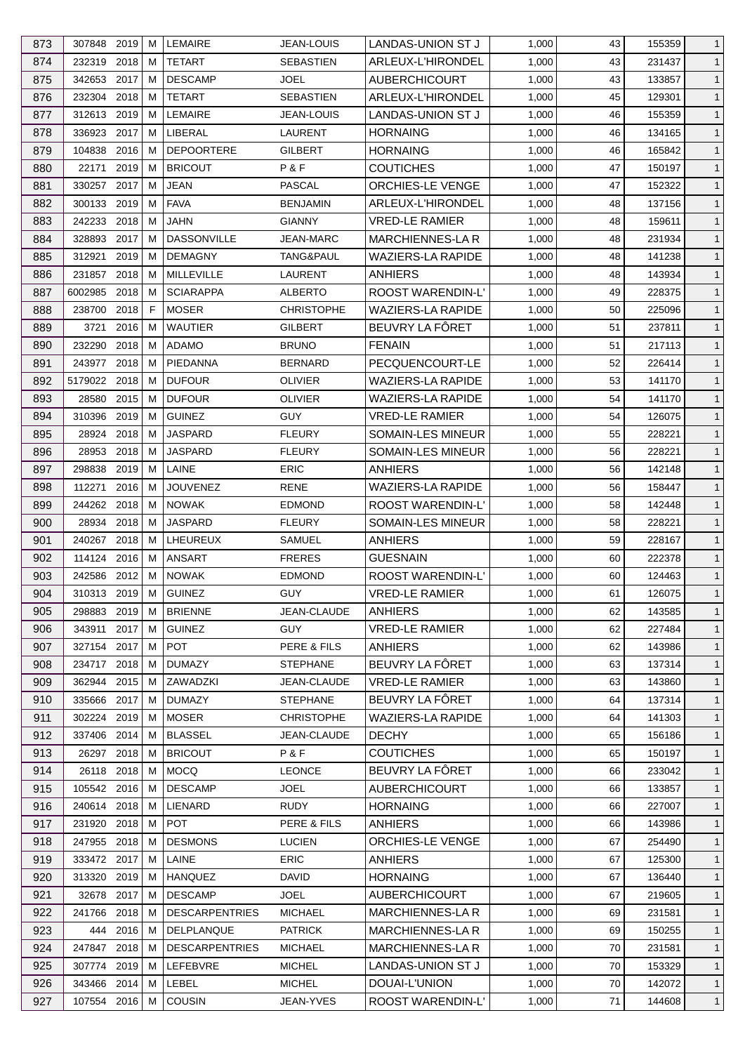| 873 | 307848 | 2019 | M | LEMAIRE | JEAN-LOUIS | LANDAS-UNION ST J | 1,000 | 43 | 155359 | 1 |
|---|---|---|---|---|---|---|---|---|---|---|
| 874 | 232319 | 2018 | M | TETART | SEBASTIEN | ARLEUX-L'HIRONDEL | 1,000 | 43 | 231437 | 1 |
| 875 | 342653 | 2017 | M | DESCAMP | JOEL | AUBERCHICOURT | 1,000 | 43 | 133857 | 1 |
| 876 | 232304 | 2018 | M | TETART | SEBASTIEN | ARLEUX-L'HIRONDEL | 1,000 | 45 | 129301 | 1 |
| 877 | 312613 | 2019 | M | LEMAIRE | JEAN-LOUIS | LANDAS-UNION ST J | 1,000 | 46 | 155359 | 1 |
| 878 | 336923 | 2017 | M | LIBERAL | LAURENT | HORNAING | 1,000 | 46 | 134165 | 1 |
| 879 | 104838 | 2016 | M | DEPOORTERE | GILBERT | HORNAING | 1,000 | 46 | 165842 | 1 |
| 880 | 22171 | 2019 | M | BRICOUT | P & F | COUTICHES | 1,000 | 47 | 150197 | 1 |
| 881 | 330257 | 2017 | M | JEAN | PASCAL | ORCHIES-LE VENGE | 1,000 | 47 | 152322 | 1 |
| 882 | 300133 | 2019 | M | FAVA | BENJAMIN | ARLEUX-L'HIRONDEL | 1,000 | 48 | 137156 | 1 |
| 883 | 242233 | 2018 | M | JAHN | GIANNY | VRED-LE RAMIER | 1,000 | 48 | 159611 | 1 |
| 884 | 328893 | 2017 | M | DASSONVILLE | JEAN-MARC | MARCHIENNES-LA R | 1,000 | 48 | 231934 | 1 |
| 885 | 312921 | 2019 | M | DEMAGNY | TANG&PAUL | WAZIERS-LA RAPIDE | 1,000 | 48 | 141238 | 1 |
| 886 | 231857 | 2018 | M | MILLEVILLE | LAURENT | ANHIERS | 1,000 | 48 | 143934 | 1 |
| 887 | 6002985 | 2018 | M | SCIARAPPA | ALBERTO | ROOST WARENDIN-L' | 1,000 | 49 | 228375 | 1 |
| 888 | 238700 | 2018 | F | MOSER | CHRISTOPHE | WAZIERS-LA RAPIDE | 1,000 | 50 | 225096 | 1 |
| 889 | 3721 | 2016 | M | WAUTIER | GILBERT | BEUVRY LA FÔRET | 1,000 | 51 | 237811 | 1 |
| 890 | 232290 | 2018 | M | ADAMO | BRUNO | FENAIN | 1,000 | 51 | 217113 | 1 |
| 891 | 243977 | 2018 | M | PIEDANNA | BERNARD | PECQUENCOURT-LE | 1,000 | 52 | 226414 | 1 |
| 892 | 5179022 | 2018 | M | DUFOUR | OLIVIER | WAZIERS-LA RAPIDE | 1,000 | 53 | 141170 | 1 |
| 893 | 28580 | 2015 | M | DUFOUR | OLIVIER | WAZIERS-LA RAPIDE | 1,000 | 54 | 141170 | 1 |
| 894 | 310396 | 2019 | M | GUINEZ | GUY | VRED-LE RAMIER | 1,000 | 54 | 126075 | 1 |
| 895 | 28924 | 2018 | M | JASPARD | FLEURY | SOMAIN-LES MINEUR | 1,000 | 55 | 228221 | 1 |
| 896 | 28953 | 2018 | M | JASPARD | FLEURY | SOMAIN-LES MINEUR | 1,000 | 56 | 228221 | 1 |
| 897 | 298838 | 2019 | M | LAINE | ERIC | ANHIERS | 1,000 | 56 | 142148 | 1 |
| 898 | 112271 | 2016 | M | JOUVENEZ | RENE | WAZIERS-LA RAPIDE | 1,000 | 56 | 158447 | 1 |
| 899 | 244262 | 2018 | M | NOWAK | EDMOND | ROOST WARENDIN-L' | 1,000 | 58 | 142448 | 1 |
| 900 | 28934 | 2018 | M | JASPARD | FLEURY | SOMAIN-LES MINEUR | 1,000 | 58 | 228221 | 1 |
| 901 | 240267 | 2018 | M | LHEUREUX | SAMUEL | ANHIERS | 1,000 | 59 | 228167 | 1 |
| 902 | 114124 | 2016 | M | ANSART | FRERES | GUESNAIN | 1,000 | 60 | 222378 | 1 |
| 903 | 242586 | 2012 | M | NOWAK | EDMOND | ROOST WARENDIN-L' | 1,000 | 60 | 124463 | 1 |
| 904 | 310313 | 2019 | M | GUINEZ | GUY | VRED-LE RAMIER | 1,000 | 61 | 126075 | 1 |
| 905 | 298883 | 2019 | M | BRIENNE | JEAN-CLAUDE | ANHIERS | 1,000 | 62 | 143585 | 1 |
| 906 | 343911 | 2017 | M | GUINEZ | GUY | VRED-LE RAMIER | 1,000 | 62 | 227484 | 1 |
| 907 | 327154 | 2017 | M | POT | PERE & FILS | ANHIERS | 1,000 | 62 | 143986 | 1 |
| 908 | 234717 | 2018 | M | DUMAZY | STEPHANE | BEUVRY LA FÔRET | 1,000 | 63 | 137314 | 1 |
| 909 | 362944 | 2015 | M | ZAWADZKI | JEAN-CLAUDE | VRED-LE RAMIER | 1,000 | 63 | 143860 | 1 |
| 910 | 335666 | 2017 | M | DUMAZY | STEPHANE | BEUVRY LA FÔRET | 1,000 | 64 | 137314 | 1 |
| 911 | 302224 | 2019 | M | MOSER | CHRISTOPHE | WAZIERS-LA RAPIDE | 1,000 | 64 | 141303 | 1 |
| 912 | 337406 | 2014 | M | BLASSEL | JEAN-CLAUDE | DECHY | 1,000 | 65 | 156186 | 1 |
| 913 | 26297 | 2018 | M | BRICOUT | P & F | COUTICHES | 1,000 | 65 | 150197 | 1 |
| 914 | 26118 | 2018 | M | MOCQ | LEONCE | BEUVRY LA FÔRET | 1,000 | 66 | 233042 | 1 |
| 915 | 105542 | 2016 | M | DESCAMP | JOEL | AUBERCHICOURT | 1,000 | 66 | 133857 | 1 |
| 916 | 240614 | 2018 | M | LIENARD | RUDY | HORNAING | 1,000 | 66 | 227007 | 1 |
| 917 | 231920 | 2018 | M | POT | PERE & FILS | ANHIERS | 1,000 | 66 | 143986 | 1 |
| 918 | 247955 | 2018 | M | DESMONS | LUCIEN | ORCHIES-LE VENGE | 1,000 | 67 | 254490 | 1 |
| 919 | 333472 | 2017 | M | LAINE | ERIC | ANHIERS | 1,000 | 67 | 125300 | 1 |
| 920 | 313320 | 2019 | M | HANQUEZ | DAVID | HORNAING | 1,000 | 67 | 136440 | 1 |
| 921 | 32678 | 2017 | M | DESCAMP | JOEL | AUBERCHICOURT | 1,000 | 67 | 219605 | 1 |
| 922 | 241766 | 2018 | M | DESCARPENTRIES | MICHAEL | MARCHIENNES-LA R | 1,000 | 69 | 231581 | 1 |
| 923 | 444 | 2016 | M | DELPLANQUE | PATRICK | MARCHIENNES-LA R | 1,000 | 69 | 150255 | 1 |
| 924 | 247847 | 2018 | M | DESCARPENTRIES | MICHAEL | MARCHIENNES-LA R | 1,000 | 70 | 231581 | 1 |
| 925 | 307774 | 2019 | M | LEFEBVRE | MICHEL | LANDAS-UNION ST J | 1,000 | 70 | 153329 | 1 |
| 926 | 343466 | 2014 | M | LEBEL | MICHEL | DOUAI-L'UNION | 1,000 | 70 | 142072 | 1 |
| 927 | 107554 | 2016 | M | COUSIN | JEAN-YVES | ROOST WARENDIN-L' | 1,000 | 71 | 144608 | 1 |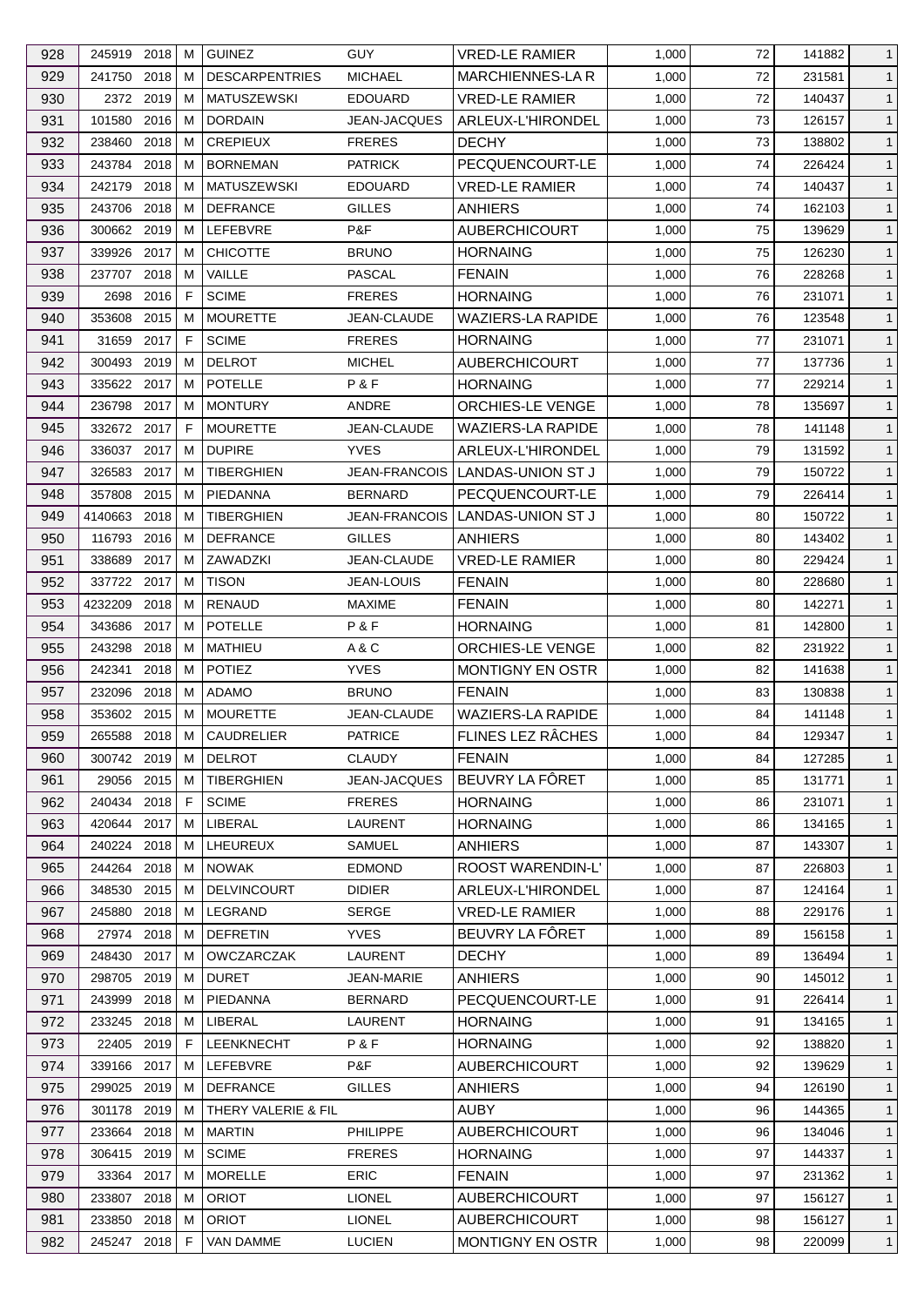| | | | | | | | | | | |
|---|---|---|---|---|---|---|---|---|---|---|
| 928 | 245919 | 2018 | M | GUINEZ | GUY | VRED-LE RAMIER | 1,000 | 72 | 141882 | 1 |
| 929 | 241750 | 2018 | M | DESCARPENTRIES | MICHAEL | MARCHIENNES-LA R | 1,000 | 72 | 231581 | 1 |
| 930 | 2372 | 2019 | M | MATUSZEWSKI | EDOUARD | VRED-LE RAMIER | 1,000 | 72 | 140437 | 1 |
| 931 | 101580 | 2016 | M | DORDAIN | JEAN-JACQUES | ARLEUX-L'HIRONDEL | 1,000 | 73 | 126157 | 1 |
| 932 | 238460 | 2018 | M | CREPIEUX | FRERES | DECHY | 1,000 | 73 | 138802 | 1 |
| 933 | 243784 | 2018 | M | BORNEMAN | PATRICK | PECQUENCOURT-LE | 1,000 | 74 | 226424 | 1 |
| 934 | 242179 | 2018 | M | MATUSZEWSKI | EDOUARD | VRED-LE RAMIER | 1,000 | 74 | 140437 | 1 |
| 935 | 243706 | 2018 | M | DEFRANCE | GILLES | ANHIERS | 1,000 | 74 | 162103 | 1 |
| 936 | 300662 | 2019 | M | LEFEBVRE | P&F | AUBERCHICOURT | 1,000 | 75 | 139629 | 1 |
| 937 | 339926 | 2017 | M | CHICOTTE | BRUNO | HORNAING | 1,000 | 75 | 126230 | 1 |
| 938 | 237707 | 2018 | M | VAILLE | PASCAL | FENAIN | 1,000 | 76 | 228268 | 1 |
| 939 | 2698 | 2016 | F | SCIME | FRERES | HORNAING | 1,000 | 76 | 231071 | 1 |
| 940 | 353608 | 2015 | M | MOURETTE | JEAN-CLAUDE | WAZIERS-LA RAPIDE | 1,000 | 76 | 123548 | 1 |
| 941 | 31659 | 2017 | F | SCIME | FRERES | HORNAING | 1,000 | 77 | 231071 | 1 |
| 942 | 300493 | 2019 | M | DELROT | MICHEL | AUBERCHICOURT | 1,000 | 77 | 137736 | 1 |
| 943 | 335622 | 2017 | M | POTELLE | P & F | HORNAING | 1,000 | 77 | 229214 | 1 |
| 944 | 236798 | 2017 | M | MONTURY | ANDRE | ORCHIES-LE VENGE | 1,000 | 78 | 135697 | 1 |
| 945 | 332672 | 2017 | F | MOURETTE | JEAN-CLAUDE | WAZIERS-LA RAPIDE | 1,000 | 78 | 141148 | 1 |
| 946 | 336037 | 2017 | M | DUPIRE | YVES | ARLEUX-L'HIRONDEL | 1,000 | 79 | 131592 | 1 |
| 947 | 326583 | 2017 | M | TIBERGHIEN | JEAN-FRANCOIS | LANDAS-UNION ST J | 1,000 | 79 | 150722 | 1 |
| 948 | 357808 | 2015 | M | PIEDANNA | BERNARD | PECQUENCOURT-LE | 1,000 | 79 | 226414 | 1 |
| 949 | 4140663 | 2018 | M | TIBERGHIEN | JEAN-FRANCOIS | LANDAS-UNION ST J | 1,000 | 80 | 150722 | 1 |
| 950 | 116793 | 2016 | M | DEFRANCE | GILLES | ANHIERS | 1,000 | 80 | 143402 | 1 |
| 951 | 338689 | 2017 | M | ZAWADZKI | JEAN-CLAUDE | VRED-LE RAMIER | 1,000 | 80 | 229424 | 1 |
| 952 | 337722 | 2017 | M | TISON | JEAN-LOUIS | FENAIN | 1,000 | 80 | 228680 | 1 |
| 953 | 4232209 | 2018 | M | RENAUD | MAXIME | FENAIN | 1,000 | 80 | 142271 | 1 |
| 954 | 343686 | 2017 | M | POTELLE | P & F | HORNAING | 1,000 | 81 | 142800 | 1 |
| 955 | 243298 | 2018 | M | MATHIEU | A & C | ORCHIES-LE VENGE | 1,000 | 82 | 231922 | 1 |
| 956 | 242341 | 2018 | M | POTIEZ | YVES | MONTIGNY EN OSTR | 1,000 | 82 | 141638 | 1 |
| 957 | 232096 | 2018 | M | ADAMO | BRUNO | FENAIN | 1,000 | 83 | 130838 | 1 |
| 958 | 353602 | 2015 | M | MOURETTE | JEAN-CLAUDE | WAZIERS-LA RAPIDE | 1,000 | 84 | 141148 | 1 |
| 959 | 265588 | 2018 | M | CAUDRELIER | PATRICE | FLINES LEZ RÂCHES | 1,000 | 84 | 129347 | 1 |
| 960 | 300742 | 2019 | M | DELROT | CLAUDY | FENAIN | 1,000 | 84 | 127285 | 1 |
| 961 | 29056 | 2015 | M | TIBERGHIEN | JEAN-JACQUES | BEUVRY LA FÔRET | 1,000 | 85 | 131771 | 1 |
| 962 | 240434 | 2018 | F | SCIME | FRERES | HORNAING | 1,000 | 86 | 231071 | 1 |
| 963 | 420644 | 2017 | M | LIBERAL | LAURENT | HORNAING | 1,000 | 86 | 134165 | 1 |
| 964 | 240224 | 2018 | M | LHEUREUX | SAMUEL | ANHIERS | 1,000 | 87 | 143307 | 1 |
| 965 | 244264 | 2018 | M | NOWAK | EDMOND | ROOST WARENDIN-L' | 1,000 | 87 | 226803 | 1 |
| 966 | 348530 | 2015 | M | DELVINCOURT | DIDIER | ARLEUX-L'HIRONDEL | 1,000 | 87 | 124164 | 1 |
| 967 | 245880 | 2018 | M | LEGRAND | SERGE | VRED-LE RAMIER | 1,000 | 88 | 229176 | 1 |
| 968 | 27974 | 2018 | M | DEFRETIN | YVES | BEUVRY LA FÔRET | 1,000 | 89 | 156158 | 1 |
| 969 | 248430 | 2017 | M | OWCZARCZAK | LAURENT | DECHY | 1,000 | 89 | 136494 | 1 |
| 970 | 298705 | 2019 | M | DURET | JEAN-MARIE | ANHIERS | 1,000 | 90 | 145012 | 1 |
| 971 | 243999 | 2018 | M | PIEDANNA | BERNARD | PECQUENCOURT-LE | 1,000 | 91 | 226414 | 1 |
| 972 | 233245 | 2018 | M | LIBERAL | LAURENT | HORNAING | 1,000 | 91 | 134165 | 1 |
| 973 | 22405 | 2019 | F | LEENKNECHT | P & F | HORNAING | 1,000 | 92 | 138820 | 1 |
| 974 | 339166 | 2017 | M | LEFEBVRE | P&F | AUBERCHICOURT | 1,000 | 92 | 139629 | 1 |
| 975 | 299025 | 2019 | M | DEFRANCE | GILLES | ANHIERS | 1,000 | 94 | 126190 | 1 |
| 976 | 301178 | 2019 | M | THERY VALERIE & FIL | | AUBY | 1,000 | 96 | 144365 | 1 |
| 977 | 233664 | 2018 | M | MARTIN | PHILIPPE | AUBERCHICOURT | 1,000 | 96 | 134046 | 1 |
| 978 | 306415 | 2019 | M | SCIME | FRERES | HORNAING | 1,000 | 97 | 144337 | 1 |
| 979 | 33364 | 2017 | M | MORELLE | ERIC | FENAIN | 1,000 | 97 | 231362 | 1 |
| 980 | 233807 | 2018 | M | ORIOT | LIONEL | AUBERCHICOURT | 1,000 | 97 | 156127 | 1 |
| 981 | 233850 | 2018 | M | ORIOT | LIONEL | AUBERCHICOURT | 1,000 | 98 | 156127 | 1 |
| 982 | 245247 | 2018 | F | VAN DAMME | LUCIEN | MONTIGNY EN OSTR | 1,000 | 98 | 220099 | 1 |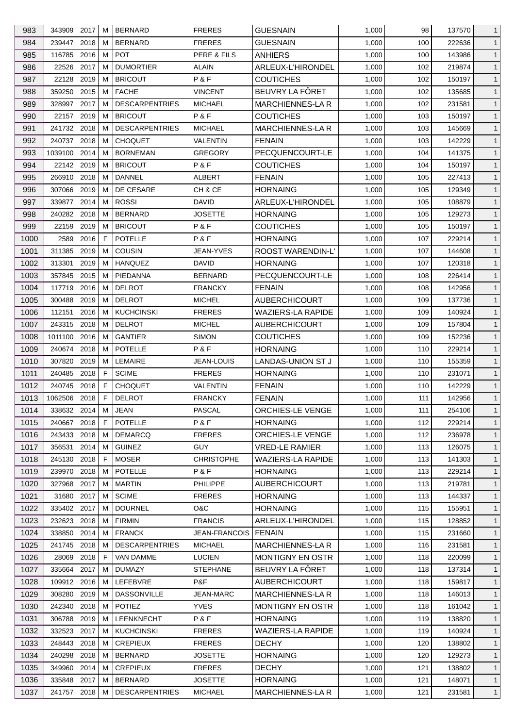| 983 | 343909 | 2017 | M | BERNARD | FRERES | GUESNAIN | 1,000 | 98 | 137570 | 1 |
|---|---|---|---|---|---|---|---|---|---|---|
| 984 | 239447 | 2018 | M | BERNARD | FRERES | GUESNAIN | 1,000 | 100 | 222636 | 1 |
| 985 | 116785 | 2016 | M | POT | PERE & FILS | ANHIERS | 1,000 | 100 | 143986 | 1 |
| 986 | 22526 | 2017 | M | DUMORTIER | ALAIN | ARLEUX-L'HIRONDEL | 1,000 | 102 | 219874 | 1 |
| 987 | 22128 | 2019 | M | BRICOUT | P & F | COUTICHES | 1,000 | 102 | 150197 | 1 |
| 988 | 359250 | 2015 | M | FACHE | VINCENT | BEUVRY LA FÔRET | 1,000 | 102 | 135685 | 1 |
| 989 | 328997 | 2017 | M | DESCARPENTRIES | MICHAEL | MARCHIENNES-LA R | 1,000 | 102 | 231581 | 1 |
| 990 | 22157 | 2019 | M | BRICOUT | P & F | COUTICHES | 1,000 | 103 | 150197 | 1 |
| 991 | 241732 | 2018 | M | DESCARPENTRIES | MICHAEL | MARCHIENNES-LA R | 1,000 | 103 | 145669 | 1 |
| 992 | 240737 | 2018 | M | CHOQUET | VALENTIN | FENAIN | 1,000 | 103 | 142229 | 1 |
| 993 | 1039100 | 2014 | M | BORNEMAN | GREGORY | PECQUENCOURT-LE | 1,000 | 104 | 141375 | 1 |
| 994 | 22142 | 2019 | M | BRICOUT | P & F | COUTICHES | 1,000 | 104 | 150197 | 1 |
| 995 | 266910 | 2018 | M | DANNEL | ALBERT | FENAIN | 1,000 | 105 | 227413 | 1 |
| 996 | 307066 | 2019 | M | DE CESARE | CH & CE | HORNAING | 1,000 | 105 | 129349 | 1 |
| 997 | 339877 | 2014 | M | ROSSI | DAVID | ARLEUX-L'HIRONDEL | 1,000 | 105 | 108879 | 1 |
| 998 | 240282 | 2018 | M | BERNARD | JOSETTE | HORNAING | 1,000 | 105 | 129273 | 1 |
| 999 | 22159 | 2019 | M | BRICOUT | P & F | COUTICHES | 1,000 | 105 | 150197 | 1 |
| 1000 | 2589 | 2016 | F | POTELLE | P & F | HORNAING | 1,000 | 107 | 229214 | 1 |
| 1001 | 311385 | 2019 | M | COUSIN | JEAN-YVES | ROOST WARENDIN-L' | 1,000 | 107 | 144608 | 1 |
| 1002 | 313301 | 2019 | M | HANQUEZ | DAVID | HORNAING | 1,000 | 107 | 120318 | 1 |
| 1003 | 357845 | 2015 | M | PIEDANNA | BERNARD | PECQUENCOURT-LE | 1,000 | 108 | 226414 | 1 |
| 1004 | 117719 | 2016 | M | DELROT | FRANCKY | FENAIN | 1,000 | 108 | 142956 | 1 |
| 1005 | 300488 | 2019 | M | DELROT | MICHEL | AUBERCHICOURT | 1,000 | 109 | 137736 | 1 |
| 1006 | 112151 | 2016 | M | KUCHCINSKI | FRERES | WAZIERS-LA RAPIDE | 1,000 | 109 | 140924 | 1 |
| 1007 | 243315 | 2018 | M | DELROT | MICHEL | AUBERCHICOURT | 1,000 | 109 | 157804 | 1 |
| 1008 | 1011100 | 2016 | M | GANTIER | SIMON | COUTICHES | 1,000 | 109 | 152236 | 1 |
| 1009 | 240674 | 2018 | M | POTELLE | P & F | HORNAING | 1,000 | 110 | 229214 | 1 |
| 1010 | 307820 | 2019 | M | LEMAIRE | JEAN-LOUIS | LANDAS-UNION ST J | 1,000 | 110 | 155359 | 1 |
| 1011 | 240485 | 2018 | F | SCIME | FRERES | HORNAING | 1,000 | 110 | 231071 | 1 |
| 1012 | 240745 | 2018 | F | CHOQUET | VALENTIN | FENAIN | 1,000 | 110 | 142229 | 1 |
| 1013 | 1062506 | 2018 | F | DELROT | FRANCKY | FENAIN | 1,000 | 111 | 142956 | 1 |
| 1014 | 338632 | 2014 | M | JEAN | PASCAL | ORCHIES-LE VENGE | 1,000 | 111 | 254106 | 1 |
| 1015 | 240667 | 2018 | F | POTELLE | P & F | HORNAING | 1,000 | 112 | 229214 | 1 |
| 1016 | 243433 | 2018 | M | DEMARCQ | FRERES | ORCHIES-LE VENGE | 1,000 | 112 | 236978 | 1 |
| 1017 | 356531 | 2014 | M | GUINEZ | GUY | VRED-LE RAMIER | 1,000 | 113 | 126075 | 1 |
| 1018 | 245130 | 2018 | F | MOSER | CHRISTOPHE | WAZIERS-LA RAPIDE | 1,000 | 113 | 141303 | 1 |
| 1019 | 239970 | 2018 | M | POTELLE | P & F | HORNAING | 1,000 | 113 | 229214 | 1 |
| 1020 | 327968 | 2017 | M | MARTIN | PHILIPPE | AUBERCHICOURT | 1,000 | 113 | 219781 | 1 |
| 1021 | 31680 | 2017 | M | SCIME | FRERES | HORNAING | 1,000 | 113 | 144337 | 1 |
| 1022 | 335402 | 2017 | M | DOURNEL | O&C | HORNAING | 1,000 | 115 | 155951 | 1 |
| 1023 | 232623 | 2018 | M | FIRMIN | FRANCIS | ARLEUX-L'HIRONDEL | 1,000 | 115 | 128852 | 1 |
| 1024 | 338850 | 2014 | M | FRANCK | JEAN-FRANCOIS | FENAIN | 1,000 | 115 | 231660 | 1 |
| 1025 | 241745 | 2018 | M | DESCARPENTRIES | MICHAEL | MARCHIENNES-LA R | 1,000 | 116 | 231581 | 1 |
| 1026 | 28069 | 2018 | F | VAN DAMME | LUCIEN | MONTIGNY EN OSTR | 1,000 | 118 | 220099 | 1 |
| 1027 | 335664 | 2017 | M | DUMAZY | STEPHANE | BEUVRY LA FÔRET | 1,000 | 118 | 137314 | 1 |
| 1028 | 109912 | 2016 | M | LEFEBVRE | P&F | AUBERCHICOURT | 1,000 | 118 | 159817 | 1 |
| 1029 | 308280 | 2019 | M | DASSONVILLE | JEAN-MARC | MARCHIENNES-LA R | 1,000 | 118 | 146013 | 1 |
| 1030 | 242340 | 2018 | M | POTIEZ | YVES | MONTIGNY EN OSTR | 1,000 | 118 | 161042 | 1 |
| 1031 | 306788 | 2019 | M | LEENKNECHT | P & F | HORNAING | 1,000 | 119 | 138820 | 1 |
| 1032 | 332523 | 2017 | M | KUCHCINSKI | FRERES | WAZIERS-LA RAPIDE | 1,000 | 119 | 140924 | 1 |
| 1033 | 248443 | 2018 | M | CREPIEUX | FRERES | DECHY | 1,000 | 120 | 138802 | 1 |
| 1034 | 240298 | 2018 | M | BERNARD | JOSETTE | HORNAING | 1,000 | 120 | 129273 | 1 |
| 1035 | 349960 | 2014 | M | CREPIEUX | FRERES | DECHY | 1,000 | 121 | 138802 | 1 |
| 1036 | 335848 | 2017 | M | BERNARD | JOSETTE | HORNAING | 1,000 | 121 | 148071 | 1 |
| 1037 | 241757 | 2018 | M | DESCARPENTRIES | MICHAEL | MARCHIENNES-LA R | 1,000 | 121 | 231581 | 1 |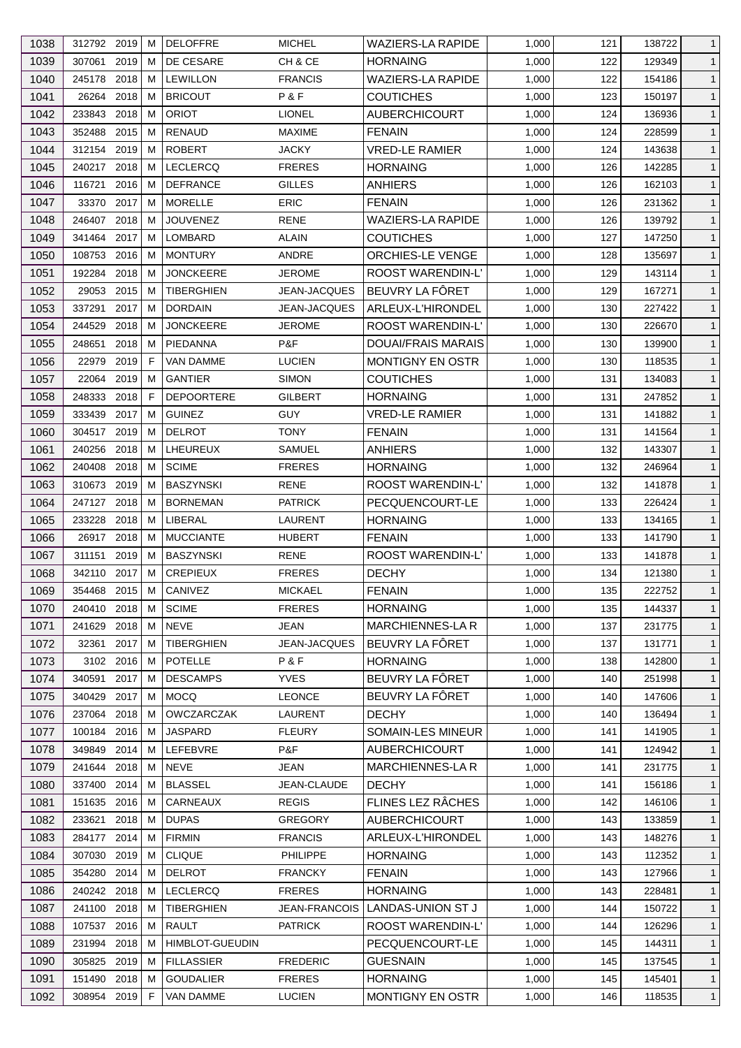| 1038 | 312792 | 2019 | M | DELOFFRE | MICHEL | WAZIERS-LA RAPIDE | 1,000 | 121 | 138722 | 1 |
|---|---|---|---|---|---|---|---|---|---|---|
| 1039 | 307061 | 2019 | M | DE CESARE | CH & CE | HORNAING | 1,000 | 122 | 129349 | 1 |
| 1040 | 245178 | 2018 | M | LEWILLON | FRANCIS | WAZIERS-LA RAPIDE | 1,000 | 122 | 154186 | 1 |
| 1041 | 26264 | 2018 | M | BRICOUT | P & F | COUTICHES | 1,000 | 123 | 150197 | 1 |
| 1042 | 233843 | 2018 | M | ORIOT | LIONEL | AUBERCHICOURT | 1,000 | 124 | 136936 | 1 |
| 1043 | 352488 | 2015 | M | RENAUD | MAXIME | FENAIN | 1,000 | 124 | 228599 | 1 |
| 1044 | 312154 | 2019 | M | ROBERT | JACKY | VRED-LE RAMIER | 1,000 | 124 | 143638 | 1 |
| 1045 | 240217 | 2018 | M | LECLERCQ | FRERES | HORNAING | 1,000 | 126 | 142285 | 1 |
| 1046 | 116721 | 2016 | M | DEFRANCE | GILLES | ANHIERS | 1,000 | 126 | 162103 | 1 |
| 1047 | 33370 | 2017 | M | MORELLE | ERIC | FENAIN | 1,000 | 126 | 231362 | 1 |
| 1048 | 246407 | 2018 | M | JOUVENEZ | RENE | WAZIERS-LA RAPIDE | 1,000 | 126 | 139792 | 1 |
| 1049 | 341464 | 2017 | M | LOMBARD | ALAIN | COUTICHES | 1,000 | 127 | 147250 | 1 |
| 1050 | 108753 | 2016 | M | MONTURY | ANDRE | ORCHIES-LE VENGE | 1,000 | 128 | 135697 | 1 |
| 1051 | 192284 | 2018 | M | JONCKEERE | JEROME | ROOST WARENDIN-L' | 1,000 | 129 | 143114 | 1 |
| 1052 | 29053 | 2015 | M | TIBERGHIEN | JEAN-JACQUES | BEUVRY LA FÔRET | 1,000 | 129 | 167271 | 1 |
| 1053 | 337291 | 2017 | M | DORDAIN | JEAN-JACQUES | ARLEUX-L'HIRONDEL | 1,000 | 130 | 227422 | 1 |
| 1054 | 244529 | 2018 | M | JONCKEERE | JEROME | ROOST WARENDIN-L' | 1,000 | 130 | 226670 | 1 |
| 1055 | 248651 | 2018 | M | PIEDANNA | P&F | DOUAI/FRAIS MARAIS | 1,000 | 130 | 139900 | 1 |
| 1056 | 22979 | 2019 | F | VAN DAMME | LUCIEN | MONTIGNY EN OSTR | 1,000 | 130 | 118535 | 1 |
| 1057 | 22064 | 2019 | M | GANTIER | SIMON | COUTICHES | 1,000 | 131 | 134083 | 1 |
| 1058 | 248333 | 2018 | F | DEPOORTERE | GILBERT | HORNAING | 1,000 | 131 | 247852 | 1 |
| 1059 | 333439 | 2017 | M | GUINEZ | GUY | VRED-LE RAMIER | 1,000 | 131 | 141882 | 1 |
| 1060 | 304517 | 2019 | M | DELROT | TONY | FENAIN | 1,000 | 131 | 141564 | 1 |
| 1061 | 240256 | 2018 | M | LHEUREUX | SAMUEL | ANHIERS | 1,000 | 132 | 143307 | 1 |
| 1062 | 240408 | 2018 | M | SCIME | FRERES | HORNAING | 1,000 | 132 | 246964 | 1 |
| 1063 | 310673 | 2019 | M | BASZYNSKI | RENE | ROOST WARENDIN-L' | 1,000 | 132 | 141878 | 1 |
| 1064 | 247127 | 2018 | M | BORNEMAN | PATRICK | PECQUENCOURT-LE | 1,000 | 133 | 226424 | 1 |
| 1065 | 233228 | 2018 | M | LIBERAL | LAURENT | HORNAING | 1,000 | 133 | 134165 | 1 |
| 1066 | 26917 | 2018 | M | MUCCIANTE | HUBERT | FENAIN | 1,000 | 133 | 141790 | 1 |
| 1067 | 311151 | 2019 | M | BASZYNSKI | RENE | ROOST WARENDIN-L' | 1,000 | 133 | 141878 | 1 |
| 1068 | 342110 | 2017 | M | CREPIEUX | FRERES | DECHY | 1,000 | 134 | 121380 | 1 |
| 1069 | 354468 | 2015 | M | CANIVEZ | MICKAEL | FENAIN | 1,000 | 135 | 222752 | 1 |
| 1070 | 240410 | 2018 | M | SCIME | FRERES | HORNAING | 1,000 | 135 | 144337 | 1 |
| 1071 | 241629 | 2018 | M | NEVE | JEAN | MARCHIENNES-LA R | 1,000 | 137 | 231775 | 1 |
| 1072 | 32361 | 2017 | M | TIBERGHIEN | JEAN-JACQUES | BEUVRY LA FÔRET | 1,000 | 137 | 131771 | 1 |
| 1073 | 3102 | 2016 | M | POTELLE | P & F | HORNAING | 1,000 | 138 | 142800 | 1 |
| 1074 | 340591 | 2017 | M | DESCAMPS | YVES | BEUVRY LA FÔRET | 1,000 | 140 | 251998 | 1 |
| 1075 | 340429 | 2017 | M | MOCQ | LEONCE | BEUVRY LA FÔRET | 1,000 | 140 | 147606 | 1 |
| 1076 | 237064 | 2018 | M | OWCZARCZAK | LAURENT | DECHY | 1,000 | 140 | 136494 | 1 |
| 1077 | 100184 | 2016 | M | JASPARD | FLEURY | SOMAIN-LES MINEUR | 1,000 | 141 | 141905 | 1 |
| 1078 | 349849 | 2014 | M | LEFEBVRE | P&F | AUBERCHICOURT | 1,000 | 141 | 124942 | 1 |
| 1079 | 241644 | 2018 | M | NEVE | JEAN | MARCHIENNES-LA R | 1,000 | 141 | 231775 | 1 |
| 1080 | 337400 | 2014 | M | BLASSEL | JEAN-CLAUDE | DECHY | 1,000 | 141 | 156186 | 1 |
| 1081 | 151635 | 2016 | M | CARNEAUX | REGIS | FLINES LEZ RÂCHES | 1,000 | 142 | 146106 | 1 |
| 1082 | 233621 | 2018 | M | DUPAS | GREGORY | AUBERCHICOURT | 1,000 | 143 | 133859 | 1 |
| 1083 | 284177 | 2014 | M | FIRMIN | FRANCIS | ARLEUX-L'HIRONDEL | 1,000 | 143 | 148276 | 1 |
| 1084 | 307030 | 2019 | M | CLIQUE | PHILIPPE | HORNAING | 1,000 | 143 | 112352 | 1 |
| 1085 | 354280 | 2014 | M | DELROT | FRANCKY | FENAIN | 1,000 | 143 | 127966 | 1 |
| 1086 | 240242 | 2018 | M | LECLERCQ | FRERES | HORNAING | 1,000 | 143 | 228481 | 1 |
| 1087 | 241100 | 2018 | M | TIBERGHIEN | JEAN-FRANCOIS | LANDAS-UNION ST J | 1,000 | 144 | 150722 | 1 |
| 1088 | 107537 | 2016 | M | RAULT | PATRICK | ROOST WARENDIN-L' | 1,000 | 144 | 126296 | 1 |
| 1089 | 231994 | 2018 | M | HIMBLOT-GUEUDIN | | PECQUENCOURT-LE | 1,000 | 145 | 144311 | 1 |
| 1090 | 305825 | 2019 | M | FILLASSIER | FREDERIC | GUESNAIN | 1,000 | 145 | 137545 | 1 |
| 1091 | 151490 | 2018 | M | GOUDALIER | FRERES | HORNAING | 1,000 | 145 | 145401 | 1 |
| 1092 | 308954 | 2019 | F | VAN DAMME | LUCIEN | MONTIGNY EN OSTR | 1,000 | 146 | 118535 | 1 |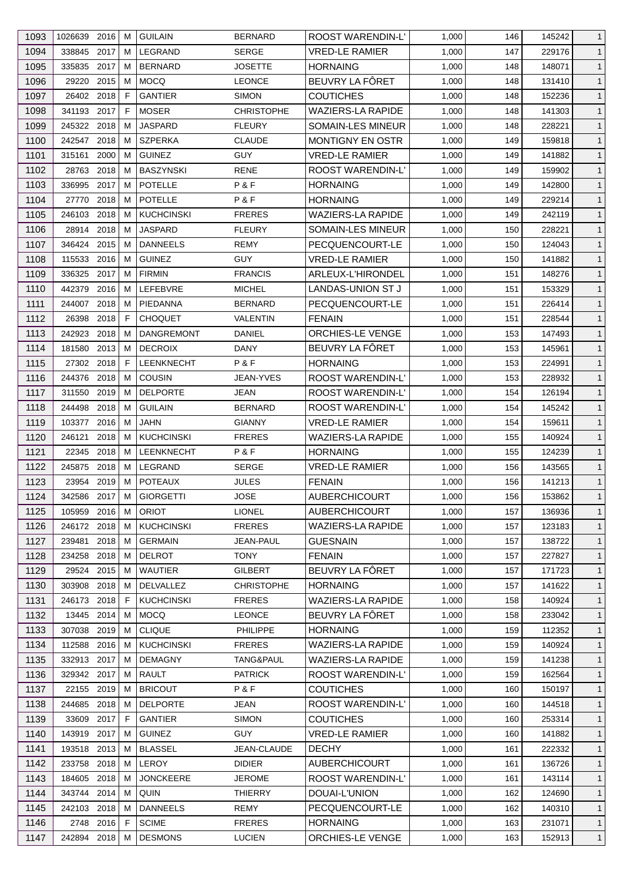| 1093 | 1026639 | 2016 | M | GUILAIN | BERNARD | ROOST WARENDIN-L' | 1,000 | 146 | 145242 | 1 |
|---|---|---|---|---|---|---|---|---|---|---|
| 1094 | 338845 | 2017 | M | LEGRAND | SERGE | VRED-LE RAMIER | 1,000 | 147 | 229176 | 1 |
| 1095 | 335835 | 2017 | M | BERNARD | JOSETTE | HORNAING | 1,000 | 148 | 148071 | 1 |
| 1096 | 29220 | 2015 | M | MOCQ | LEONCE | BEUVRY LA FÔRET | 1,000 | 148 | 131410 | 1 |
| 1097 | 26402 | 2018 | F | GANTIER | SIMON | COUTICHES | 1,000 | 148 | 152236 | 1 |
| 1098 | 341193 | 2017 | F | MOSER | CHRISTOPHE | WAZIERS-LA RAPIDE | 1,000 | 148 | 141303 | 1 |
| 1099 | 245322 | 2018 | M | JASPARD | FLEURY | SOMAIN-LES MINEUR | 1,000 | 148 | 228221 | 1 |
| 1100 | 242547 | 2018 | M | SZPERKA | CLAUDE | MONTIGNY EN OSTR | 1,000 | 149 | 159818 | 1 |
| 1101 | 315161 | 2000 | M | GUINEZ | GUY | VRED-LE RAMIER | 1,000 | 149 | 141882 | 1 |
| 1102 | 28763 | 2018 | M | BASZYNSKI | RENE | ROOST WARENDIN-L' | 1,000 | 149 | 159902 | 1 |
| 1103 | 336995 | 2017 | M | POTELLE | P & F | HORNAING | 1,000 | 149 | 142800 | 1 |
| 1104 | 27770 | 2018 | M | POTELLE | P & F | HORNAING | 1,000 | 149 | 229214 | 1 |
| 1105 | 246103 | 2018 | M | KUCHCINSKI | FRERES | WAZIERS-LA RAPIDE | 1,000 | 149 | 242119 | 1 |
| 1106 | 28914 | 2018 | M | JASPARD | FLEURY | SOMAIN-LES MINEUR | 1,000 | 150 | 228221 | 1 |
| 1107 | 346424 | 2015 | M | DANNEELS | REMY | PECQUENCOURT-LE | 1,000 | 150 | 124043 | 1 |
| 1108 | 115533 | 2016 | M | GUINEZ | GUY | VRED-LE RAMIER | 1,000 | 150 | 141882 | 1 |
| 1109 | 336325 | 2017 | M | FIRMIN | FRANCIS | ARLEUX-L'HIRONDEL | 1,000 | 151 | 148276 | 1 |
| 1110 | 442379 | 2016 | M | LEFEBVRE | MICHEL | LANDAS-UNION ST J | 1,000 | 151 | 153329 | 1 |
| 1111 | 244007 | 2018 | M | PIEDANNA | BERNARD | PECQUENCOURT-LE | 1,000 | 151 | 226414 | 1 |
| 1112 | 26398 | 2018 | F | CHOQUET | VALENTIN | FENAIN | 1,000 | 151 | 228544 | 1 |
| 1113 | 242923 | 2018 | M | DANGREMONT | DANIEL | ORCHIES-LE VENGE | 1,000 | 153 | 147493 | 1 |
| 1114 | 181580 | 2013 | M | DECROIX | DANY | BEUVRY LA FÔRET | 1,000 | 153 | 145961 | 1 |
| 1115 | 27302 | 2018 | F | LEENKNECHT | P & F | HORNAING | 1,000 | 153 | 224991 | 1 |
| 1116 | 244376 | 2018 | M | COUSIN | JEAN-YVES | ROOST WARENDIN-L' | 1,000 | 153 | 228932 | 1 |
| 1117 | 311550 | 2019 | M | DELPORTE | JEAN | ROOST WARENDIN-L' | 1,000 | 154 | 126194 | 1 |
| 1118 | 244498 | 2018 | M | GUILAIN | BERNARD | ROOST WARENDIN-L' | 1,000 | 154 | 145242 | 1 |
| 1119 | 103377 | 2016 | M | JAHN | GIANNY | VRED-LE RAMIER | 1,000 | 154 | 159611 | 1 |
| 1120 | 246121 | 2018 | M | KUCHCINSKI | FRERES | WAZIERS-LA RAPIDE | 1,000 | 155 | 140924 | 1 |
| 1121 | 22345 | 2018 | M | LEENKNECHT | P & F | HORNAING | 1,000 | 155 | 124239 | 1 |
| 1122 | 245875 | 2018 | M | LEGRAND | SERGE | VRED-LE RAMIER | 1,000 | 156 | 143565 | 1 |
| 1123 | 23954 | 2019 | M | POTEAUX | JULES | FENAIN | 1,000 | 156 | 141213 | 1 |
| 1124 | 342586 | 2017 | M | GIORGETTI | JOSE | AUBERCHICOURT | 1,000 | 156 | 153862 | 1 |
| 1125 | 105959 | 2016 | M | ORIOT | LIONEL | AUBERCHICOURT | 1,000 | 157 | 136936 | 1 |
| 1126 | 246172 | 2018 | M | KUCHCINSKI | FRERES | WAZIERS-LA RAPIDE | 1,000 | 157 | 123183 | 1 |
| 1127 | 239481 | 2018 | M | GERMAIN | JEAN-PAUL | GUESNAIN | 1,000 | 157 | 138722 | 1 |
| 1128 | 234258 | 2018 | M | DELROT | TONY | FENAIN | 1,000 | 157 | 227827 | 1 |
| 1129 | 29524 | 2015 | M | WAUTIER | GILBERT | BEUVRY LA FÔRET | 1,000 | 157 | 171723 | 1 |
| 1130 | 303908 | 2018 | M | DELVALLEZ | CHRISTOPHE | HORNAING | 1,000 | 157 | 141622 | 1 |
| 1131 | 246173 | 2018 | F | KUCHCINSKI | FRERES | WAZIERS-LA RAPIDE | 1,000 | 158 | 140924 | 1 |
| 1132 | 13445 | 2014 | M | MOCQ | LEONCE | BEUVRY LA FÔRET | 1,000 | 158 | 233042 | 1 |
| 1133 | 307038 | 2019 | M | CLIQUE | PHILIPPE | HORNAING | 1,000 | 159 | 112352 | 1 |
| 1134 | 112588 | 2016 | M | KUCHCINSKI | FRERES | WAZIERS-LA RAPIDE | 1,000 | 159 | 140924 | 1 |
| 1135 | 332913 | 2017 | M | DEMAGNY | TANG&PAUL | WAZIERS-LA RAPIDE | 1,000 | 159 | 141238 | 1 |
| 1136 | 329342 | 2017 | M | RAULT | PATRICK | ROOST WARENDIN-L' | 1,000 | 159 | 162564 | 1 |
| 1137 | 22155 | 2019 | M | BRICOUT | P & F | COUTICHES | 1,000 | 160 | 150197 | 1 |
| 1138 | 244685 | 2018 | M | DELPORTE | JEAN | ROOST WARENDIN-L' | 1,000 | 160 | 144518 | 1 |
| 1139 | 33609 | 2017 | F | GANTIER | SIMON | COUTICHES | 1,000 | 160 | 253314 | 1 |
| 1140 | 143919 | 2017 | M | GUINEZ | GUY | VRED-LE RAMIER | 1,000 | 160 | 141882 | 1 |
| 1141 | 193518 | 2013 | M | BLASSEL | JEAN-CLAUDE | DECHY | 1,000 | 161 | 222332 | 1 |
| 1142 | 233758 | 2018 | M | LEROY | DIDIER | AUBERCHICOURT | 1,000 | 161 | 136726 | 1 |
| 1143 | 184605 | 2018 | M | JONCKEERE | JEROME | ROOST WARENDIN-L' | 1,000 | 161 | 143114 | 1 |
| 1144 | 343744 | 2014 | M | QUIN | THIERRY | DOUAI-L'UNION | 1,000 | 162 | 124690 | 1 |
| 1145 | 242103 | 2018 | M | DANNEELS | REMY | PECQUENCOURT-LE | 1,000 | 162 | 140310 | 1 |
| 1146 | 2748 | 2016 | F | SCIME | FRERES | HORNAING | 1,000 | 163 | 231071 | 1 |
| 1147 | 242894 | 2018 | M | DESMONS | LUCIEN | ORCHIES-LE VENGE | 1,000 | 163 | 152913 | 1 |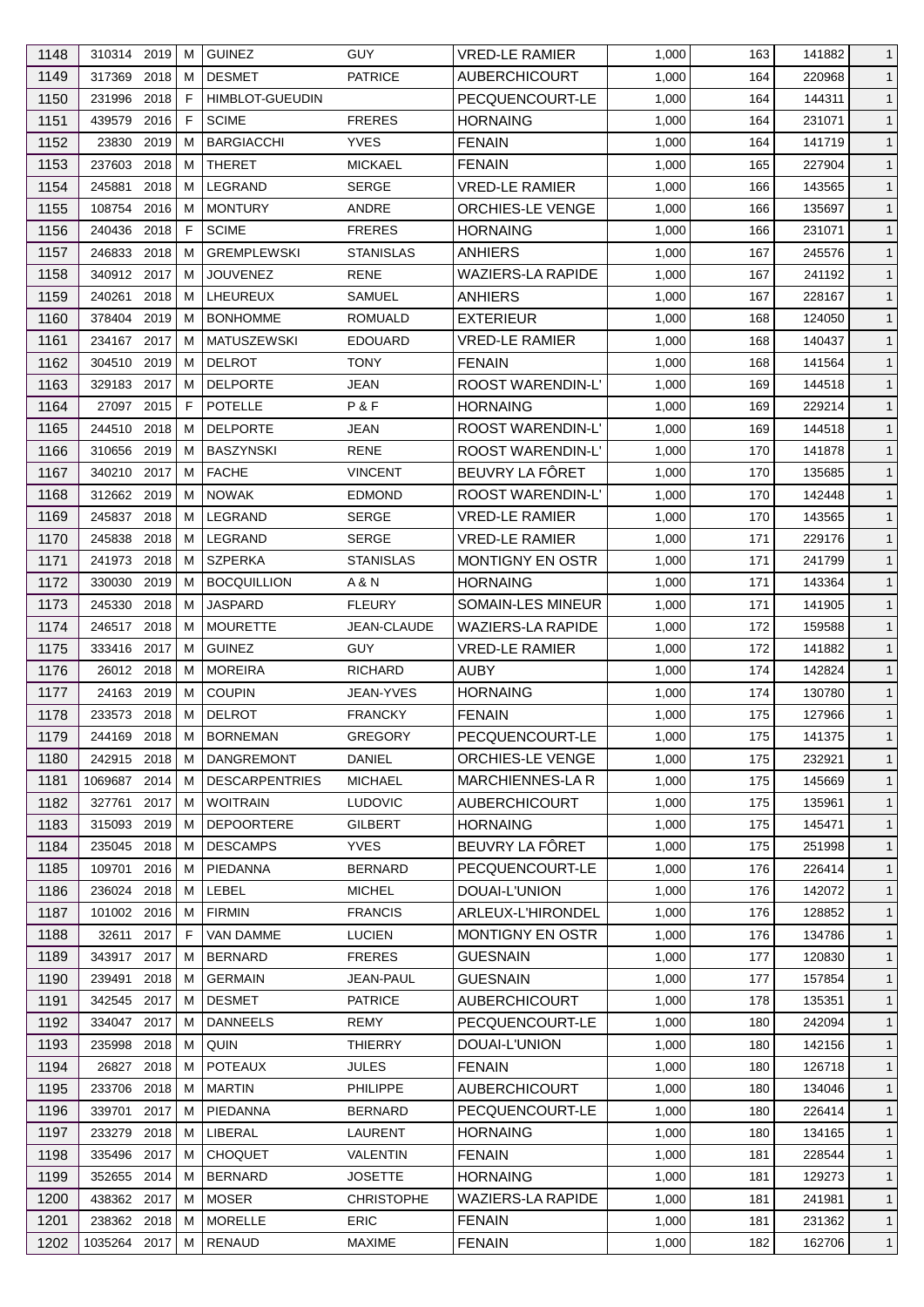| 1148 | 310314 | 2019 | M | GUINEZ | GUY | VRED-LE RAMIER | 1,000 | 163 | 141882 | 1 |
|---|---|---|---|---|---|---|---|---|---|---|
| 1149 | 317369 | 2018 | M | DESMET | PATRICE | AUBERCHICOURT | 1,000 | 164 | 220968 | 1 |
| 1150 | 231996 | 2018 | F | HIMBLOT-GUEUDIN | | PECQUENCOURT-LE | 1,000 | 164 | 144311 | 1 |
| 1151 | 439579 | 2016 | F | SCIME | FRERES | HORNAING | 1,000 | 164 | 231071 | 1 |
| 1152 | 23830 | 2019 | M | BARGIACCHI | YVES | FENAIN | 1,000 | 164 | 141719 | 1 |
| 1153 | 237603 | 2018 | M | THERET | MICKAEL | FENAIN | 1,000 | 165 | 227904 | 1 |
| 1154 | 245881 | 2018 | M | LEGRAND | SERGE | VRED-LE RAMIER | 1,000 | 166 | 143565 | 1 |
| 1155 | 108754 | 2016 | M | MONTURY | ANDRE | ORCHIES-LE VENGE | 1,000 | 166 | 135697 | 1 |
| 1156 | 240436 | 2018 | F | SCIME | FRERES | HORNAING | 1,000 | 166 | 231071 | 1 |
| 1157 | 246833 | 2018 | M | GREMPLEWSKI | STANISLAS | ANHIERS | 1,000 | 167 | 245576 | 1 |
| 1158 | 340912 | 2017 | M | JOUVENEZ | RENE | WAZIERS-LA RAPIDE | 1,000 | 167 | 241192 | 1 |
| 1159 | 240261 | 2018 | M | LHEUREUX | SAMUEL | ANHIERS | 1,000 | 167 | 228167 | 1 |
| 1160 | 378404 | 2019 | M | BONHOMME | ROMUALD | EXTERIEUR | 1,000 | 168 | 124050 | 1 |
| 1161 | 234167 | 2017 | M | MATUSZEWSKI | EDOUARD | VRED-LE RAMIER | 1,000 | 168 | 140437 | 1 |
| 1162 | 304510 | 2019 | M | DELROT | TONY | FENAIN | 1,000 | 168 | 141564 | 1 |
| 1163 | 329183 | 2017 | M | DELPORTE | JEAN | ROOST WARENDIN-L' | 1,000 | 169 | 144518 | 1 |
| 1164 | 27097 | 2015 | F | POTELLE | P & F | HORNAING | 1,000 | 169 | 229214 | 1 |
| 1165 | 244510 | 2018 | M | DELPORTE | JEAN | ROOST WARENDIN-L' | 1,000 | 169 | 144518 | 1 |
| 1166 | 310656 | 2019 | M | BASZYNSKI | RENE | ROOST WARENDIN-L' | 1,000 | 170 | 141878 | 1 |
| 1167 | 340210 | 2017 | M | FACHE | VINCENT | BEUVRY LA FÔRET | 1,000 | 170 | 135685 | 1 |
| 1168 | 312662 | 2019 | M | NOWAK | EDMOND | ROOST WARENDIN-L' | 1,000 | 170 | 142448 | 1 |
| 1169 | 245837 | 2018 | M | LEGRAND | SERGE | VRED-LE RAMIER | 1,000 | 170 | 143565 | 1 |
| 1170 | 245838 | 2018 | M | LEGRAND | SERGE | VRED-LE RAMIER | 1,000 | 171 | 229176 | 1 |
| 1171 | 241973 | 2018 | M | SZPERKA | STANISLAS | MONTIGNY EN OSTR | 1,000 | 171 | 241799 | 1 |
| 1172 | 330030 | 2019 | M | BOCQUILLION | A & N | HORNAING | 1,000 | 171 | 143364 | 1 |
| 1173 | 245330 | 2018 | M | JASPARD | FLEURY | SOMAIN-LES MINEUR | 1,000 | 171 | 141905 | 1 |
| 1174 | 246517 | 2018 | M | MOURETTE | JEAN-CLAUDE | WAZIERS-LA RAPIDE | 1,000 | 172 | 159588 | 1 |
| 1175 | 333416 | 2017 | M | GUINEZ | GUY | VRED-LE RAMIER | 1,000 | 172 | 141882 | 1 |
| 1176 | 26012 | 2018 | M | MOREIRA | RICHARD | AUBY | 1,000 | 174 | 142824 | 1 |
| 1177 | 24163 | 2019 | M | COUPIN | JEAN-YVES | HORNAING | 1,000 | 174 | 130780 | 1 |
| 1178 | 233573 | 2018 | M | DELROT | FRANCKY | FENAIN | 1,000 | 175 | 127966 | 1 |
| 1179 | 244169 | 2018 | M | BORNEMAN | GREGORY | PECQUENCOURT-LE | 1,000 | 175 | 141375 | 1 |
| 1180 | 242915 | 2018 | M | DANGREMONT | DANIEL | ORCHIES-LE VENGE | 1,000 | 175 | 232921 | 1 |
| 1181 | 1069687 | 2014 | M | DESCARPENTRIES | MICHAEL | MARCHIENNES-LA R | 1,000 | 175 | 145669 | 1 |
| 1182 | 327761 | 2017 | M | WOITRAIN | LUDOVIC | AUBERCHICOURT | 1,000 | 175 | 135961 | 1 |
| 1183 | 315093 | 2019 | M | DEPOORTERE | GILBERT | HORNAING | 1,000 | 175 | 145471 | 1 |
| 1184 | 235045 | 2018 | M | DESCAMPS | YVES | BEUVRY LA FÔRET | 1,000 | 175 | 251998 | 1 |
| 1185 | 109701 | 2016 | M | PIEDANNA | BERNARD | PECQUENCOURT-LE | 1,000 | 176 | 226414 | 1 |
| 1186 | 236024 | 2018 | M | LEBEL | MICHEL | DOUAI-L'UNION | 1,000 | 176 | 142072 | 1 |
| 1187 | 101002 | 2016 | M | FIRMIN | FRANCIS | ARLEUX-L'HIRONDEL | 1,000 | 176 | 128852 | 1 |
| 1188 | 32611 | 2017 | F | VAN DAMME | LUCIEN | MONTIGNY EN OSTR | 1,000 | 176 | 134786 | 1 |
| 1189 | 343917 | 2017 | M | BERNARD | FRERES | GUESNAIN | 1,000 | 177 | 120830 | 1 |
| 1190 | 239491 | 2018 | M | GERMAIN | JEAN-PAUL | GUESNAIN | 1,000 | 177 | 157854 | 1 |
| 1191 | 342545 | 2017 | M | DESMET | PATRICE | AUBERCHICOURT | 1,000 | 178 | 135351 | 1 |
| 1192 | 334047 | 2017 | M | DANNEELS | REMY | PECQUENCOURT-LE | 1,000 | 180 | 242094 | 1 |
| 1193 | 235998 | 2018 | M | QUIN | THIERRY | DOUAI-L'UNION | 1,000 | 180 | 142156 | 1 |
| 1194 | 26827 | 2018 | M | POTEAUX | JULES | FENAIN | 1,000 | 180 | 126718 | 1 |
| 1195 | 233706 | 2018 | M | MARTIN | PHILIPPE | AUBERCHICOURT | 1,000 | 180 | 134046 | 1 |
| 1196 | 339701 | 2017 | M | PIEDANNA | BERNARD | PECQUENCOURT-LE | 1,000 | 180 | 226414 | 1 |
| 1197 | 233279 | 2018 | M | LIBERAL | LAURENT | HORNAING | 1,000 | 180 | 134165 | 1 |
| 1198 | 335496 | 2017 | M | CHOQUET | VALENTIN | FENAIN | 1,000 | 181 | 228544 | 1 |
| 1199 | 352655 | 2014 | M | BERNARD | JOSETTE | HORNAING | 1,000 | 181 | 129273 | 1 |
| 1200 | 438362 | 2017 | M | MOSER | CHRISTOPHE | WAZIERS-LA RAPIDE | 1,000 | 181 | 241981 | 1 |
| 1201 | 238362 | 2018 | M | MORELLE | ERIC | FENAIN | 1,000 | 181 | 231362 | 1 |
| 1202 | 1035264 | 2017 | M | RENAUD | MAXIME | FENAIN | 1,000 | 182 | 162706 | 1 |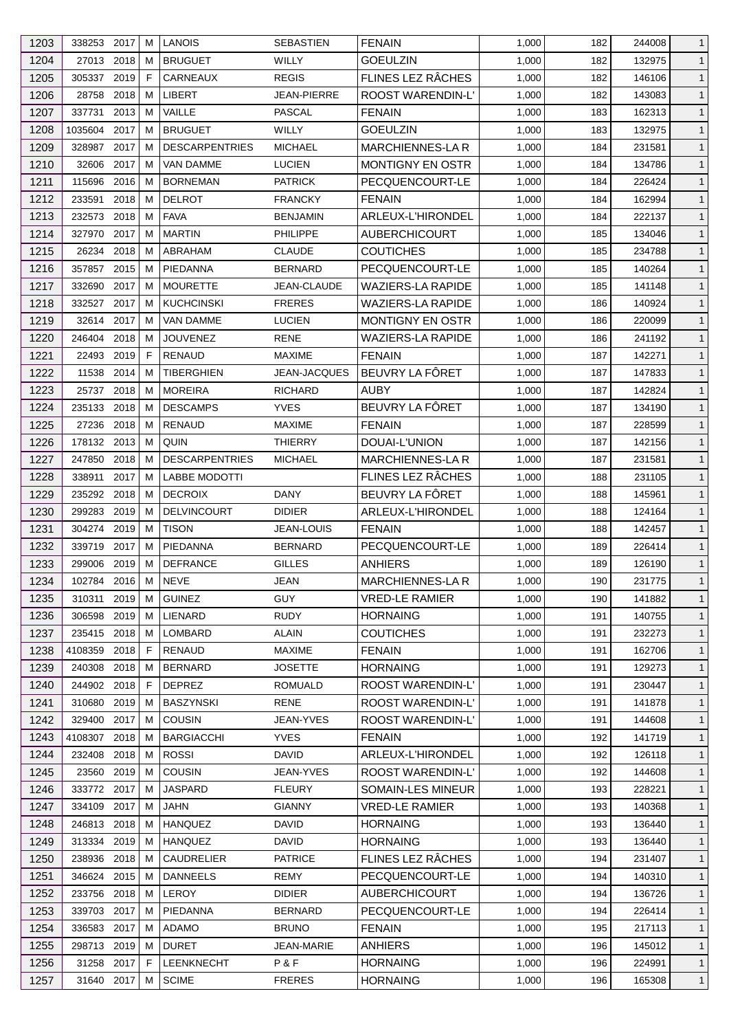| 1203 | 338253 | 2017 | M | LANOIS | SEBASTIEN | FENAIN | 1,000 | 182 | 244008 | 1 |
|---|---|---|---|---|---|---|---|---|---|---|
| 1204 | 27013 | 2018 | M | BRUGUET | WILLY | GOEULZIN | 1,000 | 182 | 132975 | 1 |
| 1205 | 305337 | 2019 | F | CARNEAUX | REGIS | FLINES LEZ RÂCHES | 1,000 | 182 | 146106 | 1 |
| 1206 | 28758 | 2018 | M | LIBERT | JEAN-PIERRE | ROOST WARENDIN-L' | 1,000 | 182 | 143083 | 1 |
| 1207 | 337731 | 2013 | M | VAILLE | PASCAL | FENAIN | 1,000 | 183 | 162313 | 1 |
| 1208 | 1035604 | 2017 | M | BRUGUET | WILLY | GOEULZIN | 1,000 | 183 | 132975 | 1 |
| 1209 | 328987 | 2017 | M | DESCARPENTRIES | MICHAEL | MARCHIENNES-LA R | 1,000 | 184 | 231581 | 1 |
| 1210 | 32606 | 2017 | M | VAN DAMME | LUCIEN | MONTIGNY EN OSTR | 1,000 | 184 | 134786 | 1 |
| 1211 | 115696 | 2016 | M | BORNEMAN | PATRICK | PECQUENCOURT-LE | 1,000 | 184 | 226424 | 1 |
| 1212 | 233591 | 2018 | M | DELROT | FRANCKY | FENAIN | 1,000 | 184 | 162994 | 1 |
| 1213 | 232573 | 2018 | M | FAVA | BENJAMIN | ARLEUX-L'HIRONDEL | 1,000 | 184 | 222137 | 1 |
| 1214 | 327970 | 2017 | M | MARTIN | PHILIPPE | AUBERCHICOURT | 1,000 | 185 | 134046 | 1 |
| 1215 | 26234 | 2018 | M | ABRAHAM | CLAUDE | COUTICHES | 1,000 | 185 | 234788 | 1 |
| 1216 | 357857 | 2015 | M | PIEDANNA | BERNARD | PECQUENCOURT-LE | 1,000 | 185 | 140264 | 1 |
| 1217 | 332690 | 2017 | M | MOURETTE | JEAN-CLAUDE | WAZIERS-LA RAPIDE | 1,000 | 185 | 141148 | 1 |
| 1218 | 332527 | 2017 | M | KUCHCINSKI | FRERES | WAZIERS-LA RAPIDE | 1,000 | 186 | 140924 | 1 |
| 1219 | 32614 | 2017 | M | VAN DAMME | LUCIEN | MONTIGNY EN OSTR | 1,000 | 186 | 220099 | 1 |
| 1220 | 246404 | 2018 | M | JOUVENEZ | RENE | WAZIERS-LA RAPIDE | 1,000 | 186 | 241192 | 1 |
| 1221 | 22493 | 2019 | F | RENAUD | MAXIME | FENAIN | 1,000 | 187 | 142271 | 1 |
| 1222 | 11538 | 2014 | M | TIBERGHIEN | JEAN-JACQUES | BEUVRY LA FÔRET | 1,000 | 187 | 147833 | 1 |
| 1223 | 25737 | 2018 | M | MOREIRA | RICHARD | AUBY | 1,000 | 187 | 142824 | 1 |
| 1224 | 235133 | 2018 | M | DESCAMPS | YVES | BEUVRY LA FÔRET | 1,000 | 187 | 134190 | 1 |
| 1225 | 27236 | 2018 | M | RENAUD | MAXIME | FENAIN | 1,000 | 187 | 228599 | 1 |
| 1226 | 178132 | 2013 | M | QUIN | THIERRY | DOUAI-L'UNION | 1,000 | 187 | 142156 | 1 |
| 1227 | 247850 | 2018 | M | DESCARPENTRIES | MICHAEL | MARCHIENNES-LA R | 1,000 | 187 | 231581 | 1 |
| 1228 | 338911 | 2017 | M | LABBE MODOTTI | | FLINES LEZ RÂCHES | 1,000 | 188 | 231105 | 1 |
| 1229 | 235292 | 2018 | M | DECROIX | DANY | BEUVRY LA FÔRET | 1,000 | 188 | 145961 | 1 |
| 1230 | 299283 | 2019 | M | DELVINCOURT | DIDIER | ARLEUX-L'HIRONDEL | 1,000 | 188 | 124164 | 1 |
| 1231 | 304274 | 2019 | M | TISON | JEAN-LOUIS | FENAIN | 1,000 | 188 | 142457 | 1 |
| 1232 | 339719 | 2017 | M | PIEDANNA | BERNARD | PECQUENCOURT-LE | 1,000 | 189 | 226414 | 1 |
| 1233 | 299006 | 2019 | M | DEFRANCE | GILLES | ANHIERS | 1,000 | 189 | 126190 | 1 |
| 1234 | 102784 | 2016 | M | NEVE | JEAN | MARCHIENNES-LA R | 1,000 | 190 | 231775 | 1 |
| 1235 | 310311 | 2019 | M | GUINEZ | GUY | VRED-LE RAMIER | 1,000 | 190 | 141882 | 1 |
| 1236 | 306598 | 2019 | M | LIENARD | RUDY | HORNAING | 1,000 | 191 | 140755 | 1 |
| 1237 | 235415 | 2018 | M | LOMBARD | ALAIN | COUTICHES | 1,000 | 191 | 232273 | 1 |
| 1238 | 4108359 | 2018 | F | RENAUD | MAXIME | FENAIN | 1,000 | 191 | 162706 | 1 |
| 1239 | 240308 | 2018 | M | BERNARD | JOSETTE | HORNAING | 1,000 | 191 | 129273 | 1 |
| 1240 | 244902 | 2018 | F | DEPREZ | ROMUALD | ROOST WARENDIN-L' | 1,000 | 191 | 230447 | 1 |
| 1241 | 310680 | 2019 | M | BASZYNSKI | RENE | ROOST WARENDIN-L' | 1,000 | 191 | 141878 | 1 |
| 1242 | 329400 | 2017 | M | COUSIN | JEAN-YVES | ROOST WARENDIN-L' | 1,000 | 191 | 144608 | 1 |
| 1243 | 4108307 | 2018 | M | BARGIACCHI | YVES | FENAIN | 1,000 | 192 | 141719 | 1 |
| 1244 | 232408 | 2018 | M | ROSSI | DAVID | ARLEUX-L'HIRONDEL | 1,000 | 192 | 126118 | 1 |
| 1245 | 23560 | 2019 | M | COUSIN | JEAN-YVES | ROOST WARENDIN-L' | 1,000 | 192 | 144608 | 1 |
| 1246 | 333772 | 2017 | M | JASPARD | FLEURY | SOMAIN-LES MINEUR | 1,000 | 193 | 228221 | 1 |
| 1247 | 334109 | 2017 | M | JAHN | GIANNY | VRED-LE RAMIER | 1,000 | 193 | 140368 | 1 |
| 1248 | 246813 | 2018 | M | HANQUEZ | DAVID | HORNAING | 1,000 | 193 | 136440 | 1 |
| 1249 | 313334 | 2019 | M | HANQUEZ | DAVID | HORNAING | 1,000 | 193 | 136440 | 1 |
| 1250 | 238936 | 2018 | M | CAUDRELIER | PATRICE | FLINES LEZ RÂCHES | 1,000 | 194 | 231407 | 1 |
| 1251 | 346624 | 2015 | M | DANNEELS | REMY | PECQUENCOURT-LE | 1,000 | 194 | 140310 | 1 |
| 1252 | 233756 | 2018 | M | LEROY | DIDIER | AUBERCHICOURT | 1,000 | 194 | 136726 | 1 |
| 1253 | 339703 | 2017 | M | PIEDANNA | BERNARD | PECQUENCOURT-LE | 1,000 | 194 | 226414 | 1 |
| 1254 | 336583 | 2017 | M | ADAMO | BRUNO | FENAIN | 1,000 | 195 | 217113 | 1 |
| 1255 | 298713 | 2019 | M | DURET | JEAN-MARIE | ANHIERS | 1,000 | 196 | 145012 | 1 |
| 1256 | 31258 | 2017 | F | LEENKNECHT | P & F | HORNAING | 1,000 | 196 | 224991 | 1 |
| 1257 | 31640 | 2017 | M | SCIME | FRERES | HORNAING | 1,000 | 196 | 165308 | 1 |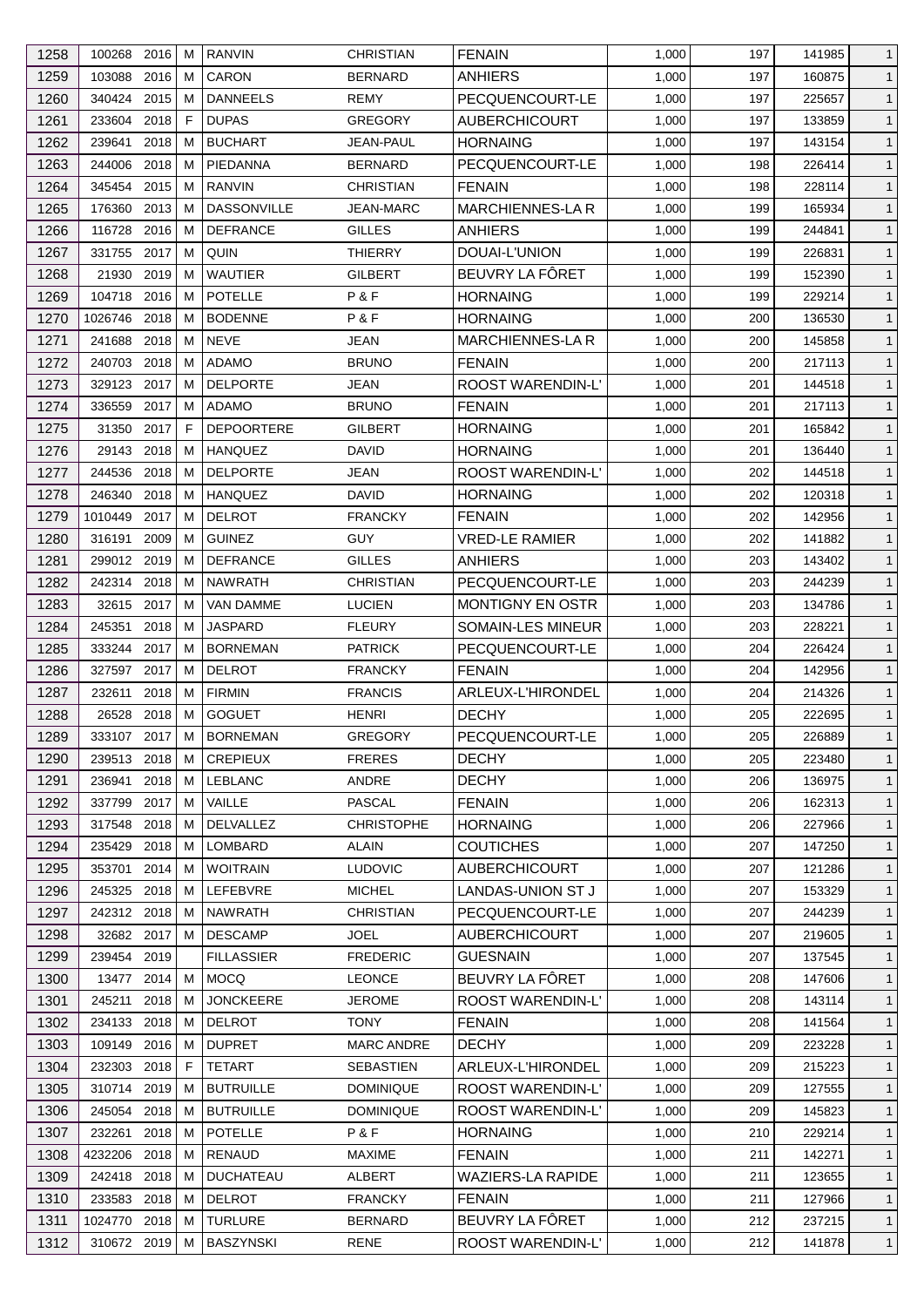| 1258 | 100268 | 2016 | M | RANVIN | CHRISTIAN | FENAIN | 1,000 | 197 | 141985 | 1 |
|---|---|---|---|---|---|---|---|---|---|---|
| 1259 | 103088 | 2016 | M | CARON | BERNARD | ANHIERS | 1,000 | 197 | 160875 | 1 |
| 1260 | 340424 | 2015 | M | DANNEELS | REMY | PECQUENCOURT-LE | 1,000 | 197 | 225657 | 1 |
| 1261 | 233604 | 2018 | F | DUPAS | GREGORY | AUBERCHICOURT | 1,000 | 197 | 133859 | 1 |
| 1262 | 239641 | 2018 | M | BUCHART | JEAN-PAUL | HORNAING | 1,000 | 197 | 143154 | 1 |
| 1263 | 244006 | 2018 | M | PIEDANNA | BERNARD | PECQUENCOURT-LE | 1,000 | 198 | 226414 | 1 |
| 1264 | 345454 | 2015 | M | RANVIN | CHRISTIAN | FENAIN | 1,000 | 198 | 228114 | 1 |
| 1265 | 176360 | 2013 | M | DASSONVILLE | JEAN-MARC | MARCHIENNES-LA R | 1,000 | 199 | 165934 | 1 |
| 1266 | 116728 | 2016 | M | DEFRANCE | GILLES | ANHIERS | 1,000 | 199 | 244841 | 1 |
| 1267 | 331755 | 2017 | M | QUIN | THIERRY | DOUAI-L'UNION | 1,000 | 199 | 226831 | 1 |
| 1268 | 21930 | 2019 | M | WAUTIER | GILBERT | BEUVRY LA FÔRET | 1,000 | 199 | 152390 | 1 |
| 1269 | 104718 | 2016 | M | POTELLE | P & F | HORNAING | 1,000 | 199 | 229214 | 1 |
| 1270 | 1026746 | 2018 | M | BODENNE | P & F | HORNAING | 1,000 | 200 | 136530 | 1 |
| 1271 | 241688 | 2018 | M | NEVE | JEAN | MARCHIENNES-LA R | 1,000 | 200 | 145858 | 1 |
| 1272 | 240703 | 2018 | M | ADAMO | BRUNO | FENAIN | 1,000 | 200 | 217113 | 1 |
| 1273 | 329123 | 2017 | M | DELPORTE | JEAN | ROOST WARENDIN-L' | 1,000 | 201 | 144518 | 1 |
| 1274 | 336559 | 2017 | M | ADAMO | BRUNO | FENAIN | 1,000 | 201 | 217113 | 1 |
| 1275 | 31350 | 2017 | F | DEPOORTERE | GILBERT | HORNAING | 1,000 | 201 | 165842 | 1 |
| 1276 | 29143 | 2018 | M | HANQUEZ | DAVID | HORNAING | 1,000 | 201 | 136440 | 1 |
| 1277 | 244536 | 2018 | M | DELPORTE | JEAN | ROOST WARENDIN-L' | 1,000 | 202 | 144518 | 1 |
| 1278 | 246340 | 2018 | M | HANQUEZ | DAVID | HORNAING | 1,000 | 202 | 120318 | 1 |
| 1279 | 1010449 | 2017 | M | DELROT | FRANCKY | FENAIN | 1,000 | 202 | 142956 | 1 |
| 1280 | 316191 | 2009 | M | GUINEZ | GUY | VRED-LE RAMIER | 1,000 | 202 | 141882 | 1 |
| 1281 | 299012 | 2019 | M | DEFRANCE | GILLES | ANHIERS | 1,000 | 203 | 143402 | 1 |
| 1282 | 242314 | 2018 | M | NAWRATH | CHRISTIAN | PECQUENCOURT-LE | 1,000 | 203 | 244239 | 1 |
| 1283 | 32615 | 2017 | M | VAN DAMME | LUCIEN | MONTIGNY EN OSTR | 1,000 | 203 | 134786 | 1 |
| 1284 | 245351 | 2018 | M | JASPARD | FLEURY | SOMAIN-LES MINEUR | 1,000 | 203 | 228221 | 1 |
| 1285 | 333244 | 2017 | M | BORNEMAN | PATRICK | PECQUENCOURT-LE | 1,000 | 204 | 226424 | 1 |
| 1286 | 327597 | 2017 | M | DELROT | FRANCKY | FENAIN | 1,000 | 204 | 142956 | 1 |
| 1287 | 232611 | 2018 | M | FIRMIN | FRANCIS | ARLEUX-L'HIRONDEL | 1,000 | 204 | 214326 | 1 |
| 1288 | 26528 | 2018 | M | GOGUET | HENRI | DECHY | 1,000 | 205 | 222695 | 1 |
| 1289 | 333107 | 2017 | M | BORNEMAN | GREGORY | PECQUENCOURT-LE | 1,000 | 205 | 226889 | 1 |
| 1290 | 239513 | 2018 | M | CREPIEUX | FRERES | DECHY | 1,000 | 205 | 223480 | 1 |
| 1291 | 236941 | 2018 | M | LEBLANC | ANDRE | DECHY | 1,000 | 206 | 136975 | 1 |
| 1292 | 337799 | 2017 | M | VAILLE | PASCAL | FENAIN | 1,000 | 206 | 162313 | 1 |
| 1293 | 317548 | 2018 | M | DELVALLEZ | CHRISTOPHE | HORNAING | 1,000 | 206 | 227966 | 1 |
| 1294 | 235429 | 2018 | M | LOMBARD | ALAIN | COUTICHES | 1,000 | 207 | 147250 | 1 |
| 1295 | 353701 | 2014 | M | WOITRAIN | LUDOVIC | AUBERCHICOURT | 1,000 | 207 | 121286 | 1 |
| 1296 | 245325 | 2018 | M | LEFEBVRE | MICHEL | LANDAS-UNION ST J | 1,000 | 207 | 153329 | 1 |
| 1297 | 242312 | 2018 | M | NAWRATH | CHRISTIAN | PECQUENCOURT-LE | 1,000 | 207 | 244239 | 1 |
| 1298 | 32682 | 2017 | M | DESCAMP | JOEL | AUBERCHICOURT | 1,000 | 207 | 219605 | 1 |
| 1299 | 239454 | 2019 | | FILLASSIER | FREDERIC | GUESNAIN | 1,000 | 207 | 137545 | 1 |
| 1300 | 13477 | 2014 | M | MOCQ | LEONCE | BEUVRY LA FÔRET | 1,000 | 208 | 147606 | 1 |
| 1301 | 245211 | 2018 | M | JONCKEERE | JEROME | ROOST WARENDIN-L' | 1,000 | 208 | 143114 | 1 |
| 1302 | 234133 | 2018 | M | DELROT | TONY | FENAIN | 1,000 | 208 | 141564 | 1 |
| 1303 | 109149 | 2016 | M | DUPRET | MARC ANDRE | DECHY | 1,000 | 209 | 223228 | 1 |
| 1304 | 232303 | 2018 | F | TETART | SEBASTIEN | ARLEUX-L'HIRONDEL | 1,000 | 209 | 215223 | 1 |
| 1305 | 310714 | 2019 | M | BUTRUILLE | DOMINIQUE | ROOST WARENDIN-L' | 1,000 | 209 | 127555 | 1 |
| 1306 | 245054 | 2018 | M | BUTRUILLE | DOMINIQUE | ROOST WARENDIN-L' | 1,000 | 209 | 145823 | 1 |
| 1307 | 232261 | 2018 | M | POTELLE | P & F | HORNAING | 1,000 | 210 | 229214 | 1 |
| 1308 | 4232206 | 2018 | M | RENAUD | MAXIME | FENAIN | 1,000 | 211 | 142271 | 1 |
| 1309 | 242418 | 2018 | M | DUCHATEAU | ALBERT | WAZIERS-LA RAPIDE | 1,000 | 211 | 123655 | 1 |
| 1310 | 233583 | 2018 | M | DELROT | FRANCKY | FENAIN | 1,000 | 211 | 127966 | 1 |
| 1311 | 1024770 | 2018 | M | TURLURE | BERNARD | BEUVRY LA FÔRET | 1,000 | 212 | 237215 | 1 |
| 1312 | 310672 | 2019 | M | BASZYNSKI | RENE | ROOST WARENDIN-L' | 1,000 | 212 | 141878 | 1 |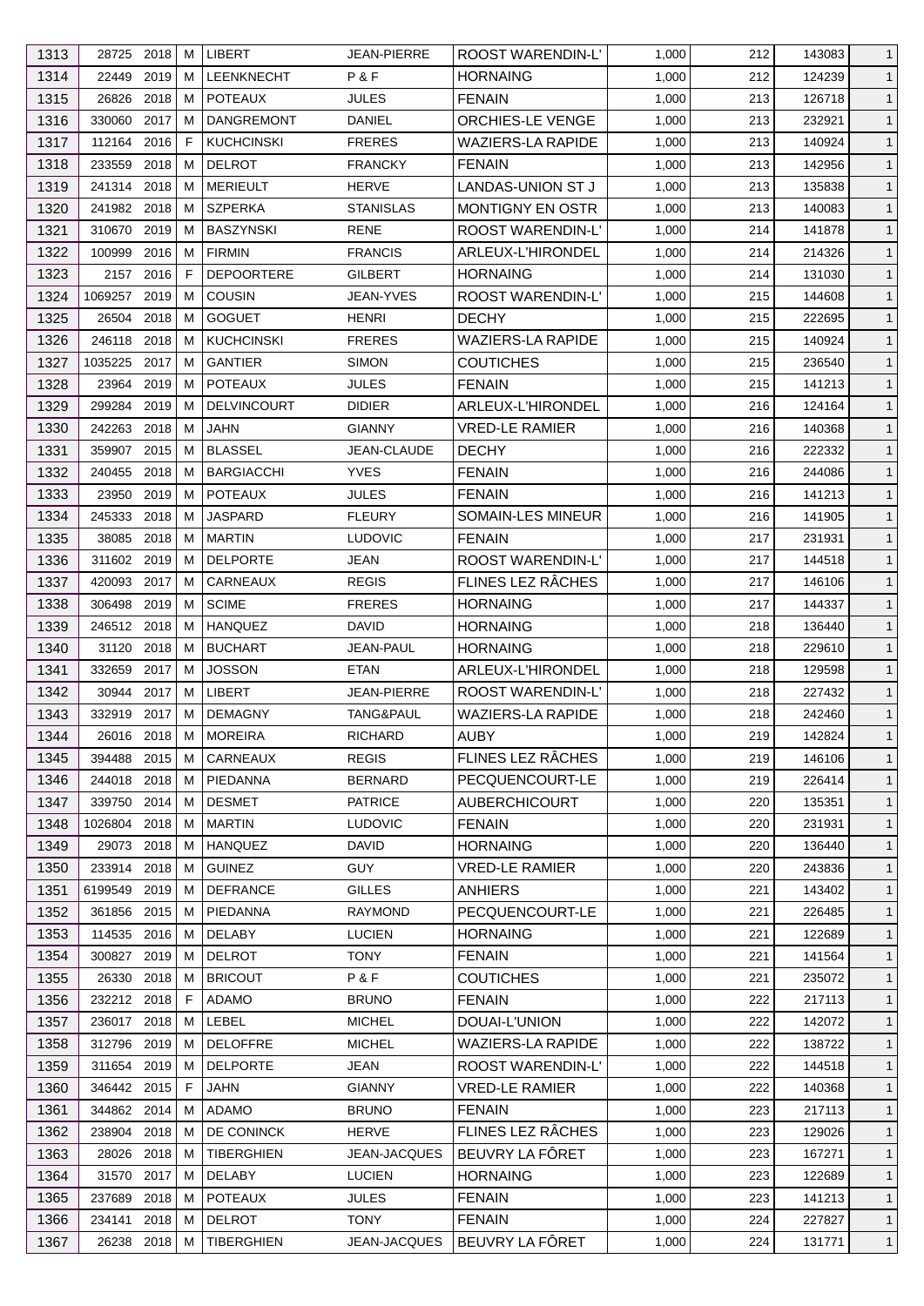| 1313 | 28725 | 2018 | M | LIBERT | JEAN-PIERRE | ROOST WARENDIN-L' | 1,000 | 212 | 143083 | 1 |
|---|---|---|---|---|---|---|---|---|---|---|
| 1314 | 22449 | 2019 | M | LEENKNECHT | P & F | HORNAING | 1,000 | 212 | 124239 | 1 |
| 1315 | 26826 | 2018 | M | POTEAUX | JULES | FENAIN | 1,000 | 213 | 126718 | 1 |
| 1316 | 330060 | 2017 | M | DANGREMONT | DANIEL | ORCHIES-LE VENGE | 1,000 | 213 | 232921 | 1 |
| 1317 | 112164 | 2016 | F | KUCHCINSKI | FRERES | WAZIERS-LA RAPIDE | 1,000 | 213 | 140924 | 1 |
| 1318 | 233559 | 2018 | M | DELROT | FRANCKY | FENAIN | 1,000 | 213 | 142956 | 1 |
| 1319 | 241314 | 2018 | M | MERIEULT | HERVE | LANDAS-UNION ST J | 1,000 | 213 | 135838 | 1 |
| 1320 | 241982 | 2018 | M | SZPERKA | STANISLAS | MONTIGNY EN OSTR | 1,000 | 213 | 140083 | 1 |
| 1321 | 310670 | 2019 | M | BASZYNSKI | RENE | ROOST WARENDIN-L' | 1,000 | 214 | 141878 | 1 |
| 1322 | 100999 | 2016 | M | FIRMIN | FRANCIS | ARLEUX-L'HIRONDEL | 1,000 | 214 | 214326 | 1 |
| 1323 | 2157 | 2016 | F | DEPOORTERE | GILBERT | HORNAING | 1,000 | 214 | 131030 | 1 |
| 1324 | 1069257 | 2019 | M | COUSIN | JEAN-YVES | ROOST WARENDIN-L' | 1,000 | 215 | 144608 | 1 |
| 1325 | 26504 | 2018 | M | GOGUET | HENRI | DECHY | 1,000 | 215 | 222695 | 1 |
| 1326 | 246118 | 2018 | M | KUCHCINSKI | FRERES | WAZIERS-LA RAPIDE | 1,000 | 215 | 140924 | 1 |
| 1327 | 1035225 | 2017 | M | GANTIER | SIMON | COUTICHES | 1,000 | 215 | 236540 | 1 |
| 1328 | 23964 | 2019 | M | POTEAUX | JULES | FENAIN | 1,000 | 215 | 141213 | 1 |
| 1329 | 299284 | 2019 | M | DELVINCOURT | DIDIER | ARLEUX-L'HIRONDEL | 1,000 | 216 | 124164 | 1 |
| 1330 | 242263 | 2018 | M | JAHN | GIANNY | VRED-LE RAMIER | 1,000 | 216 | 140368 | 1 |
| 1331 | 359907 | 2015 | M | BLASSEL | JEAN-CLAUDE | DECHY | 1,000 | 216 | 222332 | 1 |
| 1332 | 240455 | 2018 | M | BARGIACCHI | YVES | FENAIN | 1,000 | 216 | 244086 | 1 |
| 1333 | 23950 | 2019 | M | POTEAUX | JULES | FENAIN | 1,000 | 216 | 141213 | 1 |
| 1334 | 245333 | 2018 | M | JASPARD | FLEURY | SOMAIN-LES MINEUR | 1,000 | 216 | 141905 | 1 |
| 1335 | 38085 | 2018 | M | MARTIN | LUDOVIC | FENAIN | 1,000 | 217 | 231931 | 1 |
| 1336 | 311602 | 2019 | M | DELPORTE | JEAN | ROOST WARENDIN-L' | 1,000 | 217 | 144518 | 1 |
| 1337 | 420093 | 2017 | M | CARNEAUX | REGIS | FLINES LEZ RÂCHES | 1,000 | 217 | 146106 | 1 |
| 1338 | 306498 | 2019 | M | SCIME | FRERES | HORNAING | 1,000 | 217 | 144337 | 1 |
| 1339 | 246512 | 2018 | M | HANQUEZ | DAVID | HORNAING | 1,000 | 218 | 136440 | 1 |
| 1340 | 31120 | 2018 | M | BUCHART | JEAN-PAUL | HORNAING | 1,000 | 218 | 229610 | 1 |
| 1341 | 332659 | 2017 | M | JOSSON | ETAN | ARLEUX-L'HIRONDEL | 1,000 | 218 | 129598 | 1 |
| 1342 | 30944 | 2017 | M | LIBERT | JEAN-PIERRE | ROOST WARENDIN-L' | 1,000 | 218 | 227432 | 1 |
| 1343 | 332919 | 2017 | M | DEMAGNY | TANG&PAUL | WAZIERS-LA RAPIDE | 1,000 | 218 | 242460 | 1 |
| 1344 | 26016 | 2018 | M | MOREIRA | RICHARD | AUBY | 1,000 | 219 | 142824 | 1 |
| 1345 | 394488 | 2015 | M | CARNEAUX | REGIS | FLINES LEZ RÂCHES | 1,000 | 219 | 146106 | 1 |
| 1346 | 244018 | 2018 | M | PIEDANNA | BERNARD | PECQUENCOURT-LE | 1,000 | 219 | 226414 | 1 |
| 1347 | 339750 | 2014 | M | DESMET | PATRICE | AUBERCHICOURT | 1,000 | 220 | 135351 | 1 |
| 1348 | 1026804 | 2018 | M | MARTIN | LUDOVIC | FENAIN | 1,000 | 220 | 231931 | 1 |
| 1349 | 29073 | 2018 | M | HANQUEZ | DAVID | HORNAING | 1,000 | 220 | 136440 | 1 |
| 1350 | 233914 | 2018 | M | GUINEZ | GUY | VRED-LE RAMIER | 1,000 | 220 | 243836 | 1 |
| 1351 | 6199549 | 2019 | M | DEFRANCE | GILLES | ANHIERS | 1,000 | 221 | 143402 | 1 |
| 1352 | 361856 | 2015 | M | PIEDANNA | RAYMOND | PECQUENCOURT-LE | 1,000 | 221 | 226485 | 1 |
| 1353 | 114535 | 2016 | M | DELABY | LUCIEN | HORNAING | 1,000 | 221 | 122689 | 1 |
| 1354 | 300827 | 2019 | M | DELROT | TONY | FENAIN | 1,000 | 221 | 141564 | 1 |
| 1355 | 26330 | 2018 | M | BRICOUT | P & F | COUTICHES | 1,000 | 221 | 235072 | 1 |
| 1356 | 232212 | 2018 | F | ADAMO | BRUNO | FENAIN | 1,000 | 222 | 217113 | 1 |
| 1357 | 236017 | 2018 | M | LEBEL | MICHEL | DOUAI-L'UNION | 1,000 | 222 | 142072 | 1 |
| 1358 | 312796 | 2019 | M | DELOFFRE | MICHEL | WAZIERS-LA RAPIDE | 1,000 | 222 | 138722 | 1 |
| 1359 | 311654 | 2019 | M | DELPORTE | JEAN | ROOST WARENDIN-L' | 1,000 | 222 | 144518 | 1 |
| 1360 | 346442 | 2015 | F | JAHN | GIANNY | VRED-LE RAMIER | 1,000 | 222 | 140368 | 1 |
| 1361 | 344862 | 2014 | M | ADAMO | BRUNO | FENAIN | 1,000 | 223 | 217113 | 1 |
| 1362 | 238904 | 2018 | M | DE CONINCK | HERVE | FLINES LEZ RÂCHES | 1,000 | 223 | 129026 | 1 |
| 1363 | 28026 | 2018 | M | TIBERGHIEN | JEAN-JACQUES | BEUVRY LA FÔRET | 1,000 | 223 | 167271 | 1 |
| 1364 | 31570 | 2017 | M | DELABY | LUCIEN | HORNAING | 1,000 | 223 | 122689 | 1 |
| 1365 | 237689 | 2018 | M | POTEAUX | JULES | FENAIN | 1,000 | 223 | 141213 | 1 |
| 1366 | 234141 | 2018 | M | DELROT | TONY | FENAIN | 1,000 | 224 | 227827 | 1 |
| 1367 | 26238 | 2018 | M | TIBERGHIEN | JEAN-JACQUES | BEUVRY LA FÔRET | 1,000 | 224 | 131771 | 1 |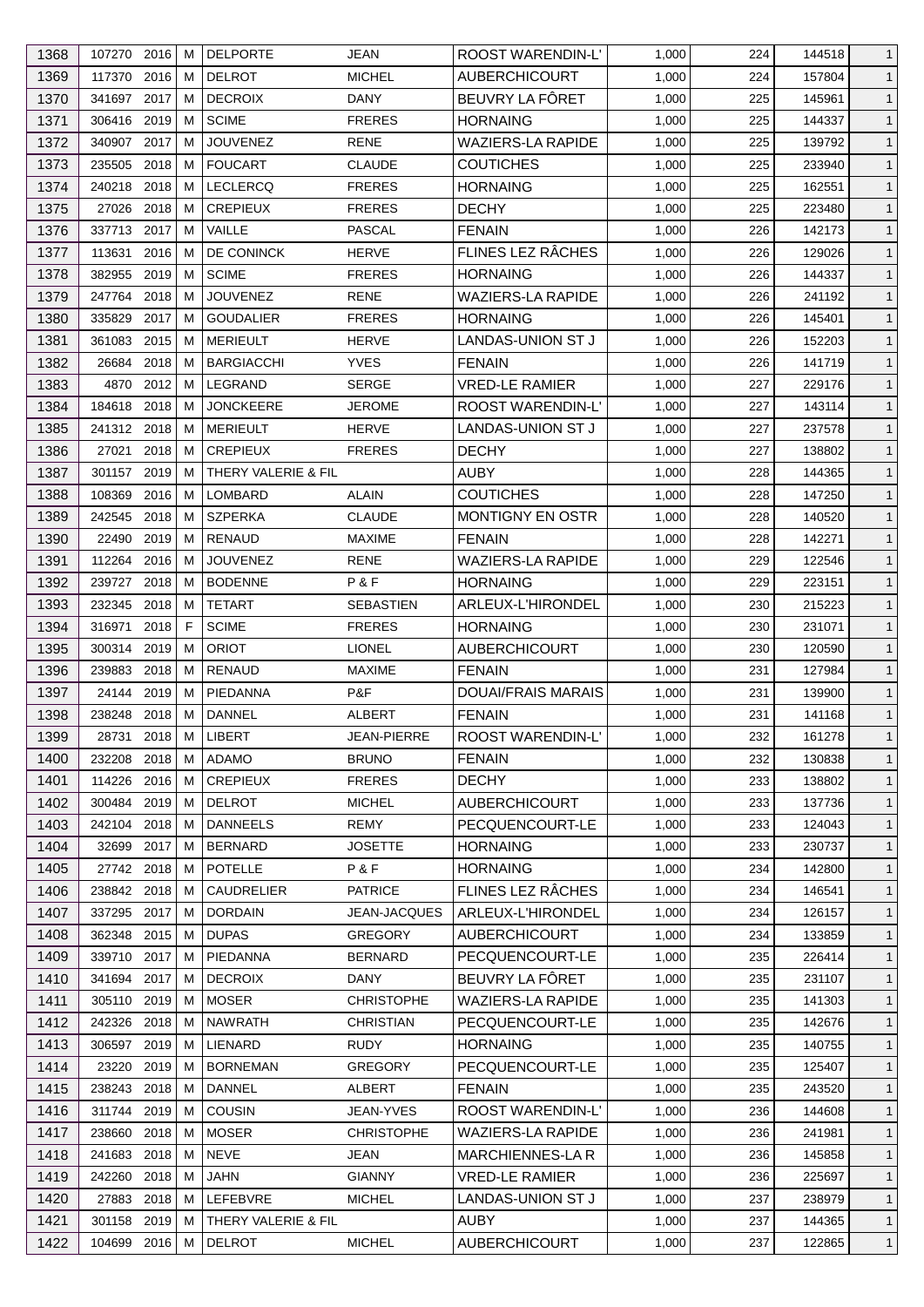| 1368 | 107270 | 2016 | M | DELPORTE | JEAN | ROOST WARENDIN-L' | 1,000 | 224 | 144518 | 1 |
|---|---|---|---|---|---|---|---|---|---|---|
| 1369 | 117370 | 2016 | M | DELROT | MICHEL | AUBERCHICOURT | 1,000 | 224 | 157804 | 1 |
| 1370 | 341697 | 2017 | M | DECROIX | DANY | BEUVRY LA FÔRET | 1,000 | 225 | 145961 | 1 |
| 1371 | 306416 | 2019 | M | SCIME | FRERES | HORNAING | 1,000 | 225 | 144337 | 1 |
| 1372 | 340907 | 2017 | M | JOUVENEZ | RENE | WAZIERS-LA RAPIDE | 1,000 | 225 | 139792 | 1 |
| 1373 | 235505 | 2018 | M | FOUCART | CLAUDE | COUTICHES | 1,000 | 225 | 233940 | 1 |
| 1374 | 240218 | 2018 | M | LECLERCQ | FRERES | HORNAING | 1,000 | 225 | 162551 | 1 |
| 1375 | 27026 | 2018 | M | CREPIEUX | FRERES | DECHY | 1,000 | 225 | 223480 | 1 |
| 1376 | 337713 | 2017 | M | VAILLE | PASCAL | FENAIN | 1,000 | 226 | 142173 | 1 |
| 1377 | 113631 | 2016 | M | DE CONINCK | HERVE | FLINES LEZ RÂCHES | 1,000 | 226 | 129026 | 1 |
| 1378 | 382955 | 2019 | M | SCIME | FRERES | HORNAING | 1,000 | 226 | 144337 | 1 |
| 1379 | 247764 | 2018 | M | JOUVENEZ | RENE | WAZIERS-LA RAPIDE | 1,000 | 226 | 241192 | 1 |
| 1380 | 335829 | 2017 | M | GOUDALIER | FRERES | HORNAING | 1,000 | 226 | 145401 | 1 |
| 1381 | 361083 | 2015 | M | MERIEULT | HERVE | LANDAS-UNION ST J | 1,000 | 226 | 152203 | 1 |
| 1382 | 26684 | 2018 | M | BARGIACCHI | YVES | FENAIN | 1,000 | 226 | 141719 | 1 |
| 1383 | 4870 | 2012 | M | LEGRAND | SERGE | VRED-LE RAMIER | 1,000 | 227 | 229176 | 1 |
| 1384 | 184618 | 2018 | M | JONCKEERE | JEROME | ROOST WARENDIN-L' | 1,000 | 227 | 143114 | 1 |
| 1385 | 241312 | 2018 | M | MERIEULT | HERVE | LANDAS-UNION ST J | 1,000 | 227 | 237578 | 1 |
| 1386 | 27021 | 2018 | M | CREPIEUX | FRERES | DECHY | 1,000 | 227 | 138802 | 1 |
| 1387 | 301157 | 2019 | M | THERY VALERIE & FIL | | AUBY | 1,000 | 228 | 144365 | 1 |
| 1388 | 108369 | 2016 | M | LOMBARD | ALAIN | COUTICHES | 1,000 | 228 | 147250 | 1 |
| 1389 | 242545 | 2018 | M | SZPERKA | CLAUDE | MONTIGNY EN OSTR | 1,000 | 228 | 140520 | 1 |
| 1390 | 22490 | 2019 | M | RENAUD | MAXIME | FENAIN | 1,000 | 228 | 142271 | 1 |
| 1391 | 112264 | 2016 | M | JOUVENEZ | RENE | WAZIERS-LA RAPIDE | 1,000 | 229 | 122546 | 1 |
| 1392 | 239727 | 2018 | M | BODENNE | P & F | HORNAING | 1,000 | 229 | 223151 | 1 |
| 1393 | 232345 | 2018 | M | TETART | SEBASTIEN | ARLEUX-L'HIRONDEL | 1,000 | 230 | 215223 | 1 |
| 1394 | 316971 | 2018 | F | SCIME | FRERES | HORNAING | 1,000 | 230 | 231071 | 1 |
| 1395 | 300314 | 2019 | M | ORIOT | LIONEL | AUBERCHICOURT | 1,000 | 230 | 120590 | 1 |
| 1396 | 239883 | 2018 | M | RENAUD | MAXIME | FENAIN | 1,000 | 231 | 127984 | 1 |
| 1397 | 24144 | 2019 | M | PIEDANNA | P&F | DOUAI/FRAIS MARAIS | 1,000 | 231 | 139900 | 1 |
| 1398 | 238248 | 2018 | M | DANNEL | ALBERT | FENAIN | 1,000 | 231 | 141168 | 1 |
| 1399 | 28731 | 2018 | M | LIBERT | JEAN-PIERRE | ROOST WARENDIN-L' | 1,000 | 232 | 161278 | 1 |
| 1400 | 232208 | 2018 | M | ADAMO | BRUNO | FENAIN | 1,000 | 232 | 130838 | 1 |
| 1401 | 114226 | 2016 | M | CREPIEUX | FRERES | DECHY | 1,000 | 233 | 138802 | 1 |
| 1402 | 300484 | 2019 | M | DELROT | MICHEL | AUBERCHICOURT | 1,000 | 233 | 137736 | 1 |
| 1403 | 242104 | 2018 | M | DANNEELS | REMY | PECQUENCOURT-LE | 1,000 | 233 | 124043 | 1 |
| 1404 | 32699 | 2017 | M | BERNARD | JOSETTE | HORNAING | 1,000 | 233 | 230737 | 1 |
| 1405 | 27742 | 2018 | M | POTELLE | P & F | HORNAING | 1,000 | 234 | 142800 | 1 |
| 1406 | 238842 | 2018 | M | CAUDRELIER | PATRICE | FLINES LEZ RÂCHES | 1,000 | 234 | 146541 | 1 |
| 1407 | 337295 | 2017 | M | DORDAIN | JEAN-JACQUES | ARLEUX-L'HIRONDEL | 1,000 | 234 | 126157 | 1 |
| 1408 | 362348 | 2015 | M | DUPAS | GREGORY | AUBERCHICOURT | 1,000 | 234 | 133859 | 1 |
| 1409 | 339710 | 2017 | M | PIEDANNA | BERNARD | PECQUENCOURT-LE | 1,000 | 235 | 226414 | 1 |
| 1410 | 341694 | 2017 | M | DECROIX | DANY | BEUVRY LA FÔRET | 1,000 | 235 | 231107 | 1 |
| 1411 | 305110 | 2019 | M | MOSER | CHRISTOPHE | WAZIERS-LA RAPIDE | 1,000 | 235 | 141303 | 1 |
| 1412 | 242326 | 2018 | M | NAWRATH | CHRISTIAN | PECQUENCOURT-LE | 1,000 | 235 | 142676 | 1 |
| 1413 | 306597 | 2019 | M | LIENARD | RUDY | HORNAING | 1,000 | 235 | 140755 | 1 |
| 1414 | 23220 | 2019 | M | BORNEMAN | GREGORY | PECQUENCOURT-LE | 1,000 | 235 | 125407 | 1 |
| 1415 | 238243 | 2018 | M | DANNEL | ALBERT | FENAIN | 1,000 | 235 | 243520 | 1 |
| 1416 | 311744 | 2019 | M | COUSIN | JEAN-YVES | ROOST WARENDIN-L' | 1,000 | 236 | 144608 | 1 |
| 1417 | 238660 | 2018 | M | MOSER | CHRISTOPHE | WAZIERS-LA RAPIDE | 1,000 | 236 | 241981 | 1 |
| 1418 | 241683 | 2018 | M | NEVE | JEAN | MARCHIENNES-LA R | 1,000 | 236 | 145858 | 1 |
| 1419 | 242260 | 2018 | M | JAHN | GIANNY | VRED-LE RAMIER | 1,000 | 236 | 225697 | 1 |
| 1420 | 27883 | 2018 | M | LEFEBVRE | MICHEL | LANDAS-UNION ST J | 1,000 | 237 | 238979 | 1 |
| 1421 | 301158 | 2019 | M | THERY VALERIE & FIL | | AUBY | 1,000 | 237 | 144365 | 1 |
| 1422 | 104699 | 2016 | M | DELROT | MICHEL | AUBERCHICOURT | 1,000 | 237 | 122865 | 1 |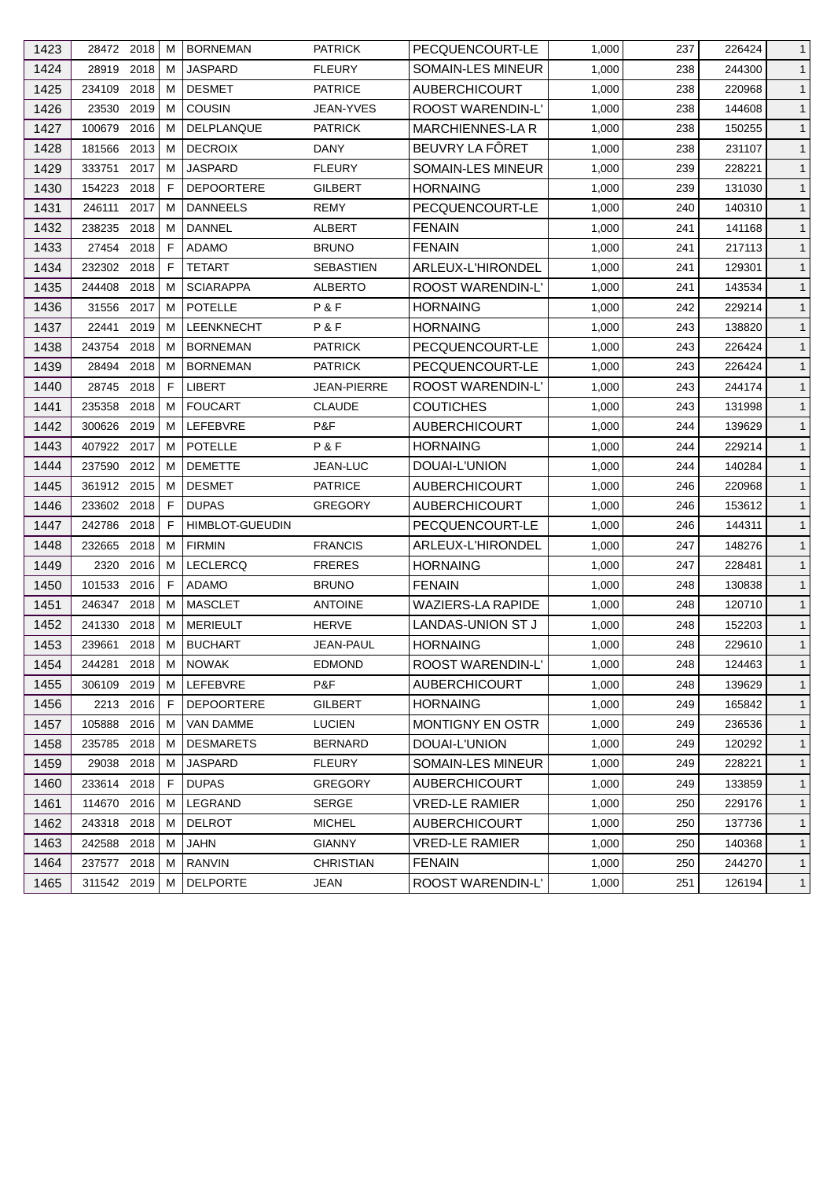| | | | | | | | | | | |
|---|---|---|---|---|---|---|---|---|---|---|
| 1423 | 28472 | 2018 | M | BORNEMAN | PATRICK | PECQUENCOURT-LE | 1,000 | 237 | 226424 | 1 |
| 1424 | 28919 | 2018 | M | JASPARD | FLEURY | SOMAIN-LES MINEUR | 1,000 | 238 | 244300 | 1 |
| 1425 | 234109 | 2018 | M | DESMET | PATRICE | AUBERCHICOURT | 1,000 | 238 | 220968 | 1 |
| 1426 | 23530 | 2019 | M | COUSIN | JEAN-YVES | ROOST WARENDIN-L' | 1,000 | 238 | 144608 | 1 |
| 1427 | 100679 | 2016 | M | DELPLANQUE | PATRICK | MARCHIENNES-LA R | 1,000 | 238 | 150255 | 1 |
| 1428 | 181566 | 2013 | M | DECROIX | DANY | BEUVRY LA FÔRET | 1,000 | 238 | 231107 | 1 |
| 1429 | 333751 | 2017 | M | JASPARD | FLEURY | SOMAIN-LES MINEUR | 1,000 | 239 | 228221 | 1 |
| 1430 | 154223 | 2018 | F | DEPOORTERE | GILBERT | HORNAING | 1,000 | 239 | 131030 | 1 |
| 1431 | 246111 | 2017 | M | DANNEELS | REMY | PECQUENCOURT-LE | 1,000 | 240 | 140310 | 1 |
| 1432 | 238235 | 2018 | M | DANNEL | ALBERT | FENAIN | 1,000 | 241 | 141168 | 1 |
| 1433 | 27454 | 2018 | F | ADAMO | BRUNO | FENAIN | 1,000 | 241 | 217113 | 1 |
| 1434 | 232302 | 2018 | F | TETART | SEBASTIEN | ARLEUX-L'HIRONDEL | 1,000 | 241 | 129301 | 1 |
| 1435 | 244408 | 2018 | M | SCIARAPPA | ALBERTO | ROOST WARENDIN-L' | 1,000 | 241 | 143534 | 1 |
| 1436 | 31556 | 2017 | M | POTELLE | P & F | HORNAING | 1,000 | 242 | 229214 | 1 |
| 1437 | 22441 | 2019 | M | LEENKNECHT | P & F | HORNAING | 1,000 | 243 | 138820 | 1 |
| 1438 | 243754 | 2018 | M | BORNEMAN | PATRICK | PECQUENCOURT-LE | 1,000 | 243 | 226424 | 1 |
| 1439 | 28494 | 2018 | M | BORNEMAN | PATRICK | PECQUENCOURT-LE | 1,000 | 243 | 226424 | 1 |
| 1440 | 28745 | 2018 | F | LIBERT | JEAN-PIERRE | ROOST WARENDIN-L' | 1,000 | 243 | 244174 | 1 |
| 1441 | 235358 | 2018 | M | FOUCART | CLAUDE | COUTICHES | 1,000 | 243 | 131998 | 1 |
| 1442 | 300626 | 2019 | M | LEFEBVRE | P&F | AUBERCHICOURT | 1,000 | 244 | 139629 | 1 |
| 1443 | 407922 | 2017 | M | POTELLE | P & F | HORNAING | 1,000 | 244 | 229214 | 1 |
| 1444 | 237590 | 2012 | M | DEMETTE | JEAN-LUC | DOUAI-L'UNION | 1,000 | 244 | 140284 | 1 |
| 1445 | 361912 | 2015 | M | DESMET | PATRICE | AUBERCHICOURT | 1,000 | 246 | 220968 | 1 |
| 1446 | 233602 | 2018 | F | DUPAS | GREGORY | AUBERCHICOURT | 1,000 | 246 | 153612 | 1 |
| 1447 | 242786 | 2018 | F | HIMBLOT-GUEUDIN | | PECQUENCOURT-LE | 1,000 | 246 | 144311 | 1 |
| 1448 | 232665 | 2018 | M | FIRMIN | FRANCIS | ARLEUX-L'HIRONDEL | 1,000 | 247 | 148276 | 1 |
| 1449 | 2320 | 2016 | M | LECLERCQ | FRERES | HORNAING | 1,000 | 247 | 228481 | 1 |
| 1450 | 101533 | 2016 | F | ADAMO | BRUNO | FENAIN | 1,000 | 248 | 130838 | 1 |
| 1451 | 246347 | 2018 | M | MASCLET | ANTOINE | WAZIERS-LA RAPIDE | 1,000 | 248 | 120710 | 1 |
| 1452 | 241330 | 2018 | M | MERIEULT | HERVE | LANDAS-UNION ST J | 1,000 | 248 | 152203 | 1 |
| 1453 | 239661 | 2018 | M | BUCHART | JEAN-PAUL | HORNAING | 1,000 | 248 | 229610 | 1 |
| 1454 | 244281 | 2018 | M | NOWAK | EDMOND | ROOST WARENDIN-L' | 1,000 | 248 | 124463 | 1 |
| 1455 | 306109 | 2019 | M | LEFEBVRE | P&F | AUBERCHICOURT | 1,000 | 248 | 139629 | 1 |
| 1456 | 2213 | 2016 | F | DEPOORTERE | GILBERT | HORNAING | 1,000 | 249 | 165842 | 1 |
| 1457 | 105888 | 2016 | M | VAN DAMME | LUCIEN | MONTIGNY EN OSTR | 1,000 | 249 | 236536 | 1 |
| 1458 | 235785 | 2018 | M | DESMARETS | BERNARD | DOUAI-L'UNION | 1,000 | 249 | 120292 | 1 |
| 1459 | 29038 | 2018 | M | JASPARD | FLEURY | SOMAIN-LES MINEUR | 1,000 | 249 | 228221 | 1 |
| 1460 | 233614 | 2018 | F | DUPAS | GREGORY | AUBERCHICOURT | 1,000 | 249 | 133859 | 1 |
| 1461 | 114670 | 2016 | M | LEGRAND | SERGE | VRED-LE RAMIER | 1,000 | 250 | 229176 | 1 |
| 1462 | 243318 | 2018 | M | DELROT | MICHEL | AUBERCHICOURT | 1,000 | 250 | 137736 | 1 |
| 1463 | 242588 | 2018 | M | JAHN | GIANNY | VRED-LE RAMIER | 1,000 | 250 | 140368 | 1 |
| 1464 | 237577 | 2018 | M | RANVIN | CHRISTIAN | FENAIN | 1,000 | 250 | 244270 | 1 |
| 1465 | 311542 | 2019 | M | DELPORTE | JEAN | ROOST WARENDIN-L' | 1,000 | 251 | 126194 | 1 |